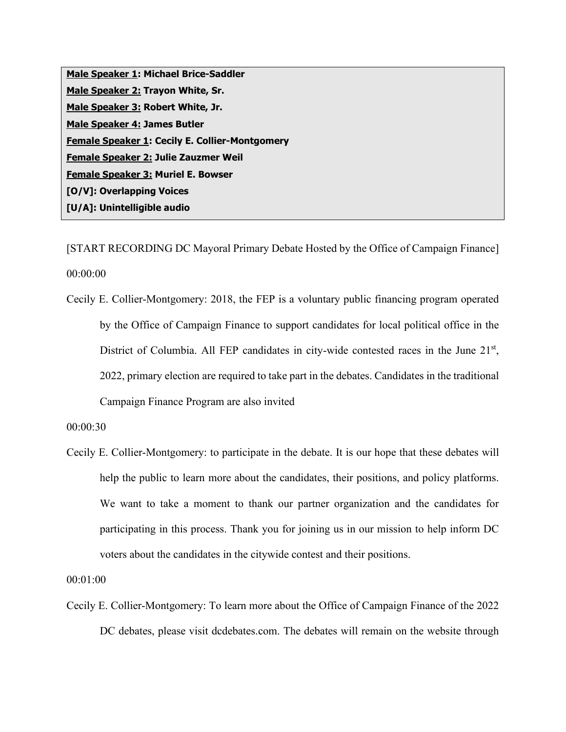**Male Speaker 1: Michael Brice-Saddler**
**Male Speaker 2: Trayon White, Sr.**
**Male Speaker 3: Robert White, Jr.**
**Male Speaker 4: James Butler**
**Female Speaker 1: Cecily E. Collier-Montgomery**
**Female Speaker 2: Julie Zauzmer Weil**
**Female Speaker 3: Muriel E. Bowser**
**[O/V]: Overlapping Voices**
**[U/A]: Unintelligible audio**

[START RECORDING DC Mayoral Primary Debate Hosted by the Office of Campaign Finance]

00:00:00

Cecily E. Collier-Montgomery: 2018, the FEP is a voluntary public financing program operated by the Office of Campaign Finance to support candidates for local political office in the District of Columbia. All FEP candidates in city-wide contested races in the June 21st, 2022, primary election are required to take part in the debates. Candidates in the traditional Campaign Finance Program are also invited

00:00:30

Cecily E. Collier-Montgomery: to participate in the debate. It is our hope that these debates will help the public to learn more about the candidates, their positions, and policy platforms. We want to take a moment to thank our partner organization and the candidates for participating in this process. Thank you for joining us in our mission to help inform DC voters about the candidates in the citywide contest and their positions.

00:01:00

Cecily E. Collier-Montgomery: To learn more about the Office of Campaign Finance of the 2022 DC debates, please visit dcdebates.com. The debates will remain on the website through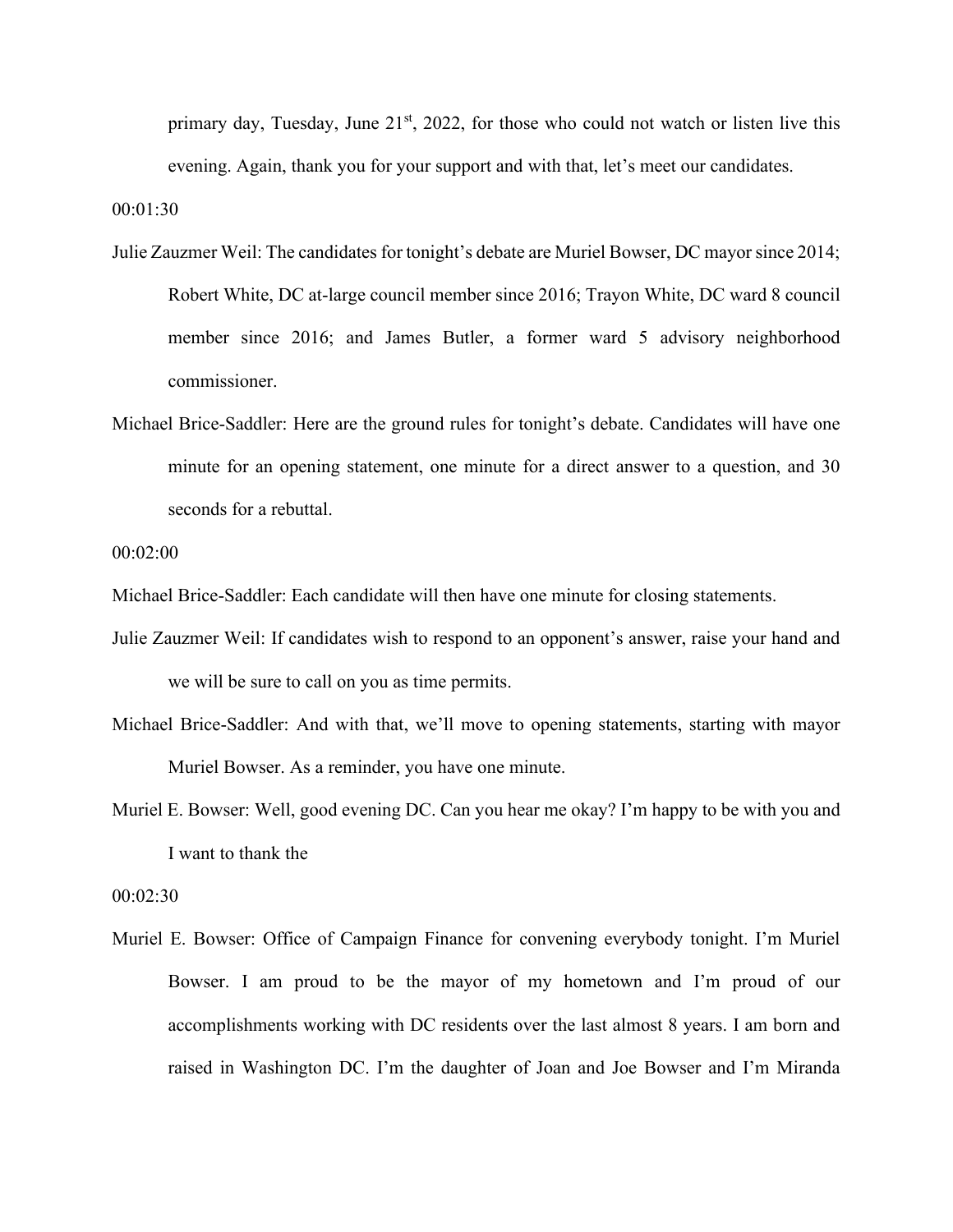primary day, Tuesday, June 21st, 2022, for those who could not watch or listen live this evening. Again, thank you for your support and with that, let's meet our candidates.

00:01:30

Julie Zauzmer Weil: The candidates for tonight's debate are Muriel Bowser, DC mayor since 2014; Robert White, DC at-large council member since 2016; Trayon White, DC ward 8 council member since 2016; and James Butler, a former ward 5 advisory neighborhood commissioner.

Michael Brice-Saddler: Here are the ground rules for tonight's debate. Candidates will have one minute for an opening statement, one minute for a direct answer to a question, and 30 seconds for a rebuttal.

00:02:00

Michael Brice-Saddler: Each candidate will then have one minute for closing statements.

Julie Zauzmer Weil: If candidates wish to respond to an opponent's answer, raise your hand and we will be sure to call on you as time permits.

Michael Brice-Saddler: And with that, we'll move to opening statements, starting with mayor Muriel Bowser. As a reminder, you have one minute.

Muriel E. Bowser: Well, good evening DC. Can you hear me okay? I'm happy to be with you and I want to thank the

00:02:30

Muriel E. Bowser: Office of Campaign Finance for convening everybody tonight. I'm Muriel Bowser. I am proud to be the mayor of my hometown and I'm proud of our accomplishments working with DC residents over the last almost 8 years. I am born and raised in Washington DC. I'm the daughter of Joan and Joe Bowser and I'm Miranda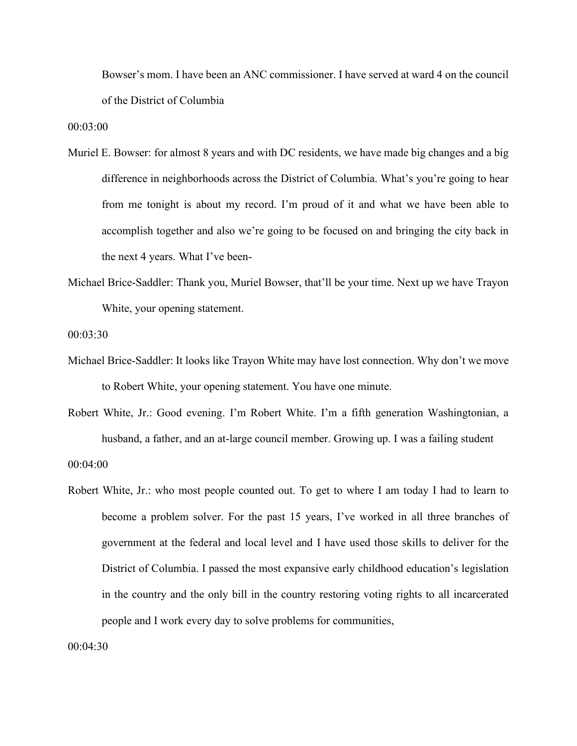Bowser's mom. I have been an ANC commissioner. I have served at ward 4 on the council of the District of Columbia

00:03:00

Muriel E. Bowser: for almost 8 years and with DC residents, we have made big changes and a big difference in neighborhoods across the District of Columbia. What's you're going to hear from me tonight is about my record. I'm proud of it and what we have been able to accomplish together and also we're going to be focused on and bringing the city back in the next 4 years. What I've been-

Michael Brice-Saddler: Thank you, Muriel Bowser, that'll be your time. Next up we have Trayon White, your opening statement.

00:03:30

Michael Brice-Saddler: It looks like Trayon White may have lost connection. Why don't we move to Robert White, your opening statement. You have one minute.

Robert White, Jr.: Good evening. I'm Robert White. I'm a fifth generation Washingtonian, a husband, a father, and an at-large council member. Growing up. I was a failing student

00:04:00

Robert White, Jr.: who most people counted out. To get to where I am today I had to learn to become a problem solver. For the past 15 years, I've worked in all three branches of government at the federal and local level and I have used those skills to deliver for the District of Columbia. I passed the most expansive early childhood education's legislation in the country and the only bill in the country restoring voting rights to all incarcerated people and I work every day to solve problems for communities,

00:04:30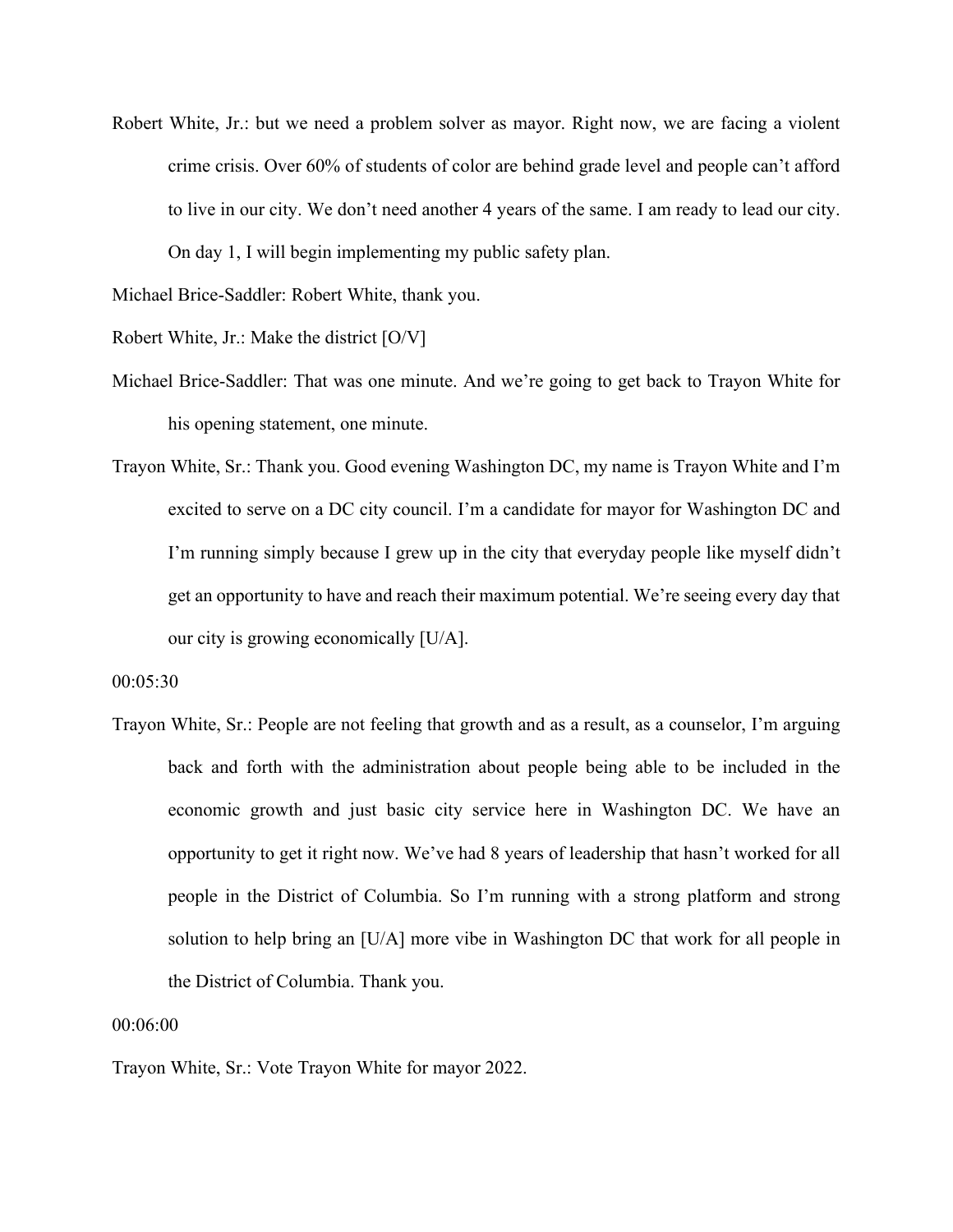Robert White, Jr.: but we need a problem solver as mayor. Right now, we are facing a violent crime crisis. Over 60% of students of color are behind grade level and people can't afford to live in our city. We don't need another 4 years of the same. I am ready to lead our city. On day 1, I will begin implementing my public safety plan.

Michael Brice-Saddler: Robert White, thank you.

Robert White, Jr.: Make the district [O/V]

Michael Brice-Saddler: That was one minute. And we're going to get back to Trayon White for his opening statement, one minute.

Trayon White, Sr.: Thank you. Good evening Washington DC, my name is Trayon White and I'm excited to serve on a DC city council. I'm a candidate for mayor for Washington DC and I'm running simply because I grew up in the city that everyday people like myself didn't get an opportunity to have and reach their maximum potential. We're seeing every day that our city is growing economically [U/A].

00:05:30

Trayon White, Sr.: People are not feeling that growth and as a result, as a counselor, I'm arguing back and forth with the administration about people being able to be included in the economic growth and just basic city service here in Washington DC. We have an opportunity to get it right now. We've had 8 years of leadership that hasn't worked for all people in the District of Columbia. So I'm running with a strong platform and strong solution to help bring an [U/A] more vibe in Washington DC that work for all people in the District of Columbia. Thank you.

00:06:00

Trayon White, Sr.: Vote Trayon White for mayor 2022.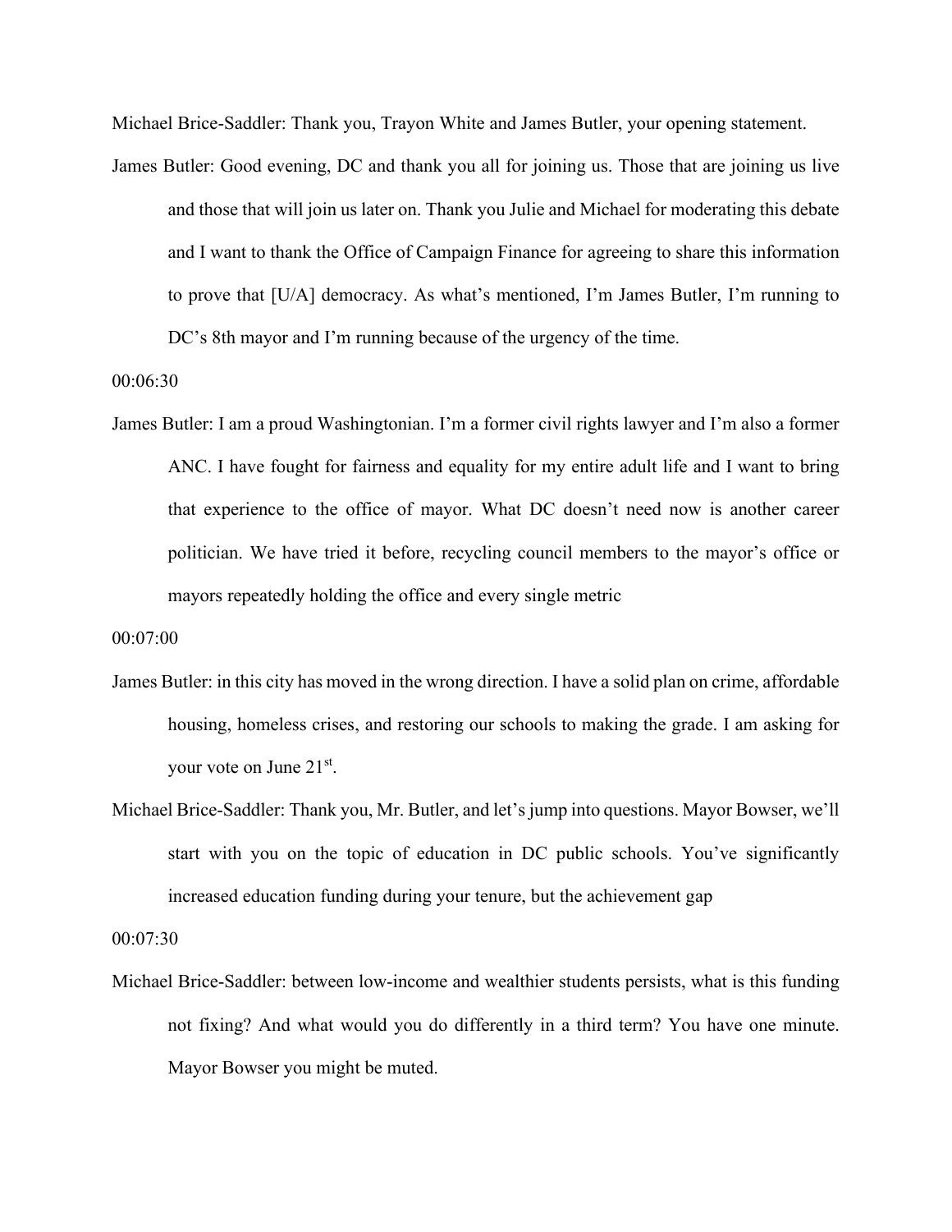Michael Brice-Saddler: Thank you, Trayon White and James Butler, your opening statement.

James Butler: Good evening, DC and thank you all for joining us. Those that are joining us live and those that will join us later on. Thank you Julie and Michael for moderating this debate and I want to thank the Office of Campaign Finance for agreeing to share this information to prove that [U/A] democracy. As what's mentioned, I'm James Butler, I'm running to DC's 8th mayor and I'm running because of the urgency of the time.

00:06:30

James Butler: I am a proud Washingtonian. I'm a former civil rights lawyer and I'm also a former ANC. I have fought for fairness and equality for my entire adult life and I want to bring that experience to the office of mayor. What DC doesn't need now is another career politician. We have tried it before, recycling council members to the mayor's office or mayors repeatedly holding the office and every single metric

00:07:00

James Butler: in this city has moved in the wrong direction. I have a solid plan on crime, affordable housing, homeless crises, and restoring our schools to making the grade. I am asking for your vote on June 21st.

Michael Brice-Saddler: Thank you, Mr. Butler, and let's jump into questions. Mayor Bowser, we'll start with you on the topic of education in DC public schools. You've significantly increased education funding during your tenure, but the achievement gap

00:07:30

Michael Brice-Saddler: between low-income and wealthier students persists, what is this funding not fixing? And what would you do differently in a third term? You have one minute. Mayor Bowser you might be muted.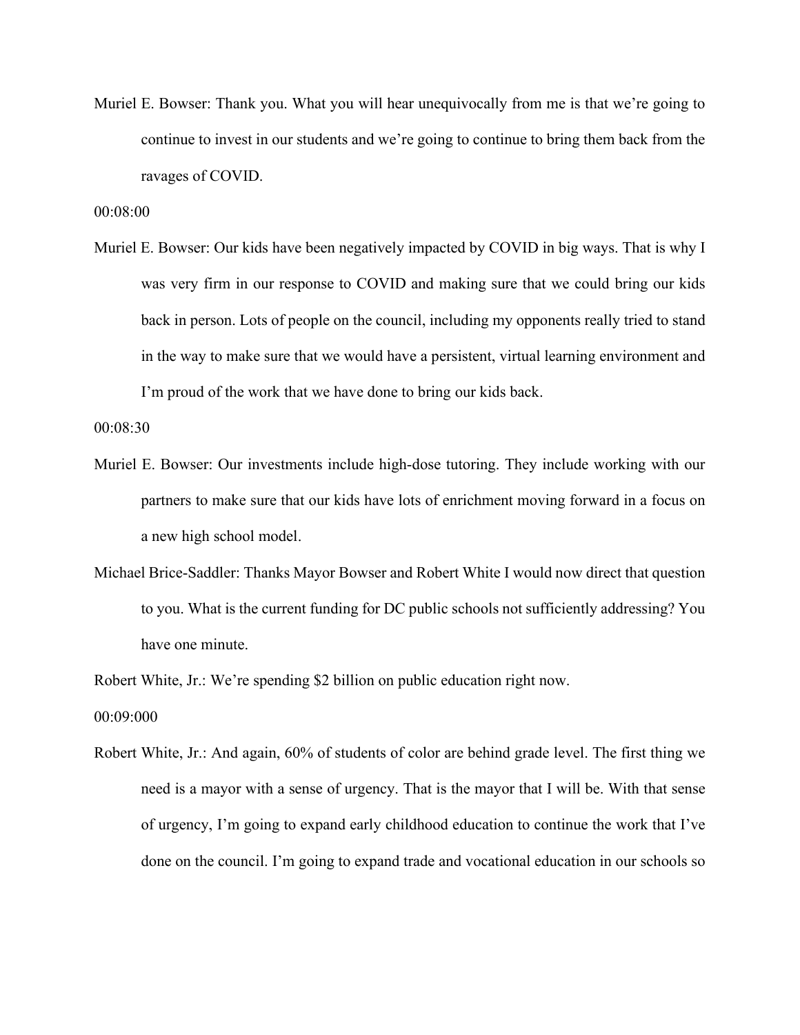Muriel E. Bowser: Thank you. What you will hear unequivocally from me is that we're going to continue to invest in our students and we're going to continue to bring them back from the ravages of COVID.

00:08:00

Muriel E. Bowser: Our kids have been negatively impacted by COVID in big ways. That is why I was very firm in our response to COVID and making sure that we could bring our kids back in person. Lots of people on the council, including my opponents really tried to stand in the way to make sure that we would have a persistent, virtual learning environment and I'm proud of the work that we have done to bring our kids back.

00:08:30

Muriel E. Bowser: Our investments include high-dose tutoring. They include working with our partners to make sure that our kids have lots of enrichment moving forward in a focus on a new high school model.

Michael Brice-Saddler: Thanks Mayor Bowser and Robert White I would now direct that question to you. What is the current funding for DC public schools not sufficiently addressing? You have one minute.

Robert White, Jr.: We're spending $2 billion on public education right now.

00:09:000

Robert White, Jr.: And again, 60% of students of color are behind grade level. The first thing we need is a mayor with a sense of urgency. That is the mayor that I will be. With that sense of urgency, I'm going to expand early childhood education to continue the work that I've done on the council. I'm going to expand trade and vocational education in our schools so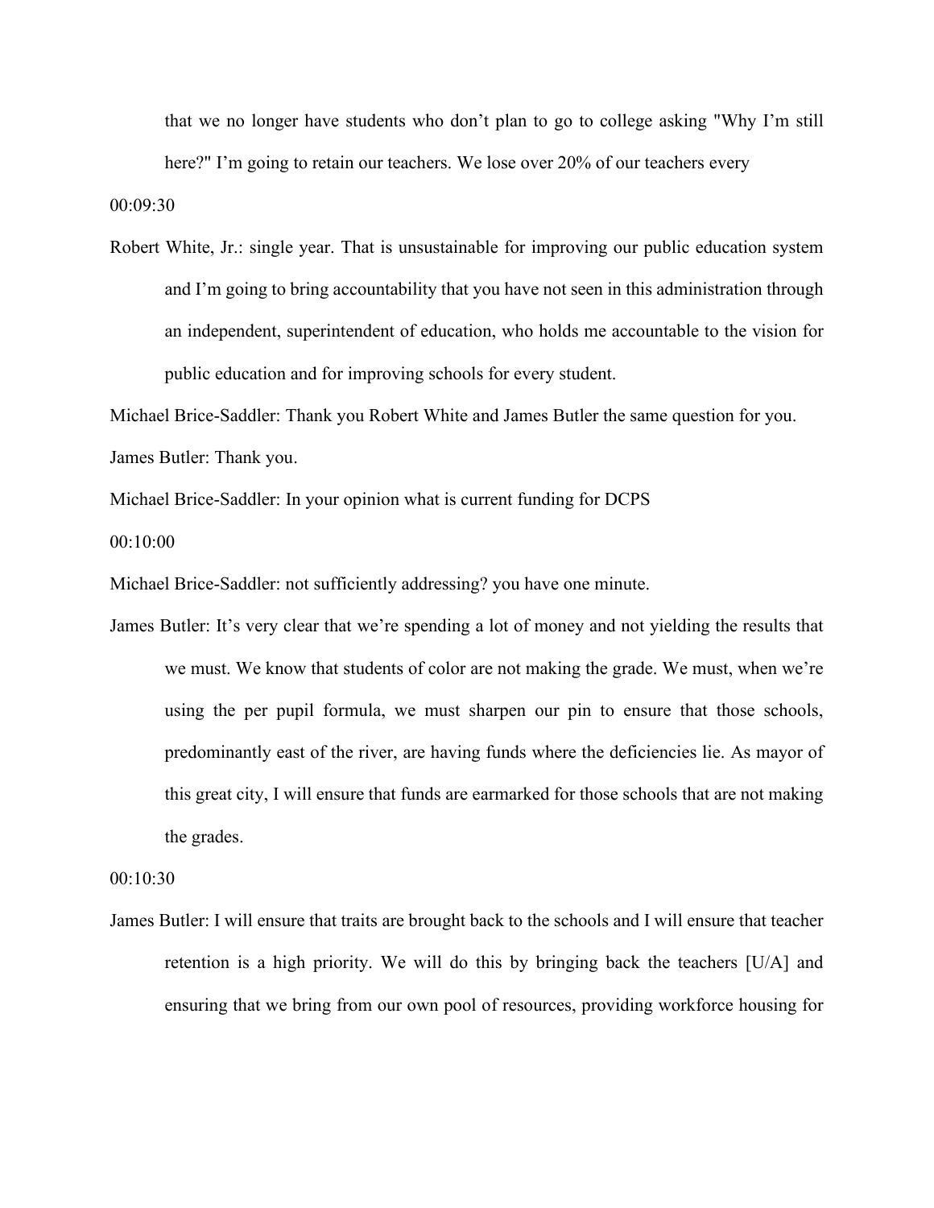that we no longer have students who don't plan to go to college asking "Why I'm still here?" I'm going to retain our teachers. We lose over 20% of our teachers every

00:09:30

Robert White, Jr.: single year. That is unsustainable for improving our public education system and I'm going to bring accountability that you have not seen in this administration through an independent, superintendent of education, who holds me accountable to the vision for public education and for improving schools for every student.

Michael Brice-Saddler: Thank you Robert White and James Butler the same question for you.

James Butler: Thank you.

Michael Brice-Saddler: In your opinion what is current funding for DCPS

00:10:00

Michael Brice-Saddler: not sufficiently addressing? you have one minute.

James Butler: It's very clear that we're spending a lot of money and not yielding the results that we must. We know that students of color are not making the grade. We must, when we're using the per pupil formula, we must sharpen our pin to ensure that those schools, predominantly east of the river, are having funds where the deficiencies lie. As mayor of this great city, I will ensure that funds are earmarked for those schools that are not making the grades.

00:10:30

James Butler: I will ensure that traits are brought back to the schools and I will ensure that teacher retention is a high priority. We will do this by bringing back the teachers [U/A] and ensuring that we bring from our own pool of resources, providing workforce housing for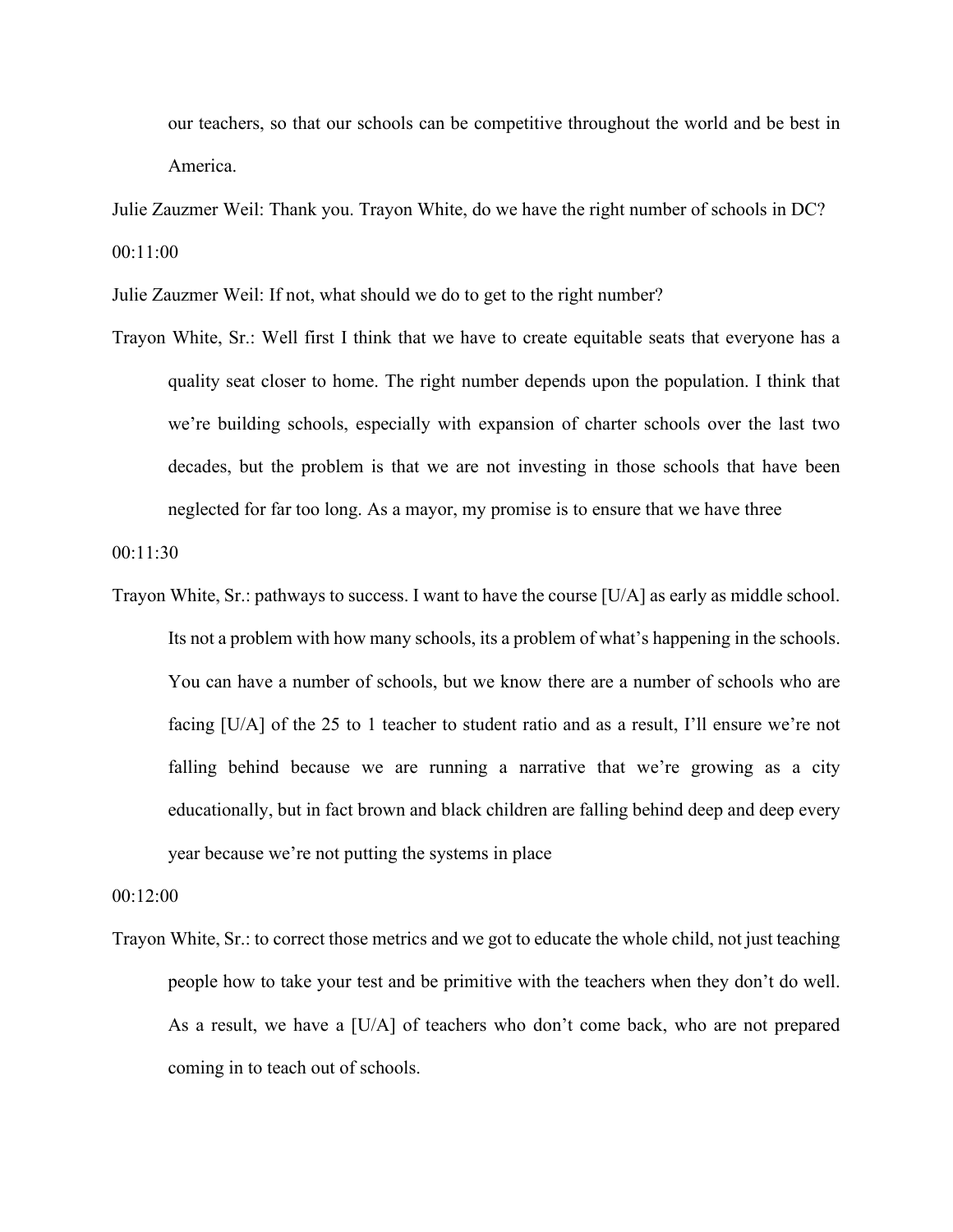our teachers, so that our schools can be competitive throughout the world and be best in America.

Julie Zauzmer Weil: Thank you. Trayon White, do we have the right number of schools in DC?

00:11:00

Julie Zauzmer Weil: If not, what should we do to get to the right number?

Trayon White, Sr.: Well first I think that we have to create equitable seats that everyone has a quality seat closer to home. The right number depends upon the population. I think that we're building schools, especially with expansion of charter schools over the last two decades, but the problem is that we are not investing in those schools that have been neglected for far too long. As a mayor, my promise is to ensure that we have three

00:11:30

Trayon White, Sr.: pathways to success. I want to have the course [U/A] as early as middle school. Its not a problem with how many schools, its a problem of what's happening in the schools. You can have a number of schools, but we know there are a number of schools who are facing [U/A] of the 25 to 1 teacher to student ratio and as a result, I'll ensure we're not falling behind because we are running a narrative that we're growing as a city educationally, but in fact brown and black children are falling behind deep and deep every year because we're not putting the systems in place

00:12:00

Trayon White, Sr.: to correct those metrics and we got to educate the whole child, not just teaching people how to take your test and be primitive with the teachers when they don't do well. As a result, we have a [U/A] of teachers who don't come back, who are not prepared coming in to teach out of schools.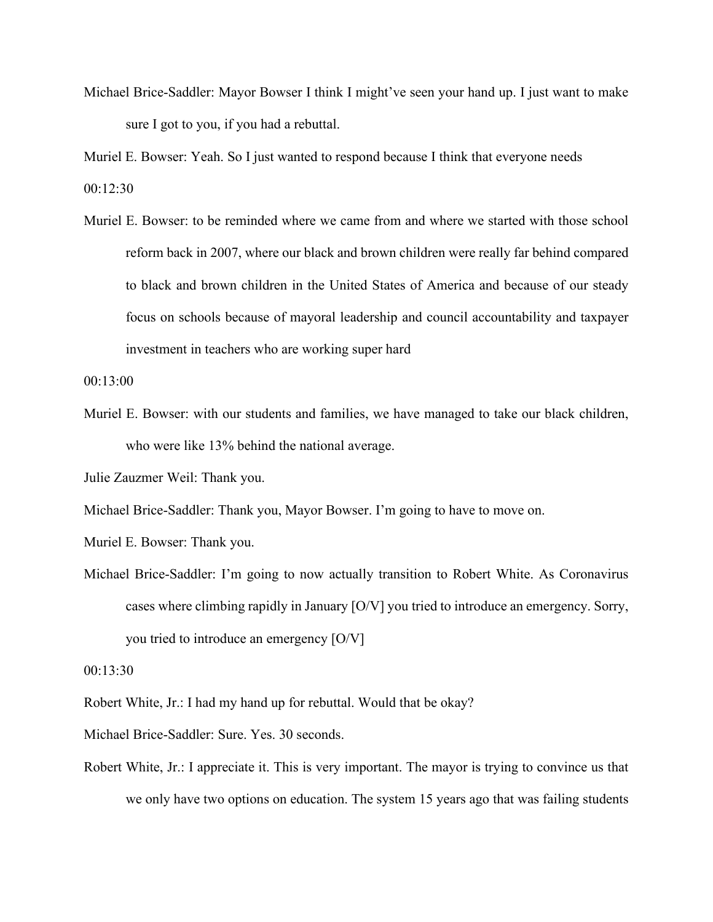Michael Brice-Saddler: Mayor Bowser I think I might've seen your hand up. I just want to make sure I got to you, if you had a rebuttal.

Muriel E. Bowser: Yeah. So I just wanted to respond because I think that everyone needs

00:12:30

Muriel E. Bowser: to be reminded where we came from and where we started with those school reform back in 2007, where our black and brown children were really far behind compared to black and brown children in the United States of America and because of our steady focus on schools because of mayoral leadership and council accountability and taxpayer investment in teachers who are working super hard

00:13:00

Muriel E. Bowser: with our students and families, we have managed to take our black children, who were like 13% behind the national average.

Julie Zauzmer Weil: Thank you.

Michael Brice-Saddler: Thank you, Mayor Bowser. I'm going to have to move on.

Muriel E. Bowser: Thank you.

Michael Brice-Saddler: I'm going to now actually transition to Robert White. As Coronavirus cases where climbing rapidly in January [O/V] you tried to introduce an emergency. Sorry, you tried to introduce an emergency [O/V]

00:13:30

Robert White, Jr.: I had my hand up for rebuttal. Would that be okay?

Michael Brice-Saddler: Sure. Yes. 30 seconds.

Robert White, Jr.: I appreciate it. This is very important. The mayor is trying to convince us that we only have two options on education. The system 15 years ago that was failing students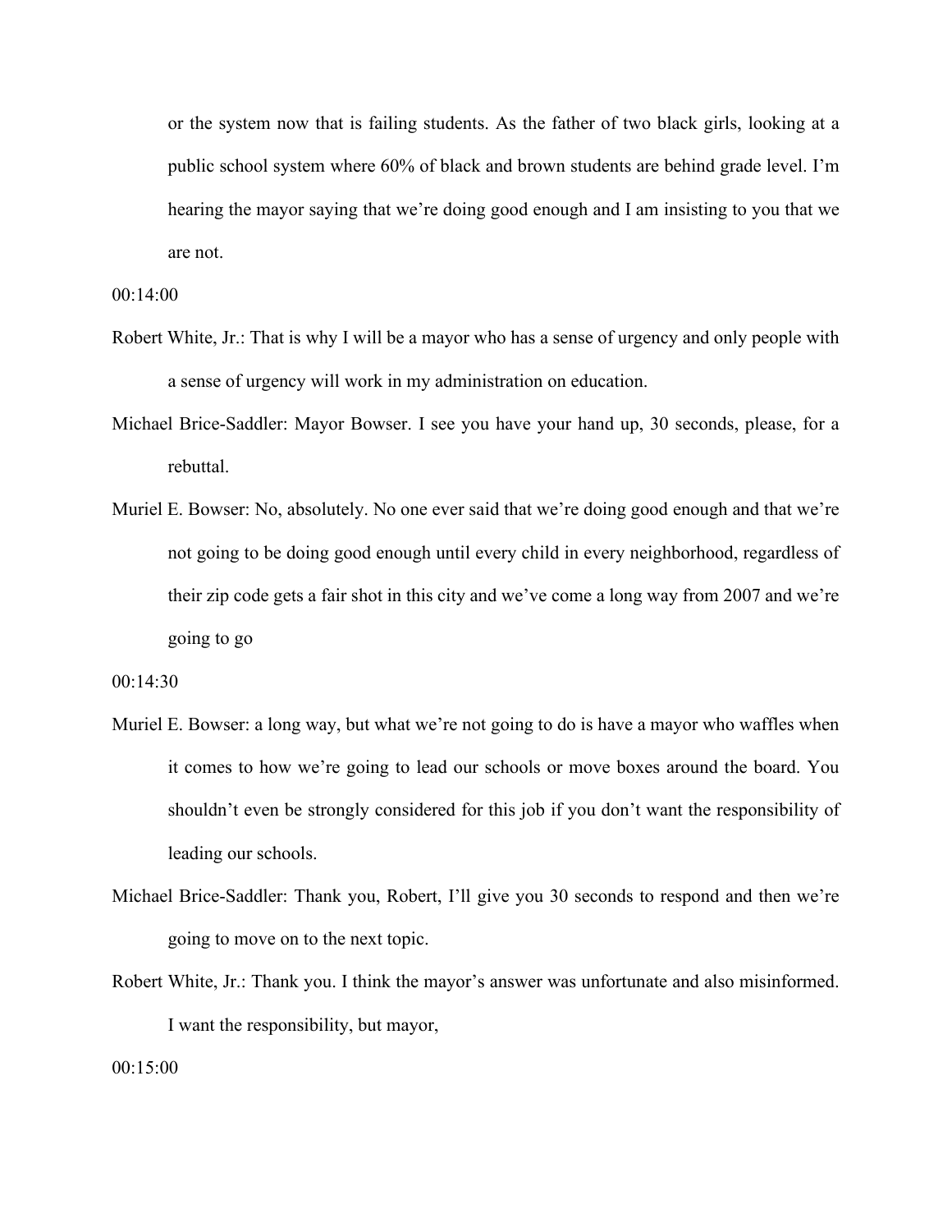or the system now that is failing students. As the father of two black girls, looking at a public school system where 60% of black and brown students are behind grade level. I'm hearing the mayor saying that we're doing good enough and I am insisting to you that we are not.

00:14:00

Robert White, Jr.: That is why I will be a mayor who has a sense of urgency and only people with a sense of urgency will work in my administration on education.

Michael Brice-Saddler: Mayor Bowser. I see you have your hand up, 30 seconds, please, for a rebuttal.

Muriel E. Bowser: No, absolutely. No one ever said that we're doing good enough and that we're not going to be doing good enough until every child in every neighborhood, regardless of their zip code gets a fair shot in this city and we've come a long way from 2007 and we're going to go

00:14:30

Muriel E. Bowser: a long way, but what we're not going to do is have a mayor who waffles when it comes to how we're going to lead our schools or move boxes around the board. You shouldn't even be strongly considered for this job if you don't want the responsibility of leading our schools.

Michael Brice-Saddler: Thank you, Robert, I'll give you 30 seconds to respond and then we're going to move on to the next topic.

Robert White, Jr.: Thank you. I think the mayor's answer was unfortunate and also misinformed. I want the responsibility, but mayor,

00:15:00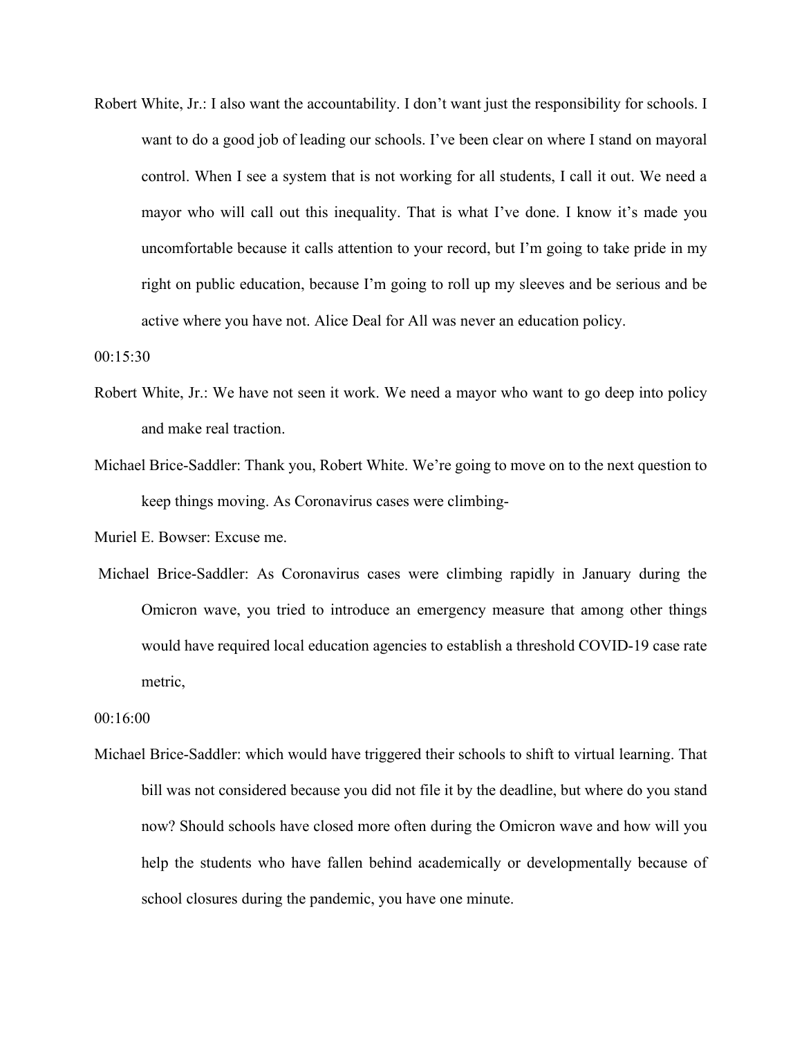Robert White, Jr.: I also want the accountability. I don't want just the responsibility for schools. I want to do a good job of leading our schools. I've been clear on where I stand on mayoral control. When I see a system that is not working for all students, I call it out. We need a mayor who will call out this inequality. That is what I've done. I know it's made you uncomfortable because it calls attention to your record, but I'm going to take pride in my right on public education, because I'm going to roll up my sleeves and be serious and be active where you have not. Alice Deal for All was never an education policy.

00:15:30

Robert White, Jr.: We have not seen it work. We need a mayor who want to go deep into policy and make real traction.

Michael Brice-Saddler: Thank you, Robert White. We're going to move on to the next question to keep things moving. As Coronavirus cases were climbing-

Muriel E. Bowser: Excuse me.

Michael Brice-Saddler: As Coronavirus cases were climbing rapidly in January during the Omicron wave, you tried to introduce an emergency measure that among other things would have required local education agencies to establish a threshold COVID-19 case rate metric,

00:16:00

Michael Brice-Saddler: which would have triggered their schools to shift to virtual learning. That bill was not considered because you did not file it by the deadline, but where do you stand now? Should schools have closed more often during the Omicron wave and how will you help the students who have fallen behind academically or developmentally because of school closures during the pandemic, you have one minute.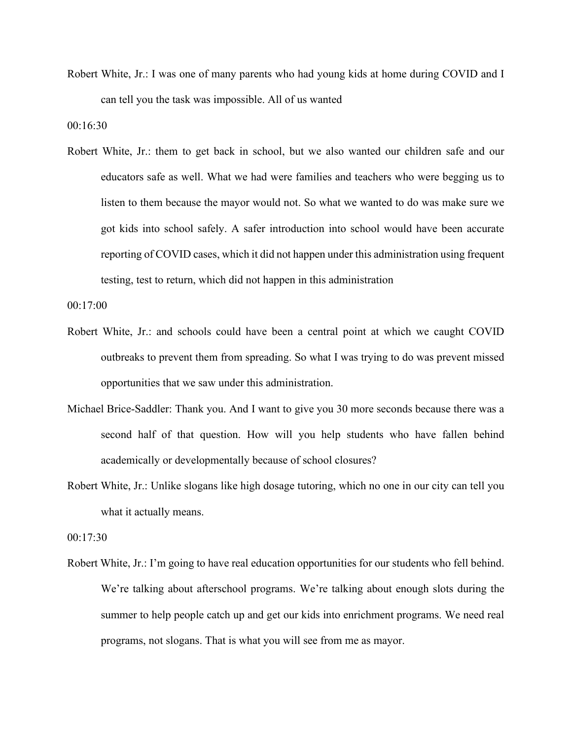Robert White, Jr.: I was one of many parents who had young kids at home during COVID and I can tell you the task was impossible. All of us wanted

00:16:30

Robert White, Jr.: them to get back in school, but we also wanted our children safe and our educators safe as well. What we had were families and teachers who were begging us to listen to them because the mayor would not. So what we wanted to do was make sure we got kids into school safely. A safer introduction into school would have been accurate reporting of COVID cases, which it did not happen under this administration using frequent testing, test to return, which did not happen in this administration

00:17:00

Robert White, Jr.: and schools could have been a central point at which we caught COVID outbreaks to prevent them from spreading. So what I was trying to do was prevent missed opportunities that we saw under this administration.

Michael Brice-Saddler: Thank you. And I want to give you 30 more seconds because there was a second half of that question. How will you help students who have fallen behind academically or developmentally because of school closures?

Robert White, Jr.: Unlike slogans like high dosage tutoring, which no one in our city can tell you what it actually means.

00:17:30

Robert White, Jr.: I'm going to have real education opportunities for our students who fell behind. We're talking about afterschool programs. We're talking about enough slots during the summer to help people catch up and get our kids into enrichment programs. We need real programs, not slogans. That is what you will see from me as mayor.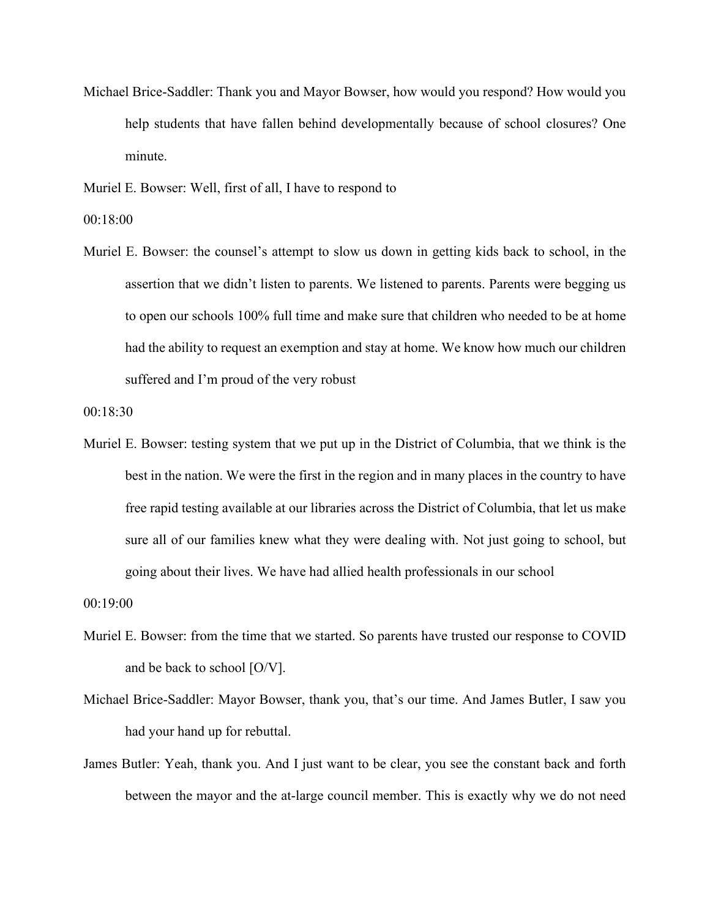Michael Brice-Saddler: Thank you and Mayor Bowser, how would you respond? How would you help students that have fallen behind developmentally because of school closures? One minute.

Muriel E. Bowser: Well, first of all, I have to respond to

00:18:00

Muriel E. Bowser: the counsel's attempt to slow us down in getting kids back to school, in the assertion that we didn't listen to parents. We listened to parents. Parents were begging us to open our schools 100% full time and make sure that children who needed to be at home had the ability to request an exemption and stay at home. We know how much our children suffered and I'm proud of the very robust

00:18:30

Muriel E. Bowser: testing system that we put up in the District of Columbia, that we think is the best in the nation. We were the first in the region and in many places in the country to have free rapid testing available at our libraries across the District of Columbia, that let us make sure all of our families knew what they were dealing with. Not just going to school, but going about their lives. We have had allied health professionals in our school

00:19:00

Muriel E. Bowser: from the time that we started. So parents have trusted our response to COVID and be back to school [O/V].

Michael Brice-Saddler: Mayor Bowser, thank you, that's our time. And James Butler, I saw you had your hand up for rebuttal.

James Butler: Yeah, thank you. And I just want to be clear, you see the constant back and forth between the mayor and the at-large council member. This is exactly why we do not need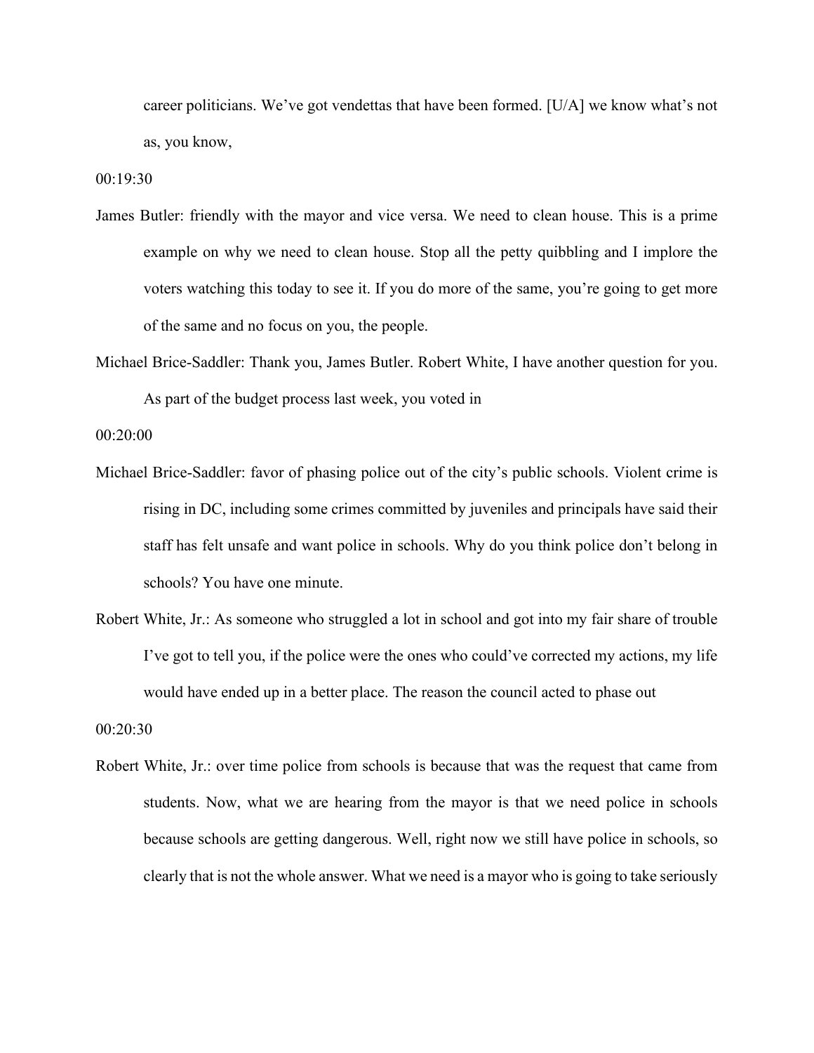career politicians. We've got vendettas that have been formed. [U/A] we know what's not as, you know,

00:19:30

James Butler: friendly with the mayor and vice versa. We need to clean house. This is a prime example on why we need to clean house. Stop all the petty quibbling and I implore the voters watching this today to see it. If you do more of the same, you're going to get more of the same and no focus on you, the people.

Michael Brice-Saddler: Thank you, James Butler. Robert White, I have another question for you. As part of the budget process last week, you voted in

00:20:00

Michael Brice-Saddler: favor of phasing police out of the city's public schools. Violent crime is rising in DC, including some crimes committed by juveniles and principals have said their staff has felt unsafe and want police in schools. Why do you think police don't belong in schools? You have one minute.

Robert White, Jr.: As someone who struggled a lot in school and got into my fair share of trouble I've got to tell you, if the police were the ones who could've corrected my actions, my life would have ended up in a better place. The reason the council acted to phase out

00:20:30

Robert White, Jr.: over time police from schools is because that was the request that came from students. Now, what we are hearing from the mayor is that we need police in schools because schools are getting dangerous. Well, right now we still have police in schools, so clearly that is not the whole answer. What we need is a mayor who is going to take seriously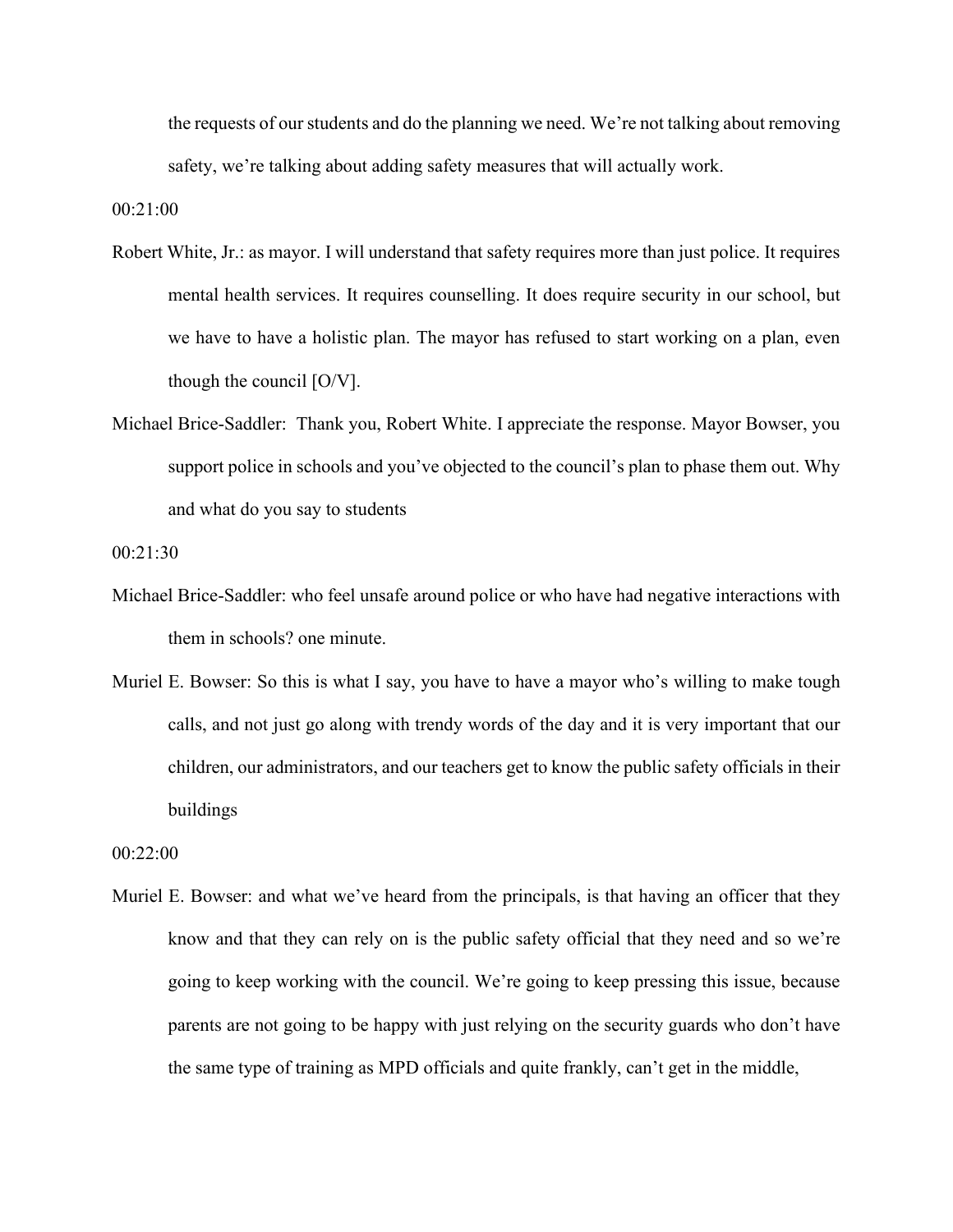the requests of our students and do the planning we need. We're not talking about removing safety, we're talking about adding safety measures that will actually work.

00:21:00

Robert White, Jr.: as mayor. I will understand that safety requires more than just police. It requires mental health services. It requires counselling. It does require security in our school, but we have to have a holistic plan. The mayor has refused to start working on a plan, even though the council [O/V].

Michael Brice-Saddler: Thank you, Robert White. I appreciate the response. Mayor Bowser, you support police in schools and you've objected to the council's plan to phase them out. Why and what do you say to students

00:21:30

Michael Brice-Saddler: who feel unsafe around police or who have had negative interactions with them in schools? one minute.

Muriel E. Bowser: So this is what I say, you have to have a mayor who's willing to make tough calls, and not just go along with trendy words of the day and it is very important that our children, our administrators, and our teachers get to know the public safety officials in their buildings

00:22:00

Muriel E. Bowser: and what we've heard from the principals, is that having an officer that they know and that they can rely on is the public safety official that they need and so we're going to keep working with the council. We're going to keep pressing this issue, because parents are not going to be happy with just relying on the security guards who don't have the same type of training as MPD officials and quite frankly, can't get in the middle,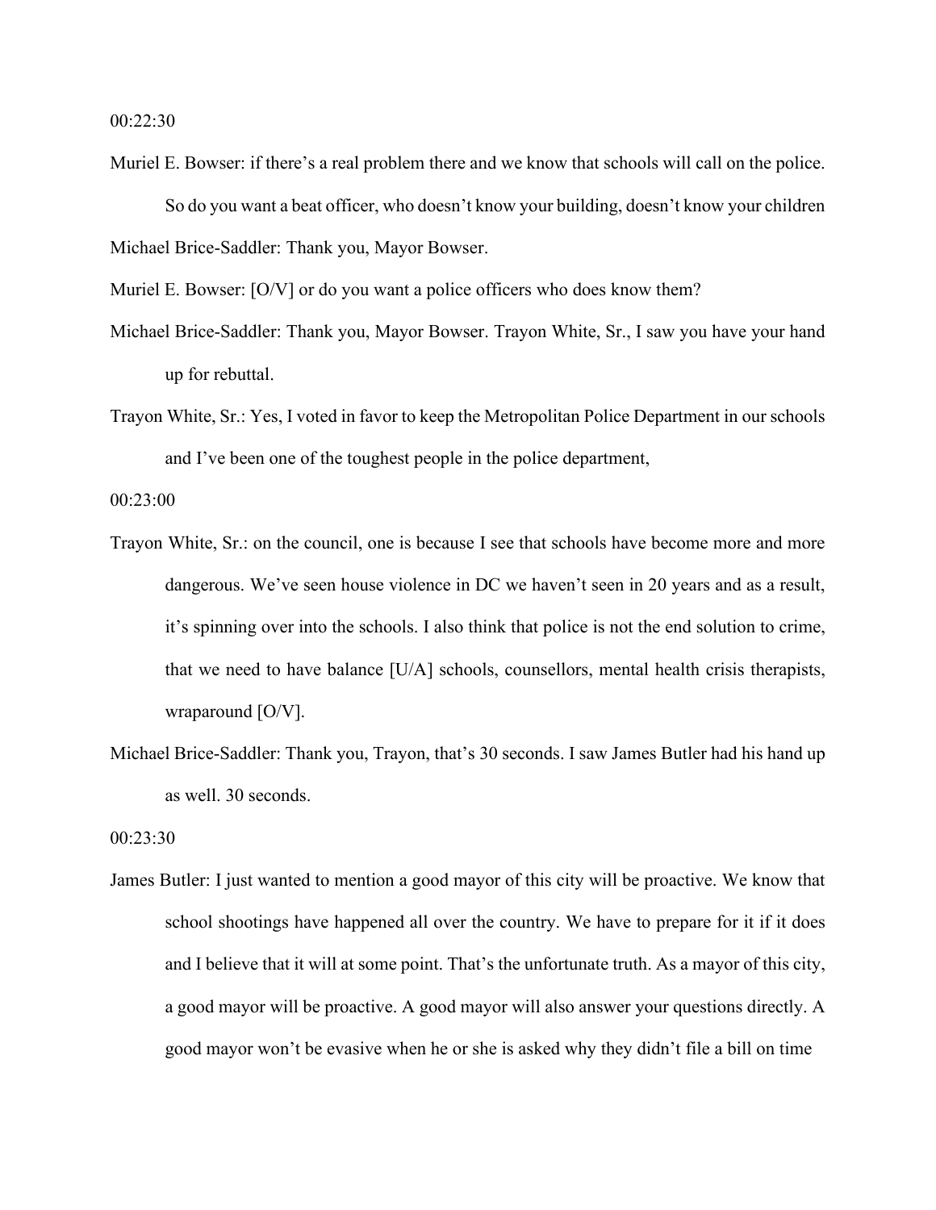00:22:30

Muriel E. Bowser: if there's a real problem there and we know that schools will call on the police. So do you want a beat officer, who doesn't know your building, doesn't know your children

Michael Brice-Saddler: Thank you, Mayor Bowser.

Muriel E. Bowser: [O/V] or do you want a police officers who does know them?

Michael Brice-Saddler: Thank you, Mayor Bowser. Trayon White, Sr., I saw you have your hand up for rebuttal.

Trayon White, Sr.: Yes, I voted in favor to keep the Metropolitan Police Department in our schools and I've been one of the toughest people in the police department,

00:23:00

Trayon White, Sr.: on the council, one is because I see that schools have become more and more dangerous. We've seen house violence in DC we haven't seen in 20 years and as a result, it's spinning over into the schools. I also think that police is not the end solution to crime, that we need to have balance [U/A] schools, counsellors, mental health crisis therapists, wraparound [O/V].

Michael Brice-Saddler: Thank you, Trayon, that's 30 seconds. I saw James Butler had his hand up as well. 30 seconds.

00:23:30

James Butler: I just wanted to mention a good mayor of this city will be proactive. We know that school shootings have happened all over the country. We have to prepare for it if it does and I believe that it will at some point. That's the unfortunate truth. As a mayor of this city, a good mayor will be proactive. A good mayor will also answer your questions directly. A good mayor won't be evasive when he or she is asked why they didn't file a bill on time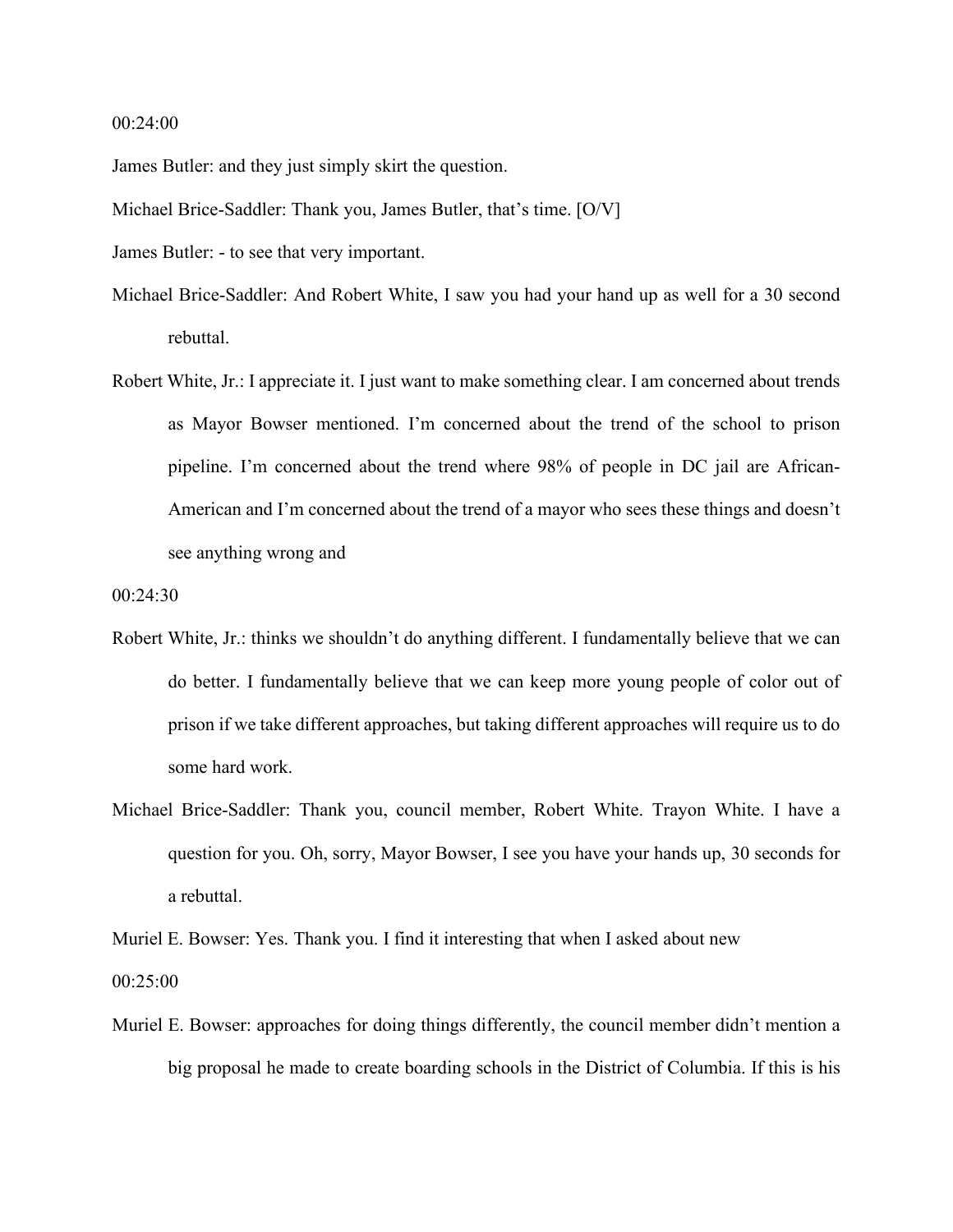00:24:00

James Butler: and they just simply skirt the question.

Michael Brice-Saddler: Thank you, James Butler, that's time. [O/V]

James Butler: - to see that very important.

Michael Brice-Saddler: And Robert White, I saw you had your hand up as well for a 30 second rebuttal.

Robert White, Jr.: I appreciate it. I just want to make something clear. I am concerned about trends as Mayor Bowser mentioned. I'm concerned about the trend of the school to prison pipeline. I'm concerned about the trend where 98% of people in DC jail are African-American and I'm concerned about the trend of a mayor who sees these things and doesn't see anything wrong and

00:24:30

Robert White, Jr.: thinks we shouldn't do anything different. I fundamentally believe that we can do better. I fundamentally believe that we can keep more young people of color out of prison if we take different approaches, but taking different approaches will require us to do some hard work.

Michael Brice-Saddler: Thank you, council member, Robert White. Trayon White. I have a question for you. Oh, sorry, Mayor Bowser, I see you have your hands up, 30 seconds for a rebuttal.

Muriel E. Bowser: Yes. Thank you. I find it interesting that when I asked about new

00:25:00

Muriel E. Bowser: approaches for doing things differently, the council member didn't mention a big proposal he made to create boarding schools in the District of Columbia. If this is his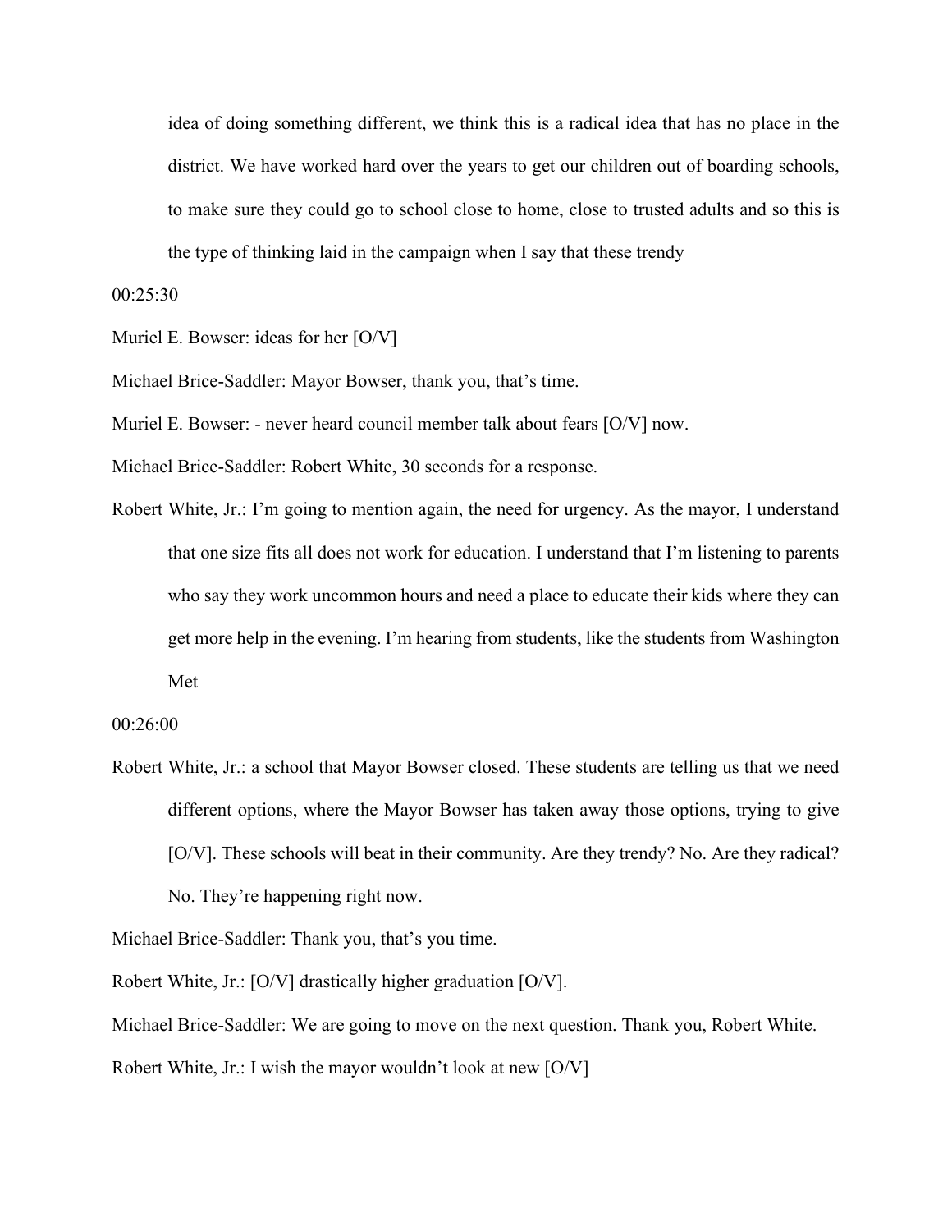idea of doing something different, we think this is a radical idea that has no place in the district. We have worked hard over the years to get our children out of boarding schools, to make sure they could go to school close to home, close to trusted adults and so this is the type of thinking laid in the campaign when I say that these trendy

00:25:30

Muriel E. Bowser: ideas for her [O/V]

Michael Brice-Saddler: Mayor Bowser, thank you, that's time.

Muriel E. Bowser: - never heard council member talk about fears [O/V] now.

Michael Brice-Saddler: Robert White, 30 seconds for a response.

Robert White, Jr.: I'm going to mention again, the need for urgency. As the mayor, I understand that one size fits all does not work for education. I understand that I'm listening to parents who say they work uncommon hours and need a place to educate their kids where they can get more help in the evening. I'm hearing from students, like the students from Washington Met

00:26:00

Robert White, Jr.: a school that Mayor Bowser closed. These students are telling us that we need different options, where the Mayor Bowser has taken away those options, trying to give [O/V]. These schools will beat in their community. Are they trendy? No. Are they radical? No. They're happening right now.

Michael Brice-Saddler: Thank you, that's you time.

Robert White, Jr.: [O/V] drastically higher graduation [O/V].

Michael Brice-Saddler: We are going to move on the next question. Thank you, Robert White.

Robert White, Jr.: I wish the mayor wouldn't look at new [O/V]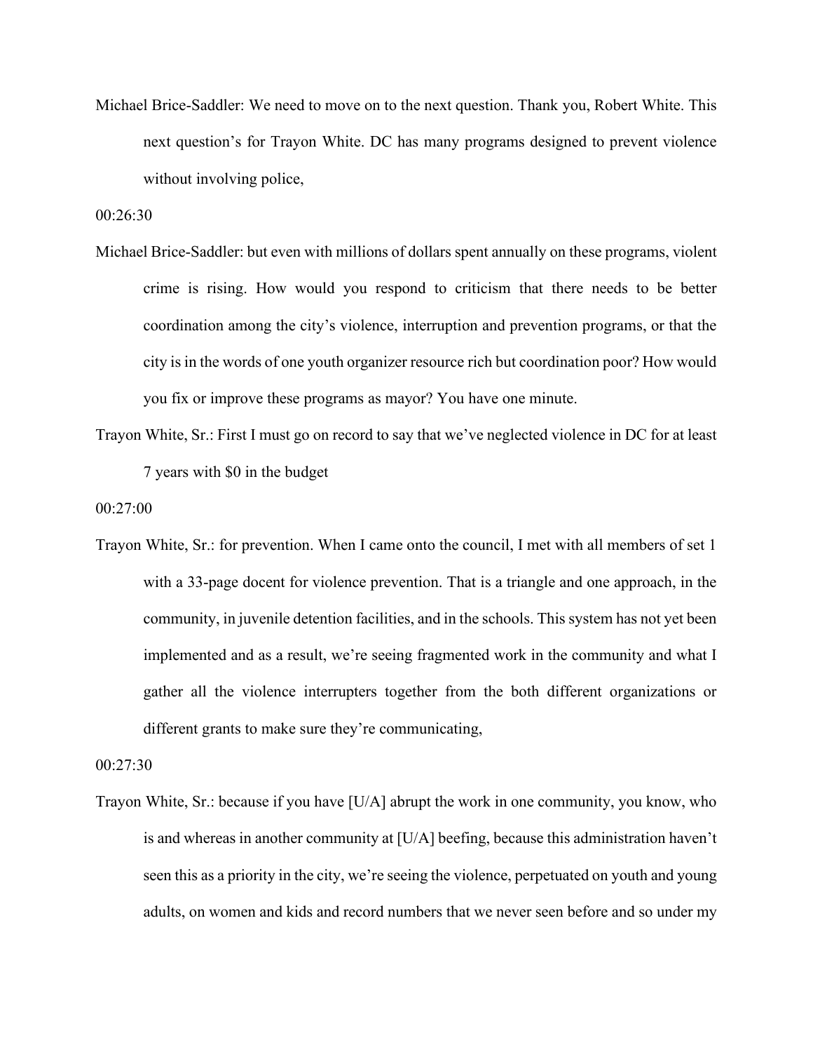Michael Brice-Saddler: We need to move on to the next question. Thank you, Robert White. This next question's for Trayon White. DC has many programs designed to prevent violence without involving police,

00:26:30

Michael Brice-Saddler: but even with millions of dollars spent annually on these programs, violent crime is rising. How would you respond to criticism that there needs to be better coordination among the city's violence, interruption and prevention programs, or that the city is in the words of one youth organizer resource rich but coordination poor? How would you fix or improve these programs as mayor? You have one minute.

Trayon White, Sr.: First I must go on record to say that we've neglected violence in DC for at least 7 years with $0 in the budget

00:27:00

Trayon White, Sr.: for prevention. When I came onto the council, I met with all members of set 1 with a 33-page docent for violence prevention. That is a triangle and one approach, in the community, in juvenile detention facilities, and in the schools. This system has not yet been implemented and as a result, we're seeing fragmented work in the community and what I gather all the violence interrupters together from the both different organizations or different grants to make sure they're communicating,

00:27:30

Trayon White, Sr.: because if you have [U/A] abrupt the work in one community, you know, who is and whereas in another community at [U/A] beefing, because this administration haven't seen this as a priority in the city, we're seeing the violence, perpetuated on youth and young adults, on women and kids and record numbers that we never seen before and so under my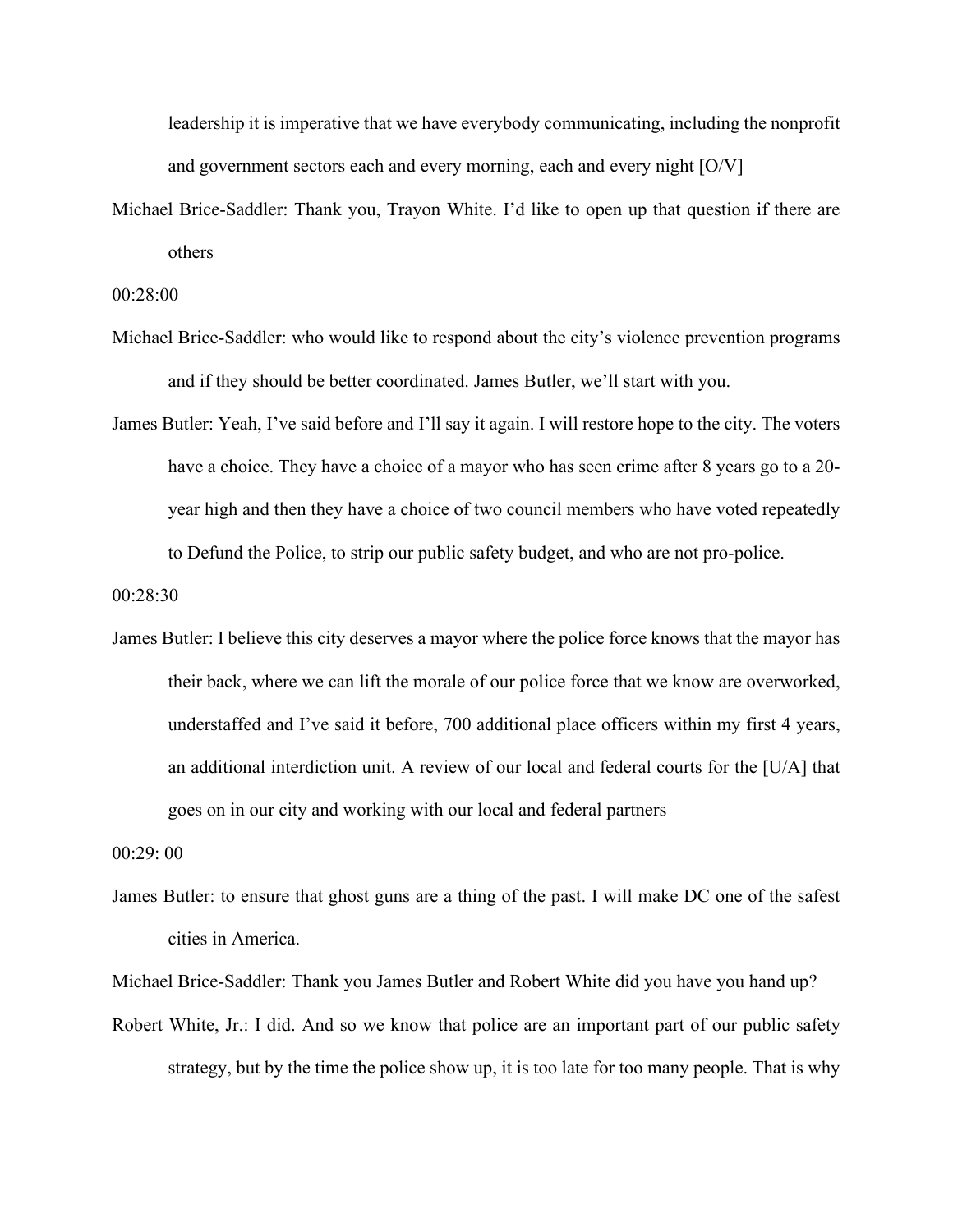leadership it is imperative that we have everybody communicating, including the nonprofit and government sectors each and every morning, each and every night [O/V]

Michael Brice-Saddler: Thank you, Trayon White. I'd like to open up that question if there are others

00:28:00

Michael Brice-Saddler: who would like to respond about the city's violence prevention programs and if they should be better coordinated. James Butler, we'll start with you.

James Butler: Yeah, I've said before and I'll say it again. I will restore hope to the city. The voters have a choice. They have a choice of a mayor who has seen crime after 8 years go to a 20-year high and then they have a choice of two council members who have voted repeatedly to Defund the Police, to strip our public safety budget, and who are not pro-police.

00:28:30

James Butler: I believe this city deserves a mayor where the police force knows that the mayor has their back, where we can lift the morale of our police force that we know are overworked, understaffed and I've said it before, 700 additional place officers within my first 4 years, an additional interdiction unit. A review of our local and federal courts for the [U/A] that goes on in our city and working with our local and federal partners

00:29: 00

James Butler: to ensure that ghost guns are a thing of the past. I will make DC one of the safest cities in America.

Michael Brice-Saddler: Thank you James Butler and Robert White did you have you hand up?

Robert White, Jr.: I did. And so we know that police are an important part of our public safety strategy, but by the time the police show up, it is too late for too many people. That is why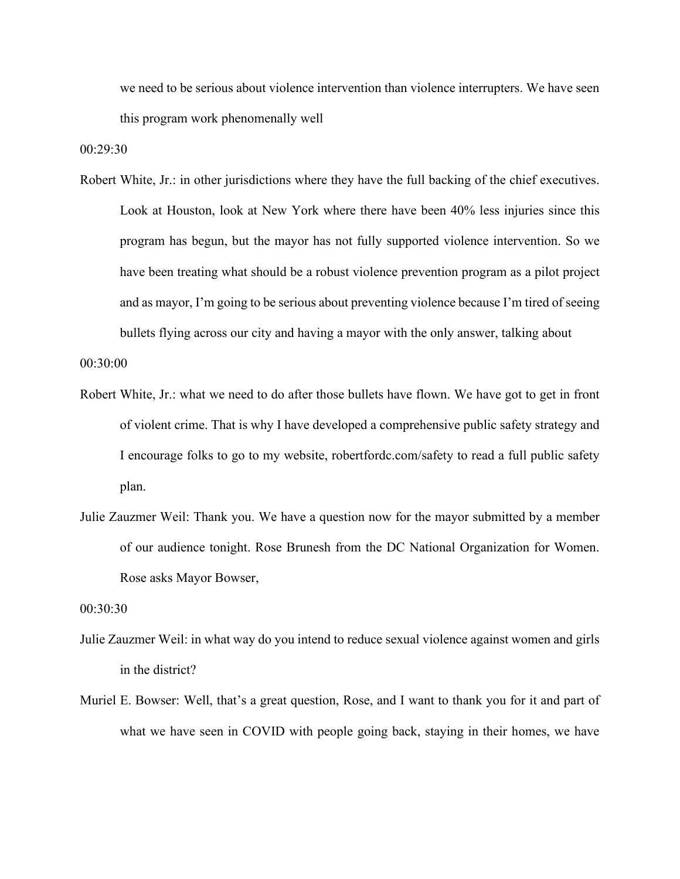we need to be serious about violence intervention than violence interrupters. We have seen this program work phenomenally well

00:29:30

Robert White, Jr.: in other jurisdictions where they have the full backing of the chief executives. Look at Houston, look at New York where there have been 40% less injuries since this program has begun, but the mayor has not fully supported violence intervention. So we have been treating what should be a robust violence prevention program as a pilot project and as mayor, I'm going to be serious about preventing violence because I'm tired of seeing bullets flying across our city and having a mayor with the only answer, talking about

00:30:00

Robert White, Jr.: what we need to do after those bullets have flown. We have got to get in front of violent crime. That is why I have developed a comprehensive public safety strategy and I encourage folks to go to my website, robertfordc.com/safety to read a full public safety plan.

Julie Zauzmer Weil: Thank you. We have a question now for the mayor submitted by a member of our audience tonight. Rose Brunesh from the DC National Organization for Women. Rose asks Mayor Bowser,

00:30:30

Julie Zauzmer Weil: in what way do you intend to reduce sexual violence against women and girls in the district?

Muriel E. Bowser: Well, that's a great question, Rose, and I want to thank you for it and part of what we have seen in COVID with people going back, staying in their homes, we have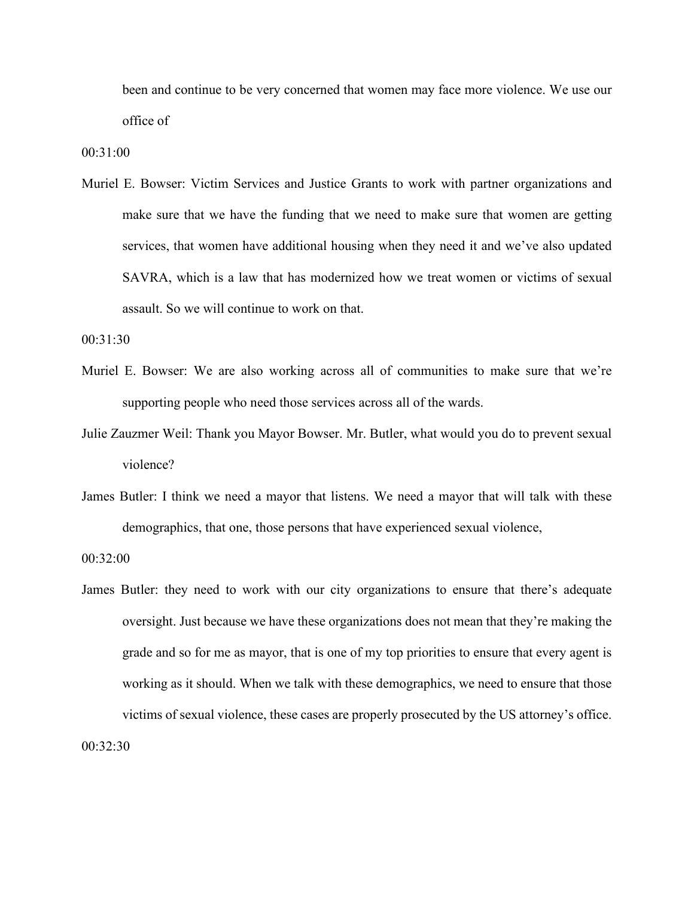been and continue to be very concerned that women may face more violence. We use our office of

00:31:00

Muriel E. Bowser: Victim Services and Justice Grants to work with partner organizations and make sure that we have the funding that we need to make sure that women are getting services, that women have additional housing when they need it and we've also updated SAVRA, which is a law that has modernized how we treat women or victims of sexual assault. So we will continue to work on that.

00:31:30

Muriel E. Bowser: We are also working across all of communities to make sure that we're supporting people who need those services across all of the wards.

Julie Zauzmer Weil: Thank you Mayor Bowser. Mr. Butler, what would you do to prevent sexual violence?

James Butler: I think we need a mayor that listens. We need a mayor that will talk with these demographics, that one, those persons that have experienced sexual violence,

00:32:00

James Butler: they need to work with our city organizations to ensure that there's adequate oversight. Just because we have these organizations does not mean that they're making the grade and so for me as mayor, that is one of my top priorities to ensure that every agent is working as it should. When we talk with these demographics, we need to ensure that those victims of sexual violence, these cases are properly prosecuted by the US attorney's office.

00:32:30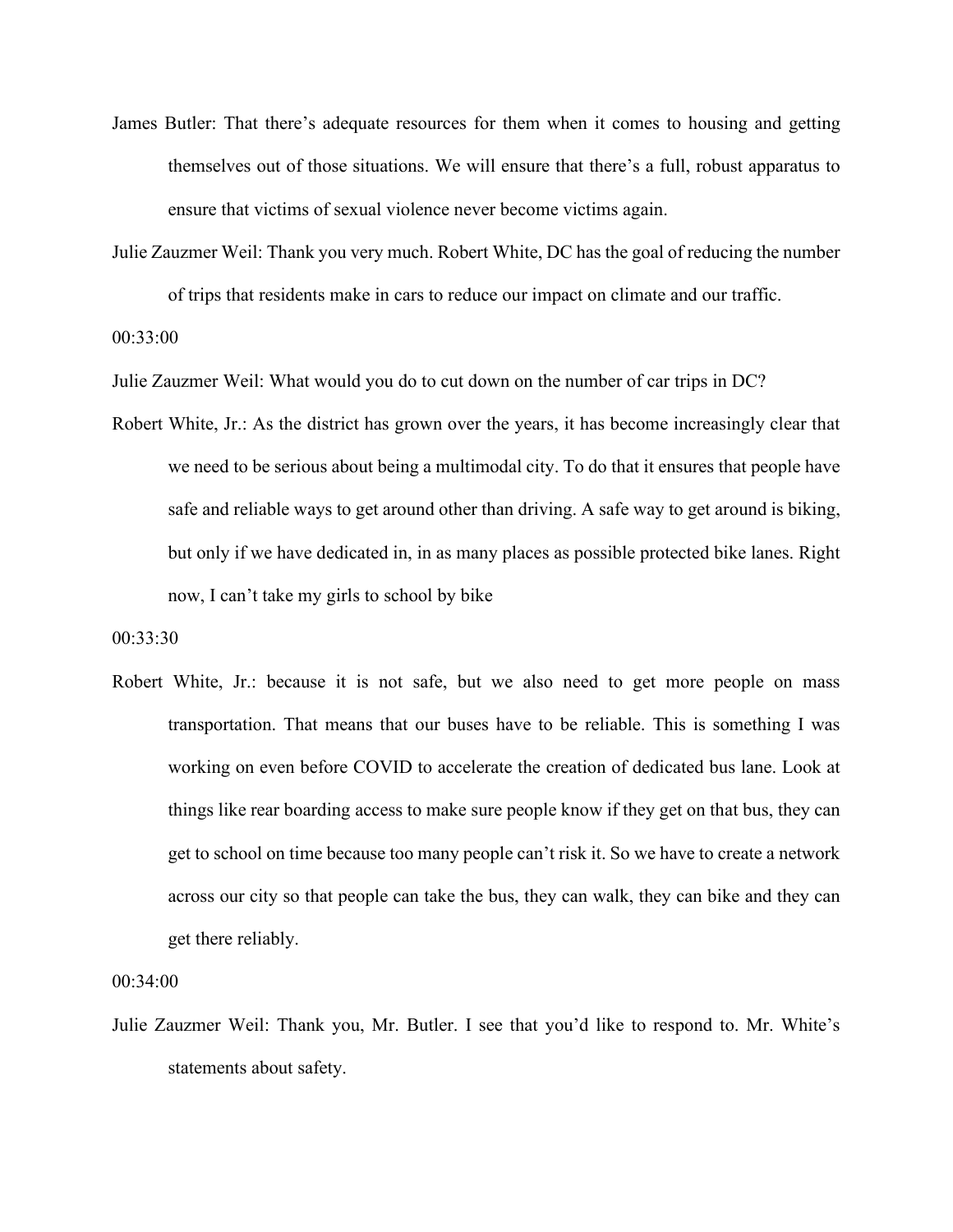James Butler: That there's adequate resources for them when it comes to housing and getting themselves out of those situations. We will ensure that there's a full, robust apparatus to ensure that victims of sexual violence never become victims again.

Julie Zauzmer Weil: Thank you very much. Robert White, DC has the goal of reducing the number of trips that residents make in cars to reduce our impact on climate and our traffic.

00:33:00

Julie Zauzmer Weil: What would you do to cut down on the number of car trips in DC?

Robert White, Jr.: As the district has grown over the years, it has become increasingly clear that we need to be serious about being a multimodal city. To do that it ensures that people have safe and reliable ways to get around other than driving. A safe way to get around is biking, but only if we have dedicated in, in as many places as possible protected bike lanes. Right now, I can't take my girls to school by bike

00:33:30

Robert White, Jr.: because it is not safe, but we also need to get more people on mass transportation. That means that our buses have to be reliable. This is something I was working on even before COVID to accelerate the creation of dedicated bus lane. Look at things like rear boarding access to make sure people know if they get on that bus, they can get to school on time because too many people can't risk it. So we have to create a network across our city so that people can take the bus, they can walk, they can bike and they can get there reliably.

00:34:00

Julie Zauzmer Weil: Thank you, Mr. Butler. I see that you'd like to respond to. Mr. White's statements about safety.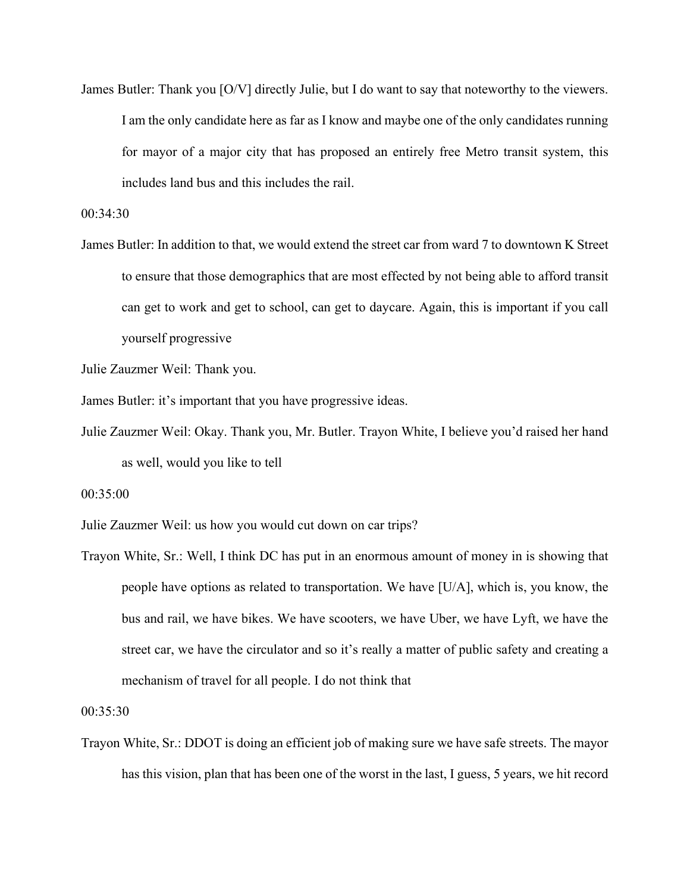James Butler: Thank you [O/V] directly Julie, but I do want to say that noteworthy to the viewers. I am the only candidate here as far as I know and maybe one of the only candidates running for mayor of a major city that has proposed an entirely free Metro transit system, this includes land bus and this includes the rail.

00:34:30

James Butler: In addition to that, we would extend the street car from ward 7 to downtown K Street to ensure that those demographics that are most effected by not being able to afford transit can get to work and get to school, can get to daycare. Again, this is important if you call yourself progressive

Julie Zauzmer Weil: Thank you.

James Butler: it's important that you have progressive ideas.

Julie Zauzmer Weil: Okay. Thank you, Mr. Butler. Trayon White, I believe you'd raised her hand as well, would you like to tell

00:35:00

Julie Zauzmer Weil: us how you would cut down on car trips?

Trayon White, Sr.: Well, I think DC has put in an enormous amount of money in is showing that people have options as related to transportation. We have [U/A], which is, you know, the bus and rail, we have bikes. We have scooters, we have Uber, we have Lyft, we have the street car, we have the circulator and so it's really a matter of public safety and creating a mechanism of travel for all people. I do not think that

00:35:30

Trayon White, Sr.: DDOT is doing an efficient job of making sure we have safe streets. The mayor has this vision, plan that has been one of the worst in the last, I guess, 5 years, we hit record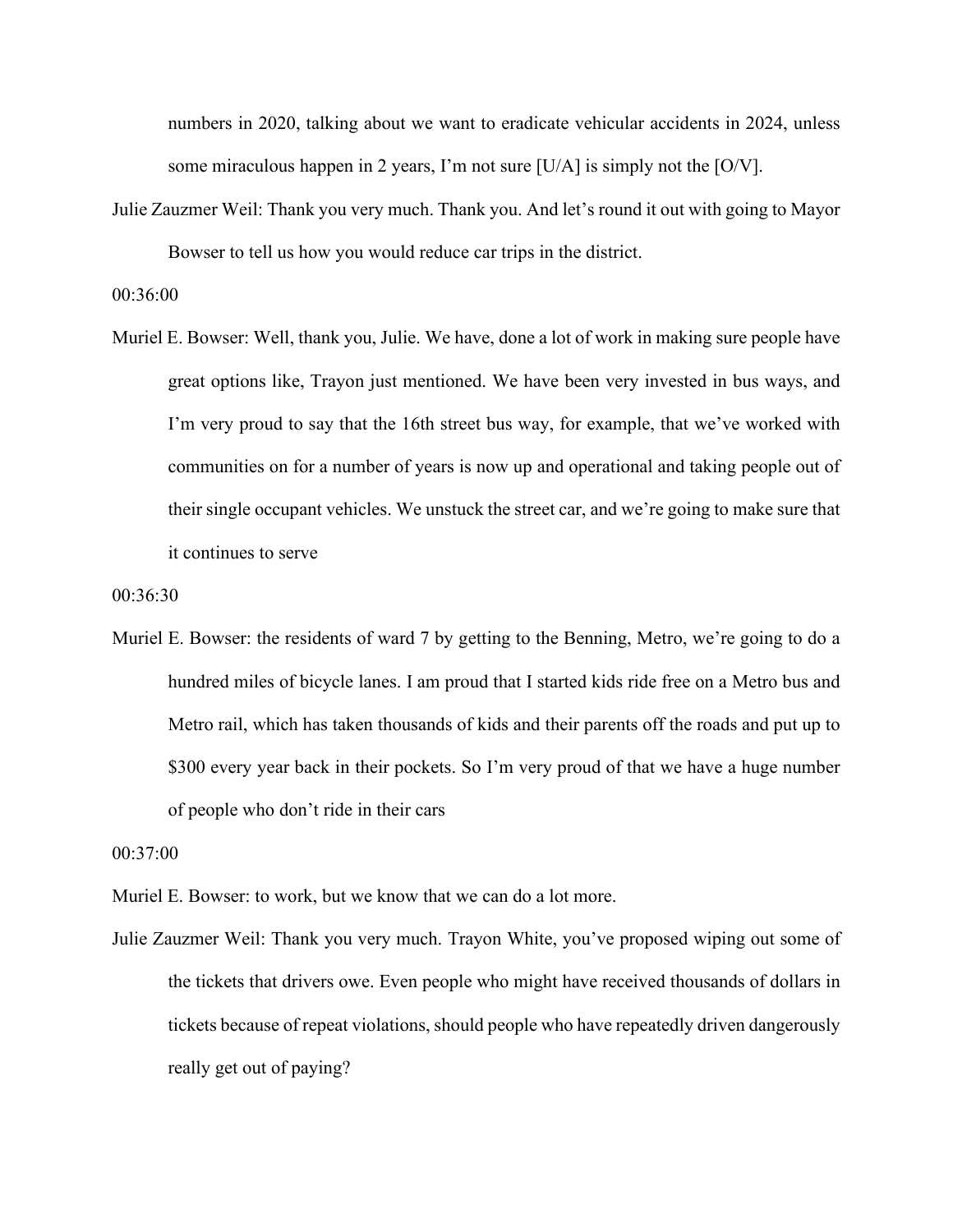numbers in 2020, talking about we want to eradicate vehicular accidents in 2024, unless some miraculous happen in 2 years, I'm not sure [U/A] is simply not the [O/V].

Julie Zauzmer Weil: Thank you very much. Thank you. And let's round it out with going to Mayor Bowser to tell us how you would reduce car trips in the district.

00:36:00

Muriel E. Bowser: Well, thank you, Julie. We have, done a lot of work in making sure people have great options like, Trayon just mentioned. We have been very invested in bus ways, and I'm very proud to say that the 16th street bus way, for example, that we've worked with communities on for a number of years is now up and operational and taking people out of their single occupant vehicles. We unstuck the street car, and we're going to make sure that it continues to serve

00:36:30

Muriel E. Bowser: the residents of ward 7 by getting to the Benning, Metro, we're going to do a hundred miles of bicycle lanes. I am proud that I started kids ride free on a Metro bus and Metro rail, which has taken thousands of kids and their parents off the roads and put up to $300 every year back in their pockets. So I'm very proud of that we have a huge number of people who don't ride in their cars

00:37:00

Muriel E. Bowser: to work, but we know that we can do a lot more.

Julie Zauzmer Weil: Thank you very much. Trayon White, you've proposed wiping out some of the tickets that drivers owe. Even people who might have received thousands of dollars in tickets because of repeat violations, should people who have repeatedly driven dangerously really get out of paying?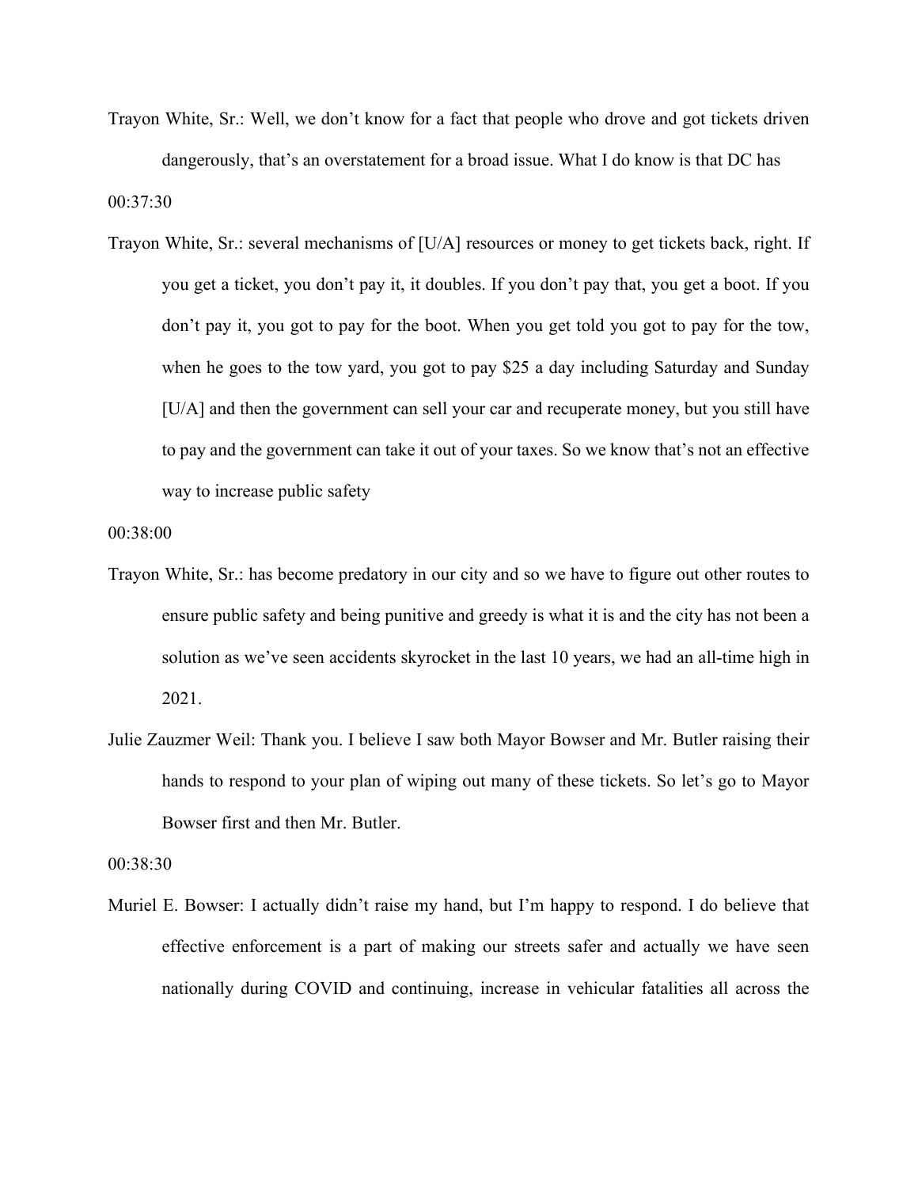Trayon White, Sr.: Well, we don't know for a fact that people who drove and got tickets driven dangerously, that's an overstatement for a broad issue. What I do know is that DC has

00:37:30

Trayon White, Sr.: several mechanisms of [U/A] resources or money to get tickets back, right. If you get a ticket, you don't pay it, it doubles. If you don't pay that, you get a boot. If you don't pay it, you got to pay for the boot. When you get told you got to pay for the tow, when he goes to the tow yard, you got to pay $25 a day including Saturday and Sunday [U/A] and then the government can sell your car and recuperate money, but you still have to pay and the government can take it out of your taxes. So we know that's not an effective way to increase public safety

00:38:00

Trayon White, Sr.: has become predatory in our city and so we have to figure out other routes to ensure public safety and being punitive and greedy is what it is and the city has not been a solution as we've seen accidents skyrocket in the last 10 years, we had an all-time high in 2021.

Julie Zauzmer Weil: Thank you. I believe I saw both Mayor Bowser and Mr. Butler raising their hands to respond to your plan of wiping out many of these tickets. So let's go to Mayor Bowser first and then Mr. Butler.

00:38:30

Muriel E. Bowser: I actually didn't raise my hand, but I'm happy to respond. I do believe that effective enforcement is a part of making our streets safer and actually we have seen nationally during COVID and continuing, increase in vehicular fatalities all across the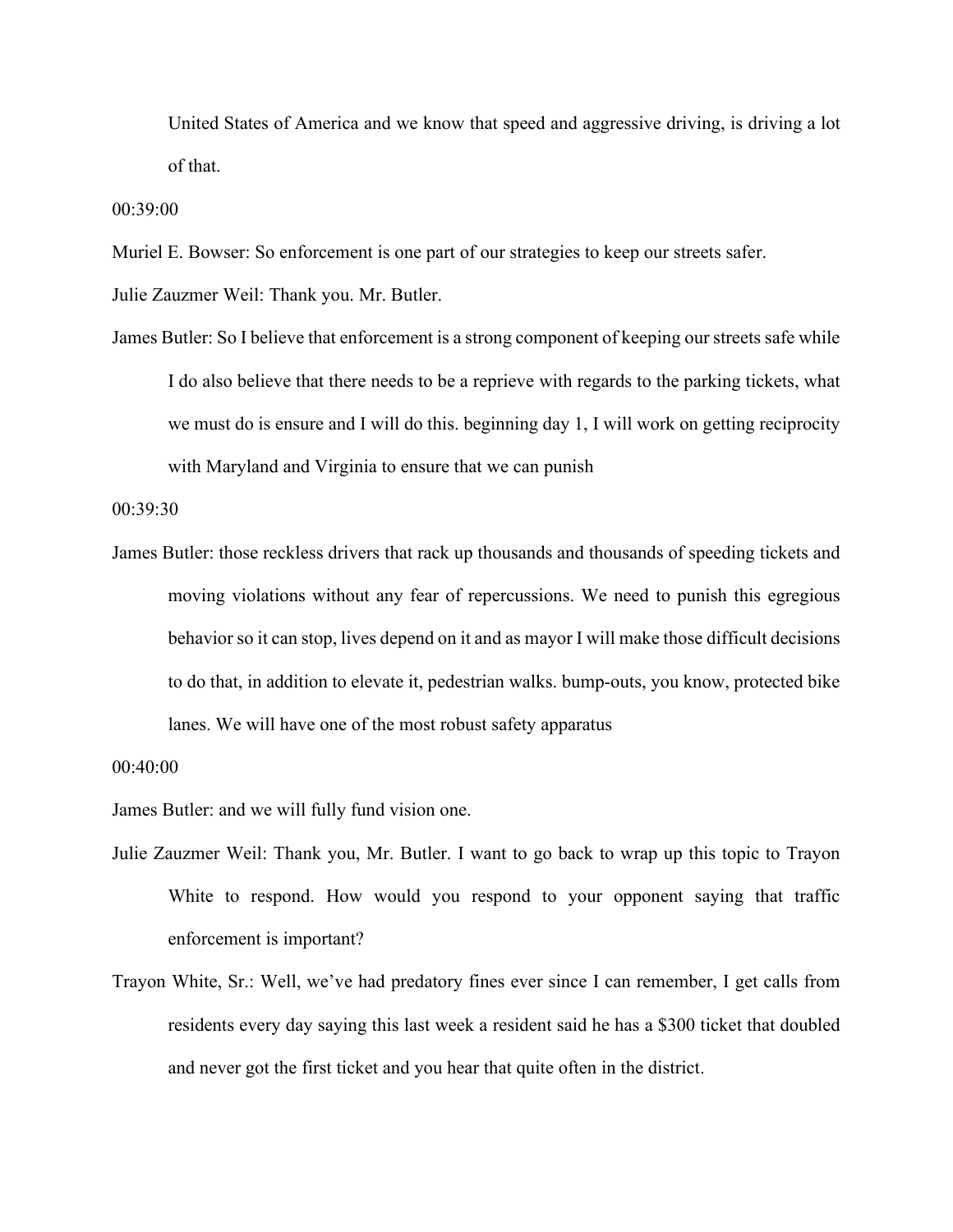United States of America and we know that speed and aggressive driving, is driving a lot of that.

00:39:00

Muriel E. Bowser: So enforcement is one part of our strategies to keep our streets safer.

Julie Zauzmer Weil: Thank you. Mr. Butler.

James Butler: So I believe that enforcement is a strong component of keeping our streets safe while I do also believe that there needs to be a reprieve with regards to the parking tickets, what we must do is ensure and I will do this. beginning day 1, I will work on getting reciprocity with Maryland and Virginia to ensure that we can punish

00:39:30

James Butler: those reckless drivers that rack up thousands and thousands of speeding tickets and moving violations without any fear of repercussions. We need to punish this egregious behavior so it can stop, lives depend on it and as mayor I will make those difficult decisions to do that, in addition to elevate it, pedestrian walks. bump-outs, you know, protected bike lanes. We will have one of the most robust safety apparatus

00:40:00

James Butler: and we will fully fund vision one.

Julie Zauzmer Weil: Thank you, Mr. Butler. I want to go back to wrap up this topic to Trayon White to respond. How would you respond to your opponent saying that traffic enforcement is important?

Trayon White, Sr.: Well, we've had predatory fines ever since I can remember, I get calls from residents every day saying this last week a resident said he has a $300 ticket that doubled and never got the first ticket and you hear that quite often in the district.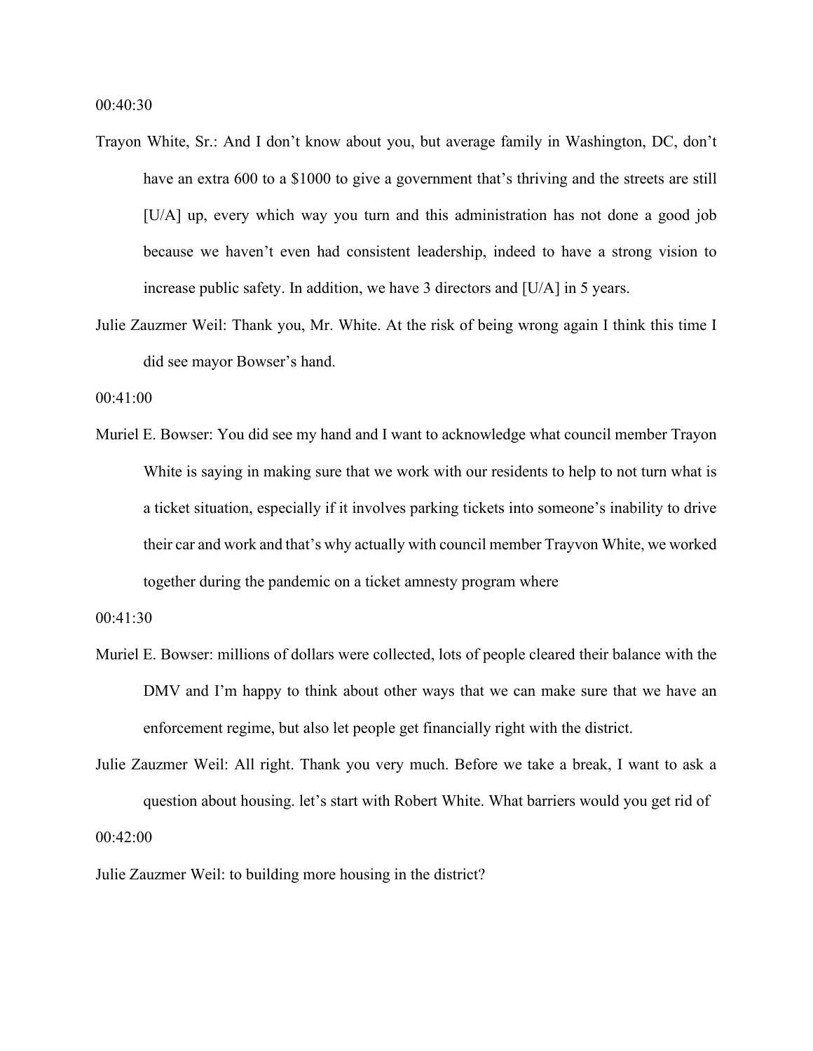00:40:30

Trayon White, Sr.: And I don't know about you, but average family in Washington, DC, don't have an extra 600 to a $1000 to give a government that's thriving and the streets are still [U/A] up, every which way you turn and this administration has not done a good job because we haven't even had consistent leadership, indeed to have a strong vision to increase public safety. In addition, we have 3 directors and [U/A] in 5 years.

Julie Zauzmer Weil: Thank you, Mr. White. At the risk of being wrong again I think this time I did see mayor Bowser's hand.

00:41:00

Muriel E. Bowser: You did see my hand and I want to acknowledge what council member Trayon White is saying in making sure that we work with our residents to help to not turn what is a ticket situation, especially if it involves parking tickets into someone's inability to drive their car and work and that's why actually with council member Trayvon White, we worked together during the pandemic on a ticket amnesty program where

00:41:30

Muriel E. Bowser: millions of dollars were collected, lots of people cleared their balance with the DMV and I'm happy to think about other ways that we can make sure that we have an enforcement regime, but also let people get financially right with the district.

Julie Zauzmer Weil: All right. Thank you very much. Before we take a break, I want to ask a question about housing. let's start with Robert White. What barriers would you get rid of

00:42:00

Julie Zauzmer Weil: to building more housing in the district?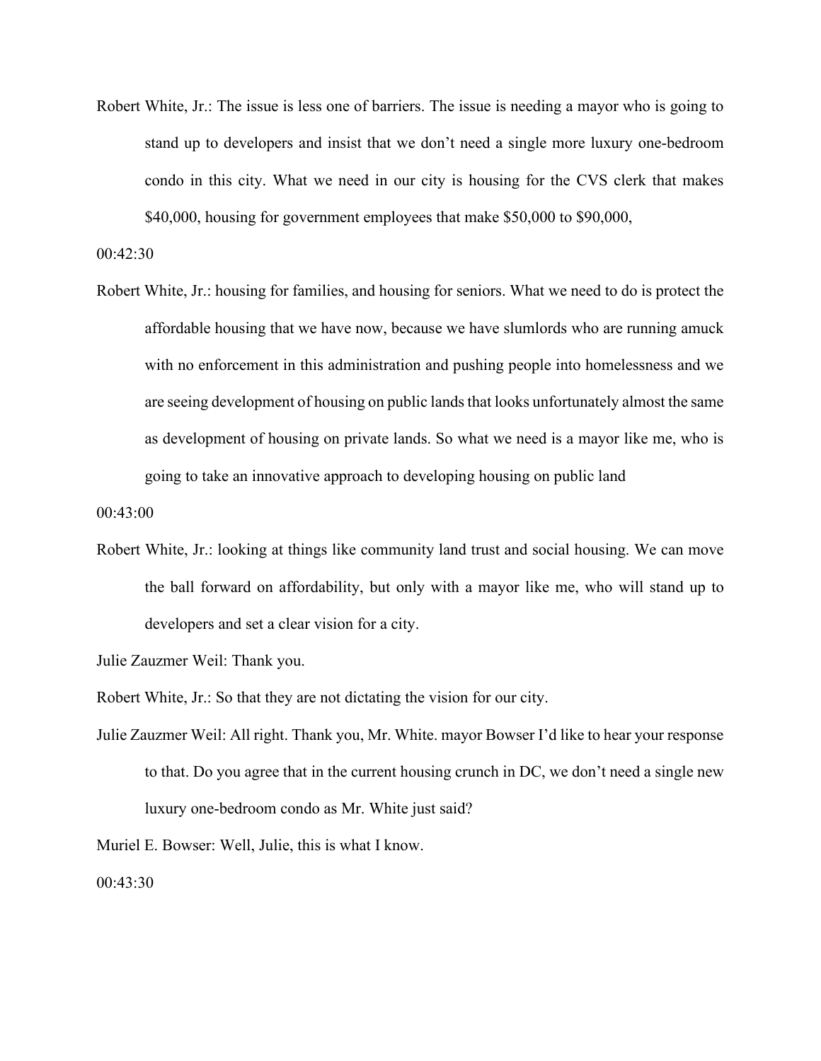Robert White, Jr.: The issue is less one of barriers. The issue is needing a mayor who is going to stand up to developers and insist that we don't need a single more luxury one-bedroom condo in this city. What we need in our city is housing for the CVS clerk that makes $40,000, housing for government employees that make $50,000 to $90,000,

00:42:30

Robert White, Jr.: housing for families, and housing for seniors. What we need to do is protect the affordable housing that we have now, because we have slumlords who are running amuck with no enforcement in this administration and pushing people into homelessness and we are seeing development of housing on public lands that looks unfortunately almost the same as development of housing on private lands. So what we need is a mayor like me, who is going to take an innovative approach to developing housing on public land

00:43:00

Robert White, Jr.: looking at things like community land trust and social housing. We can move the ball forward on affordability, but only with a mayor like me, who will stand up to developers and set a clear vision for a city.

Julie Zauzmer Weil: Thank you.

Robert White, Jr.: So that they are not dictating the vision for our city.

Julie Zauzmer Weil: All right. Thank you, Mr. White. mayor Bowser I'd like to hear your response to that. Do you agree that in the current housing crunch in DC, we don't need a single new luxury one-bedroom condo as Mr. White just said?

Muriel E. Bowser: Well, Julie, this is what I know.

00:43:30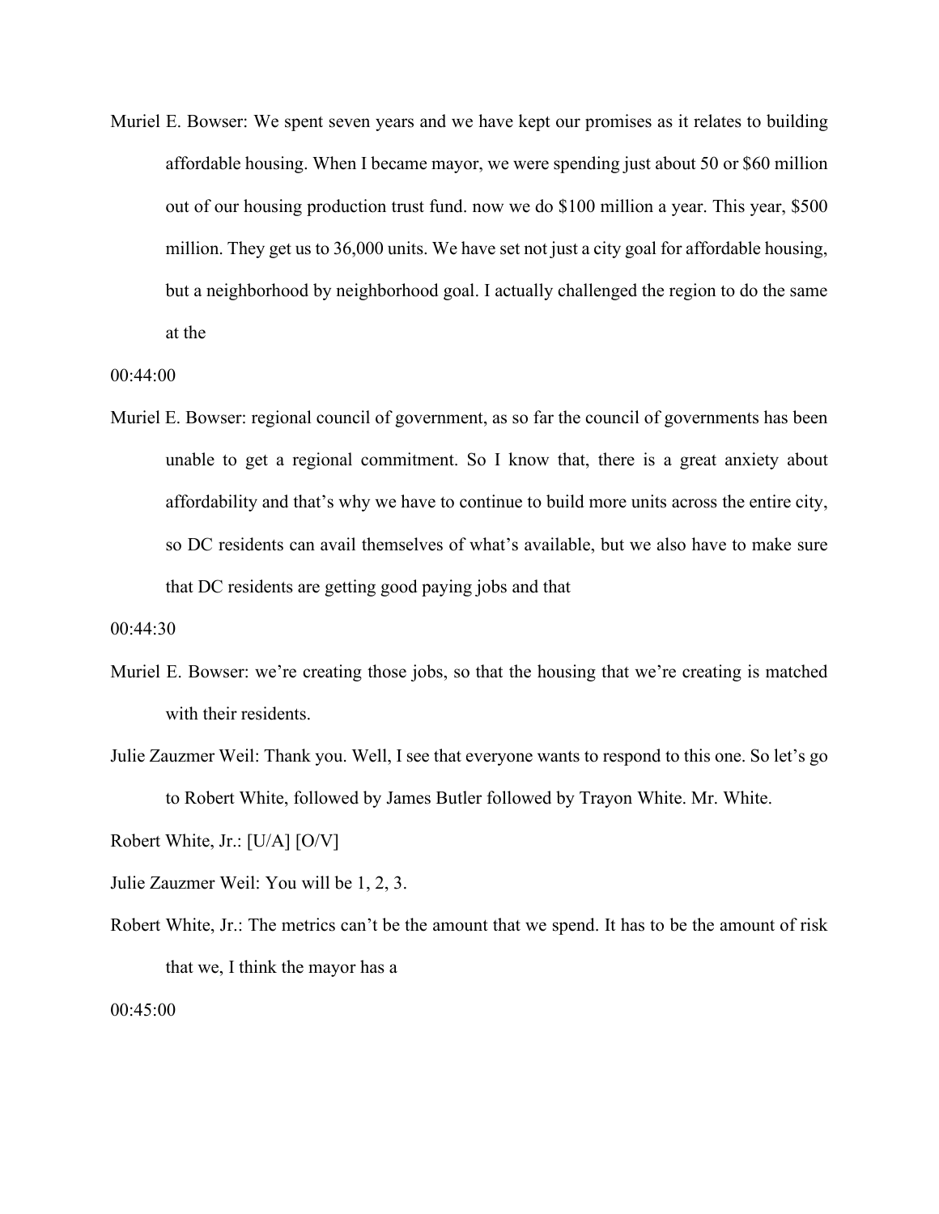Muriel E. Bowser: We spent seven years and we have kept our promises as it relates to building affordable housing. When I became mayor, we were spending just about 50 or $60 million out of our housing production trust fund. now we do $100 million a year. This year, $500 million. They get us to 36,000 units. We have set not just a city goal for affordable housing, but a neighborhood by neighborhood goal. I actually challenged the region to do the same at the

00:44:00

Muriel E. Bowser: regional council of government, as so far the council of governments has been unable to get a regional commitment. So I know that, there is a great anxiety about affordability and that's why we have to continue to build more units across the entire city, so DC residents can avail themselves of what's available, but we also have to make sure that DC residents are getting good paying jobs and that

00:44:30

Muriel E. Bowser: we're creating those jobs, so that the housing that we're creating is matched with their residents.

Julie Zauzmer Weil: Thank you. Well, I see that everyone wants to respond to this one. So let's go to Robert White, followed by James Butler followed by Trayon White. Mr. White.

Robert White, Jr.: [U/A] [O/V]

Julie Zauzmer Weil: You will be 1, 2, 3.

Robert White, Jr.: The metrics can't be the amount that we spend. It has to be the amount of risk that we, I think the mayor has a

00:45:00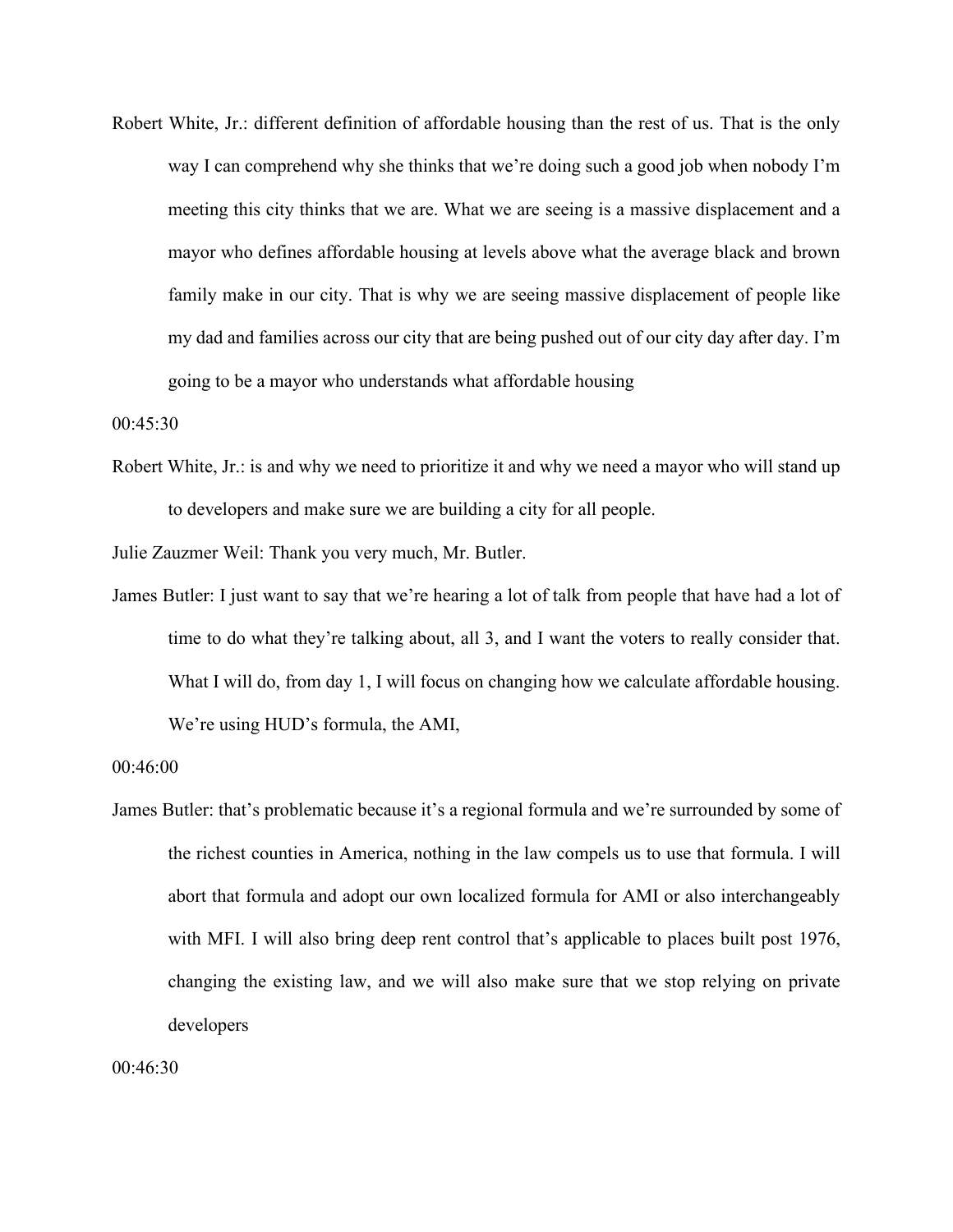Robert White, Jr.: different definition of affordable housing than the rest of us. That is the only way I can comprehend why she thinks that we're doing such a good job when nobody I'm meeting this city thinks that we are. What we are seeing is a massive displacement and a mayor who defines affordable housing at levels above what the average black and brown family make in our city. That is why we are seeing massive displacement of people like my dad and families across our city that are being pushed out of our city day after day. I'm going to be a mayor who understands what affordable housing

00:45:30

Robert White, Jr.: is and why we need to prioritize it and why we need a mayor who will stand up to developers and make sure we are building a city for all people.

Julie Zauzmer Weil: Thank you very much, Mr. Butler.

James Butler: I just want to say that we're hearing a lot of talk from people that have had a lot of time to do what they're talking about, all 3, and I want the voters to really consider that. What I will do, from day 1, I will focus on changing how we calculate affordable housing. We're using HUD's formula, the AMI,

00:46:00

James Butler: that's problematic because it's a regional formula and we're surrounded by some of the richest counties in America, nothing in the law compels us to use that formula. I will abort that formula and adopt our own localized formula for AMI or also interchangeably with MFI. I will also bring deep rent control that's applicable to places built post 1976, changing the existing law, and we will also make sure that we stop relying on private developers

00:46:30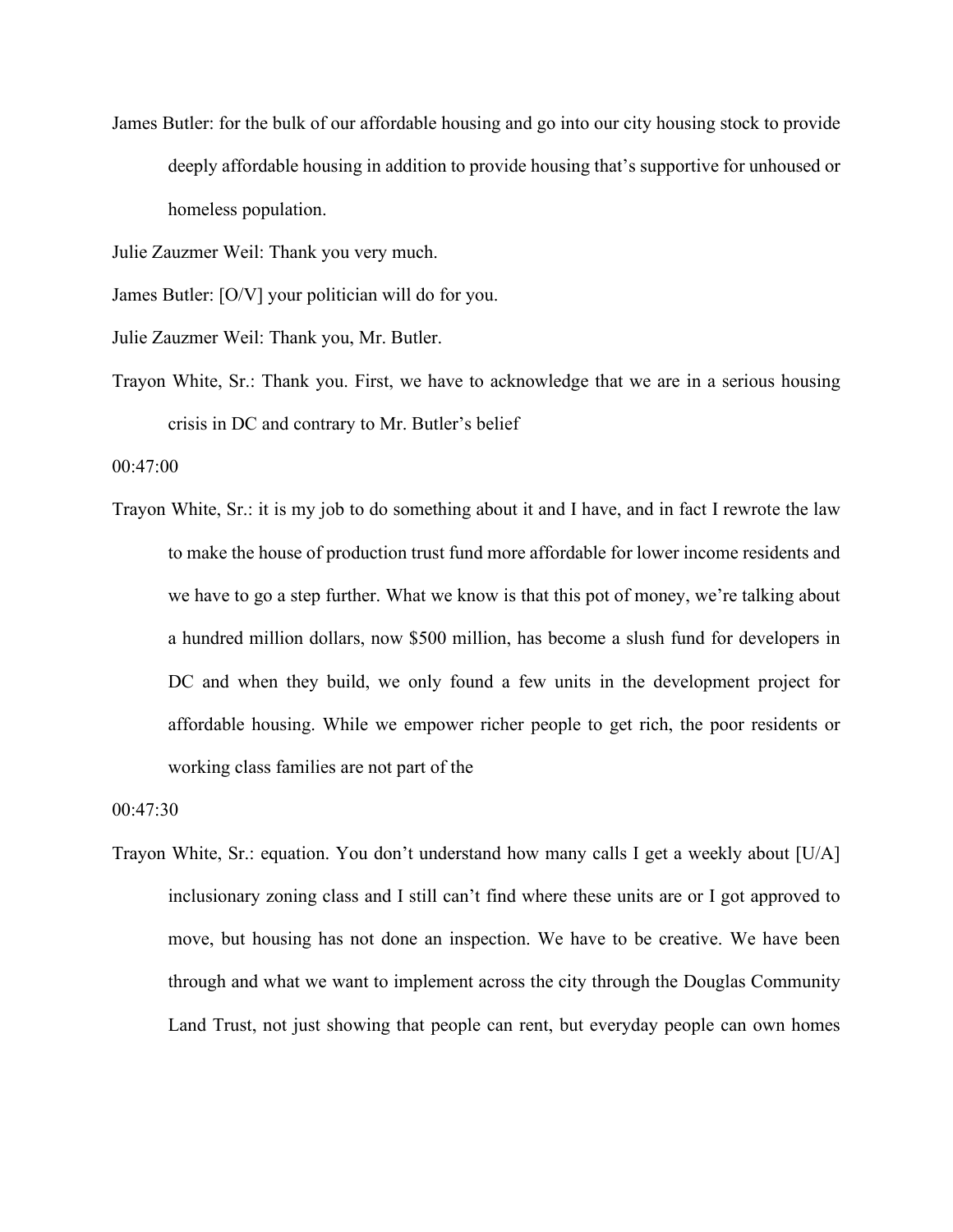James Butler: for the bulk of our affordable housing and go into our city housing stock to provide deeply affordable housing in addition to provide housing that's supportive for unhoused or homeless population.

Julie Zauzmer Weil: Thank you very much.

James Butler: [O/V] your politician will do for you.

Julie Zauzmer Weil: Thank you, Mr. Butler.

Trayon White, Sr.: Thank you. First, we have to acknowledge that we are in a serious housing crisis in DC and contrary to Mr. Butler's belief

00:47:00

Trayon White, Sr.: it is my job to do something about it and I have, and in fact I rewrote the law to make the house of production trust fund more affordable for lower income residents and we have to go a step further. What we know is that this pot of money, we're talking about a hundred million dollars, now $500 million, has become a slush fund for developers in DC and when they build, we only found a few units in the development project for affordable housing. While we empower richer people to get rich, the poor residents or working class families are not part of the

00:47:30

Trayon White, Sr.: equation. You don't understand how many calls I get a weekly about [U/A] inclusionary zoning class and I still can't find where these units are or I got approved to move, but housing has not done an inspection. We have to be creative. We have been through and what we want to implement across the city through the Douglas Community Land Trust, not just showing that people can rent, but everyday people can own homes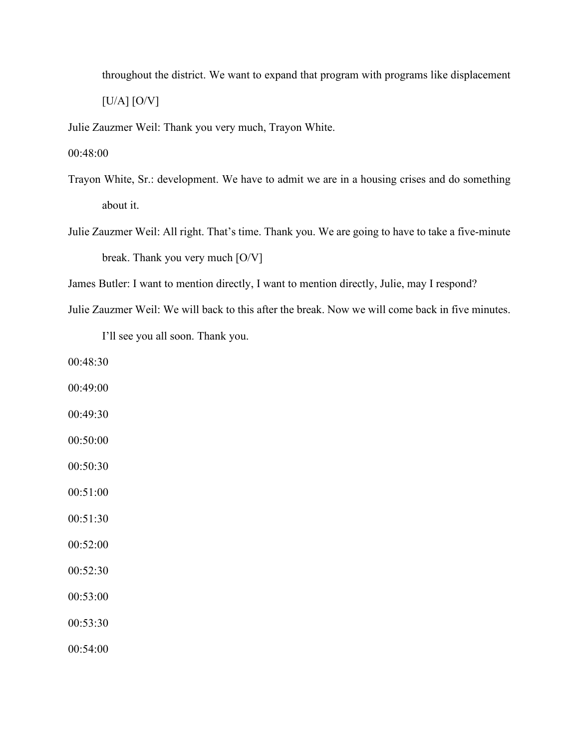throughout the district. We want to expand that program with programs like displacement [U/A] [O/V]

Julie Zauzmer Weil: Thank you very much, Trayon White.

00:48:00

Trayon White, Sr.: development. We have to admit we are in a housing crises and do something about it.

Julie Zauzmer Weil: All right. That's time. Thank you. We are going to have to take a five-minute break. Thank you very much [O/V]

James Butler: I want to mention directly, I want to mention directly, Julie, may I respond?

Julie Zauzmer Weil: We will back to this after the break. Now we will come back in five minutes. I'll see you all soon. Thank you.

00:48:30

00:49:00

00:49:30

00:50:00

00:50:30

00:51:00

00:51:30

00:52:00

00:52:30

00:53:00

00:53:30

00:54:00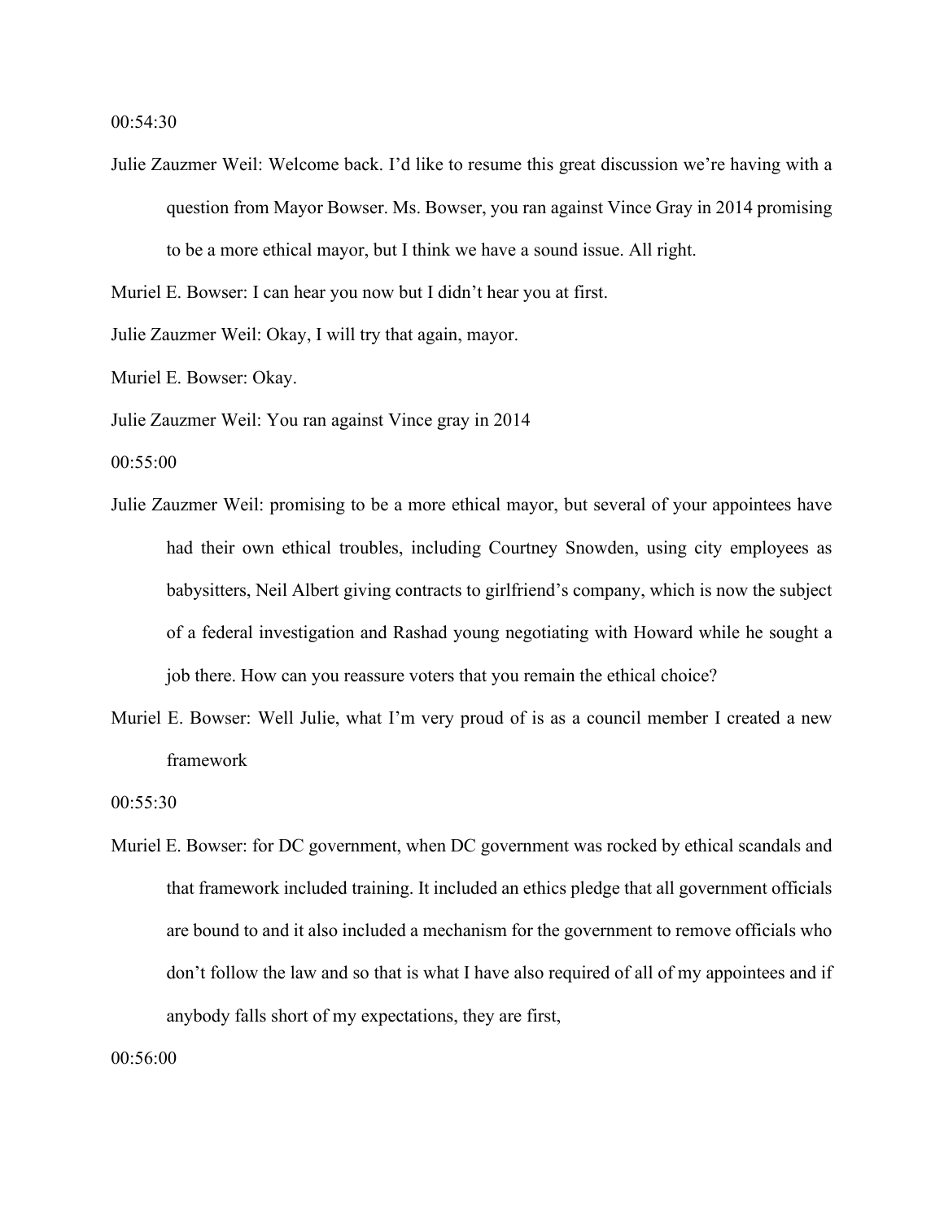00:54:30

Julie Zauzmer Weil: Welcome back. I'd like to resume this great discussion we're having with a question from Mayor Bowser. Ms. Bowser, you ran against Vince Gray in 2014 promising to be a more ethical mayor, but I think we have a sound issue. All right.

Muriel E. Bowser: I can hear you now but I didn't hear you at first.

Julie Zauzmer Weil: Okay, I will try that again, mayor.

Muriel E. Bowser: Okay.

Julie Zauzmer Weil: You ran against Vince gray in 2014

00:55:00

Julie Zauzmer Weil: promising to be a more ethical mayor, but several of your appointees have had their own ethical troubles, including Courtney Snowden, using city employees as babysitters, Neil Albert giving contracts to girlfriend's company, which is now the subject of a federal investigation and Rashad young negotiating with Howard while he sought a job there. How can you reassure voters that you remain the ethical choice?

Muriel E. Bowser: Well Julie, what I'm very proud of is as a council member I created a new framework

00:55:30

Muriel E. Bowser: for DC government, when DC government was rocked by ethical scandals and that framework included training. It included an ethics pledge that all government officials are bound to and it also included a mechanism for the government to remove officials who don't follow the law and so that is what I have also required of all of my appointees and if anybody falls short of my expectations, they are first,

00:56:00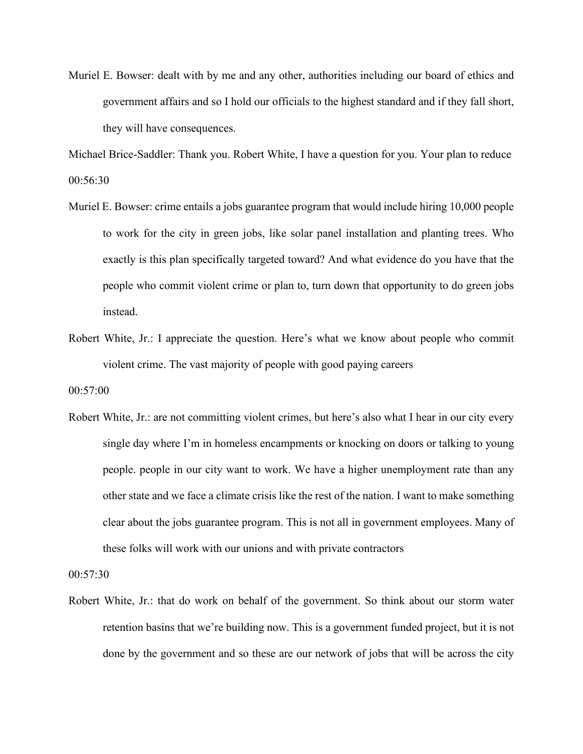Muriel E. Bowser: dealt with by me and any other, authorities including our board of ethics and government affairs and so I hold our officials to the highest standard and if they fall short, they will have consequences.

Michael Brice-Saddler: Thank you. Robert White, I have a question for you. Your plan to reduce

00:56:30

Muriel E. Bowser: crime entails a jobs guarantee program that would include hiring 10,000 people to work for the city in green jobs, like solar panel installation and planting trees. Who exactly is this plan specifically targeted toward? And what evidence do you have that the people who commit violent crime or plan to, turn down that opportunity to do green jobs instead.

Robert White, Jr.: I appreciate the question. Here's what we know about people who commit violent crime. The vast majority of people with good paying careers

00:57:00

Robert White, Jr.: are not committing violent crimes, but here's also what I hear in our city every single day where I'm in homeless encampments or knocking on doors or talking to young people. people in our city want to work. We have a higher unemployment rate than any other state and we face a climate crisis like the rest of the nation. I want to make something clear about the jobs guarantee program. This is not all in government employees. Many of these folks will work with our unions and with private contractors

00:57:30

Robert White, Jr.: that do work on behalf of the government. So think about our storm water retention basins that we're building now. This is a government funded project, but it is not done by the government and so these are our network of jobs that will be across the city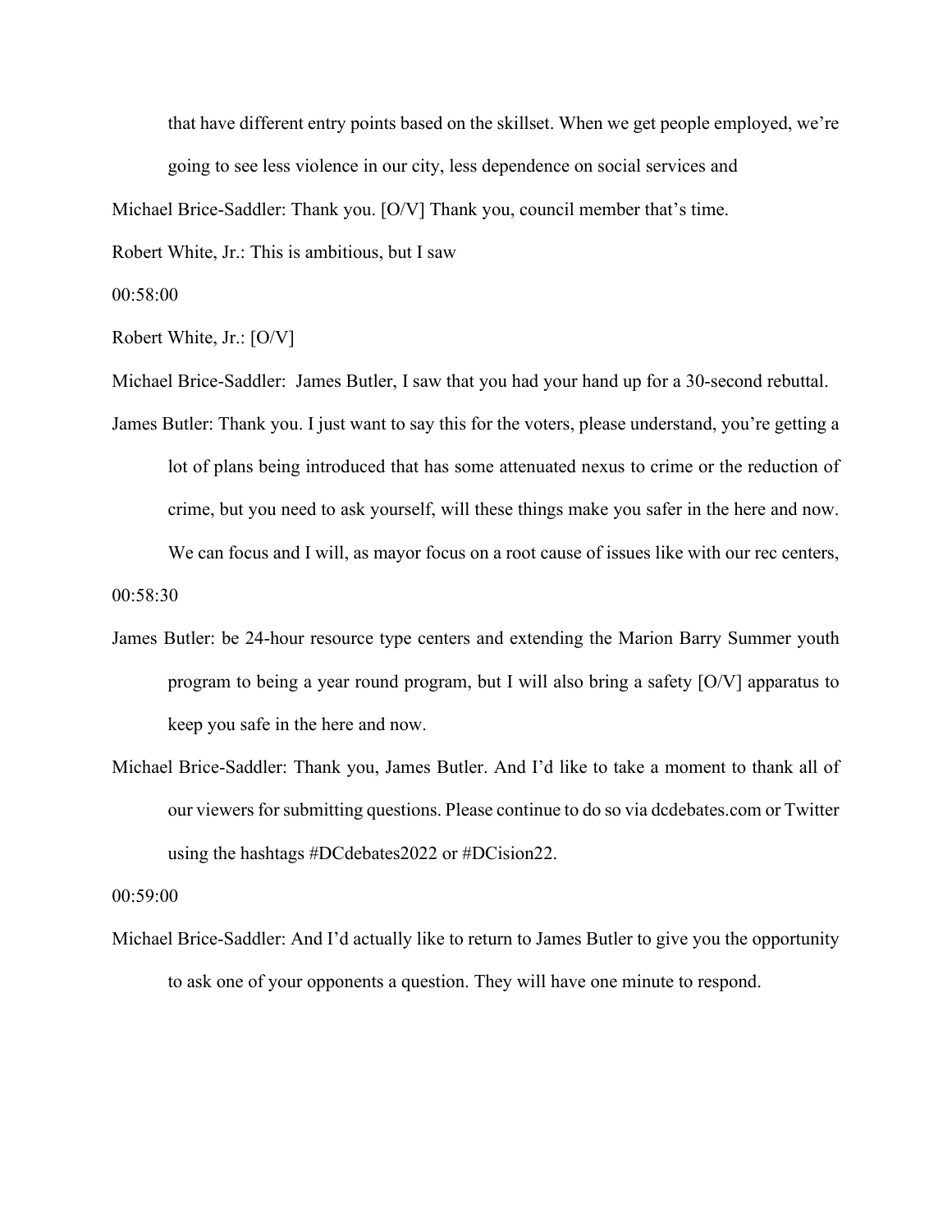that have different entry points based on the skillset. When we get people employed, we're going to see less violence in our city, less dependence on social services and

Michael Brice-Saddler: Thank you. [O/V] Thank you, council member that's time.

Robert White, Jr.: This is ambitious, but I saw

00:58:00

Robert White, Jr.: [O/V]

Michael Brice-Saddler: James Butler, I saw that you had your hand up for a 30-second rebuttal.

James Butler: Thank you. I just want to say this for the voters, please understand, you're getting a lot of plans being introduced that has some attenuated nexus to crime or the reduction of crime, but you need to ask yourself, will these things make you safer in the here and now. We can focus and I will, as mayor focus on a root cause of issues like with our rec centers,

00:58:30

James Butler: be 24-hour resource type centers and extending the Marion Barry Summer youth program to being a year round program, but I will also bring a safety [O/V] apparatus to keep you safe in the here and now.

Michael Brice-Saddler: Thank you, James Butler. And I'd like to take a moment to thank all of our viewers for submitting questions. Please continue to do so via dcdebates.com or Twitter using the hashtags #DCdebates2022 or #DCision22.

00:59:00

Michael Brice-Saddler: And I'd actually like to return to James Butler to give you the opportunity to ask one of your opponents a question. They will have one minute to respond.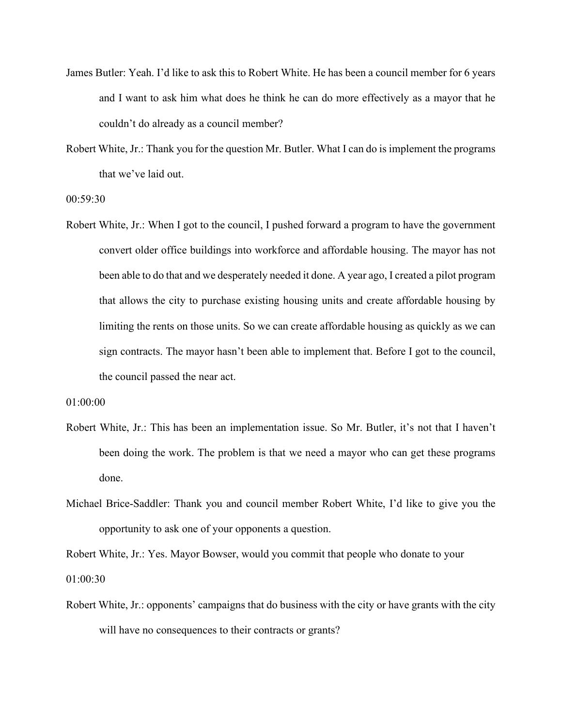James Butler: Yeah. I'd like to ask this to Robert White. He has been a council member for 6 years and I want to ask him what does he think he can do more effectively as a mayor that he couldn't do already as a council member?

Robert White, Jr.: Thank you for the question Mr. Butler. What I can do is implement the programs that we've laid out.

00:59:30

Robert White, Jr.: When I got to the council, I pushed forward a program to have the government convert older office buildings into workforce and affordable housing. The mayor has not been able to do that and we desperately needed it done. A year ago, I created a pilot program that allows the city to purchase existing housing units and create affordable housing by limiting the rents on those units. So we can create affordable housing as quickly as we can sign contracts. The mayor hasn't been able to implement that. Before I got to the council, the council passed the near act.

01:00:00

Robert White, Jr.: This has been an implementation issue. So Mr. Butler, it's not that I haven't been doing the work. The problem is that we need a mayor who can get these programs done.

Michael Brice-Saddler: Thank you and council member Robert White, I'd like to give you the opportunity to ask one of your opponents a question.

Robert White, Jr.: Yes. Mayor Bowser, would you commit that people who donate to your

01:00:30

Robert White, Jr.: opponents' campaigns that do business with the city or have grants with the city will have no consequences to their contracts or grants?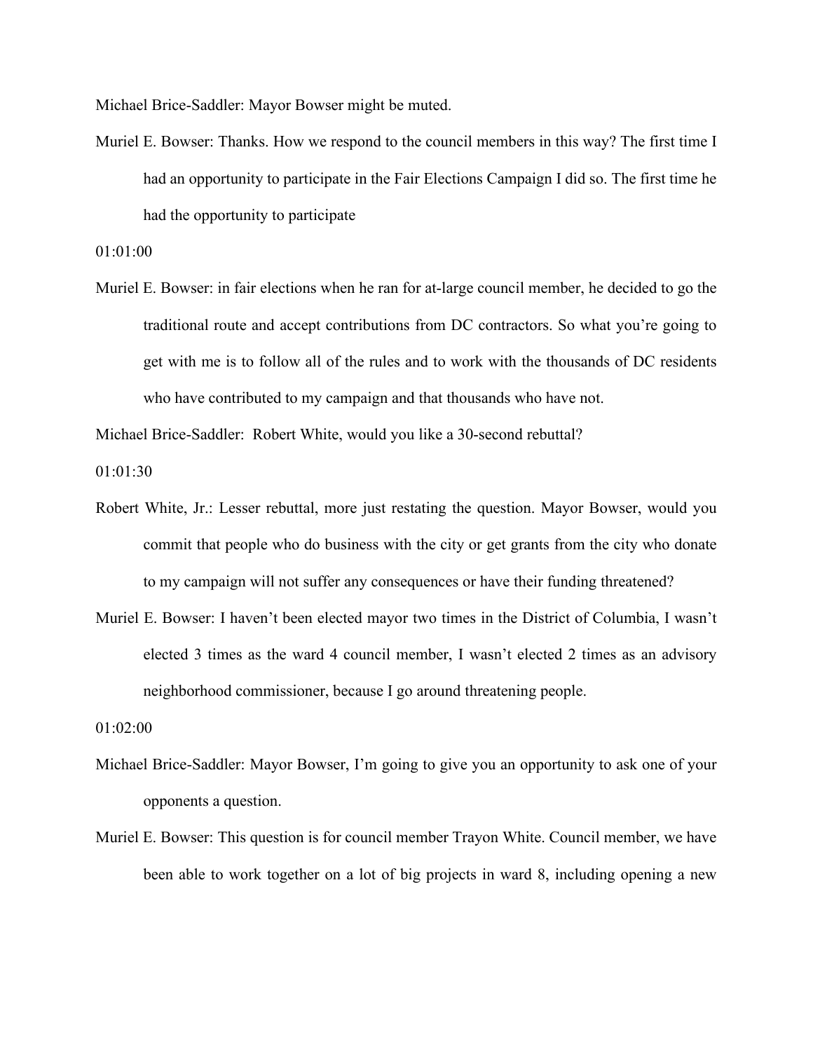Michael Brice-Saddler: Mayor Bowser might be muted.

Muriel E. Bowser: Thanks. How we respond to the council members in this way? The first time I had an opportunity to participate in the Fair Elections Campaign I did so. The first time he had the opportunity to participate

01:01:00

Muriel E. Bowser: in fair elections when he ran for at-large council member, he decided to go the traditional route and accept contributions from DC contractors. So what you're going to get with me is to follow all of the rules and to work with the thousands of DC residents who have contributed to my campaign and that thousands who have not.

Michael Brice-Saddler: Robert White, would you like a 30-second rebuttal?

01:01:30

Robert White, Jr.: Lesser rebuttal, more just restating the question. Mayor Bowser, would you commit that people who do business with the city or get grants from the city who donate to my campaign will not suffer any consequences or have their funding threatened?

Muriel E. Bowser: I haven't been elected mayor two times in the District of Columbia, I wasn't elected 3 times as the ward 4 council member, I wasn't elected 2 times as an advisory neighborhood commissioner, because I go around threatening people.

01:02:00

Michael Brice-Saddler: Mayor Bowser, I'm going to give you an opportunity to ask one of your opponents a question.

Muriel E. Bowser: This question is for council member Trayon White. Council member, we have been able to work together on a lot of big projects in ward 8, including opening a new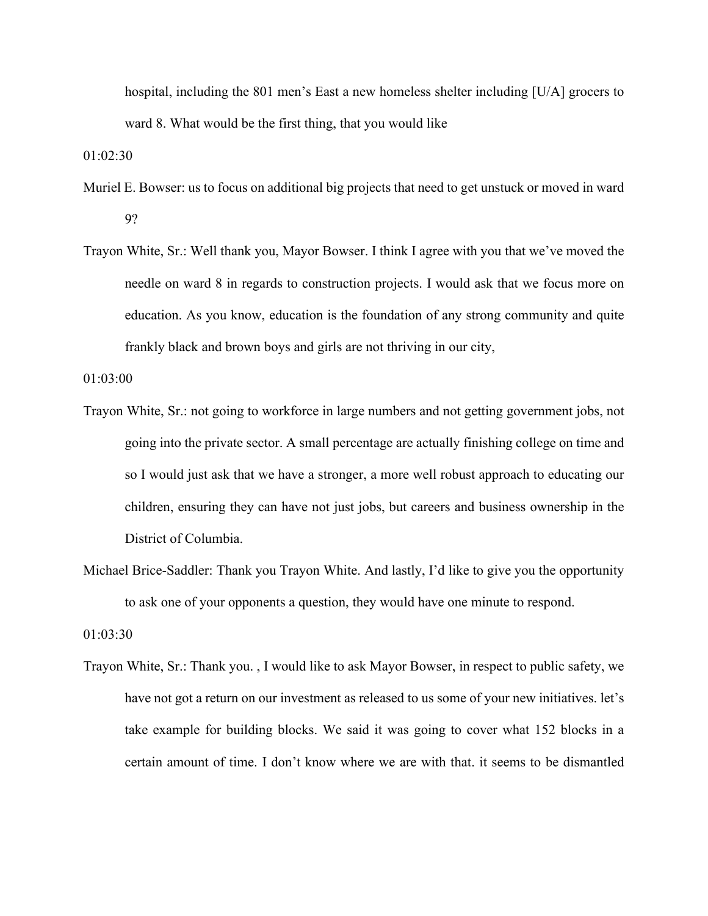hospital, including the 801 men's East a new homeless shelter including [U/A] grocers to ward 8. What would be the first thing, that you would like

01:02:30

Muriel E. Bowser: us to focus on additional big projects that need to get unstuck or moved in ward 9?

Trayon White, Sr.: Well thank you, Mayor Bowser. I think I agree with you that we've moved the needle on ward 8 in regards to construction projects. I would ask that we focus more on education. As you know, education is the foundation of any strong community and quite frankly black and brown boys and girls are not thriving in our city,

01:03:00

Trayon White, Sr.: not going to workforce in large numbers and not getting government jobs, not going into the private sector. A small percentage are actually finishing college on time and so I would just ask that we have a stronger, a more well robust approach to educating our children, ensuring they can have not just jobs, but careers and business ownership in the District of Columbia.

Michael Brice-Saddler: Thank you Trayon White. And lastly, I'd like to give you the opportunity to ask one of your opponents a question, they would have one minute to respond.

01:03:30

Trayon White, Sr.: Thank you. , I would like to ask Mayor Bowser, in respect to public safety, we have not got a return on our investment as released to us some of your new initiatives. let's take example for building blocks. We said it was going to cover what 152 blocks in a certain amount of time. I don't know where we are with that. it seems to be dismantled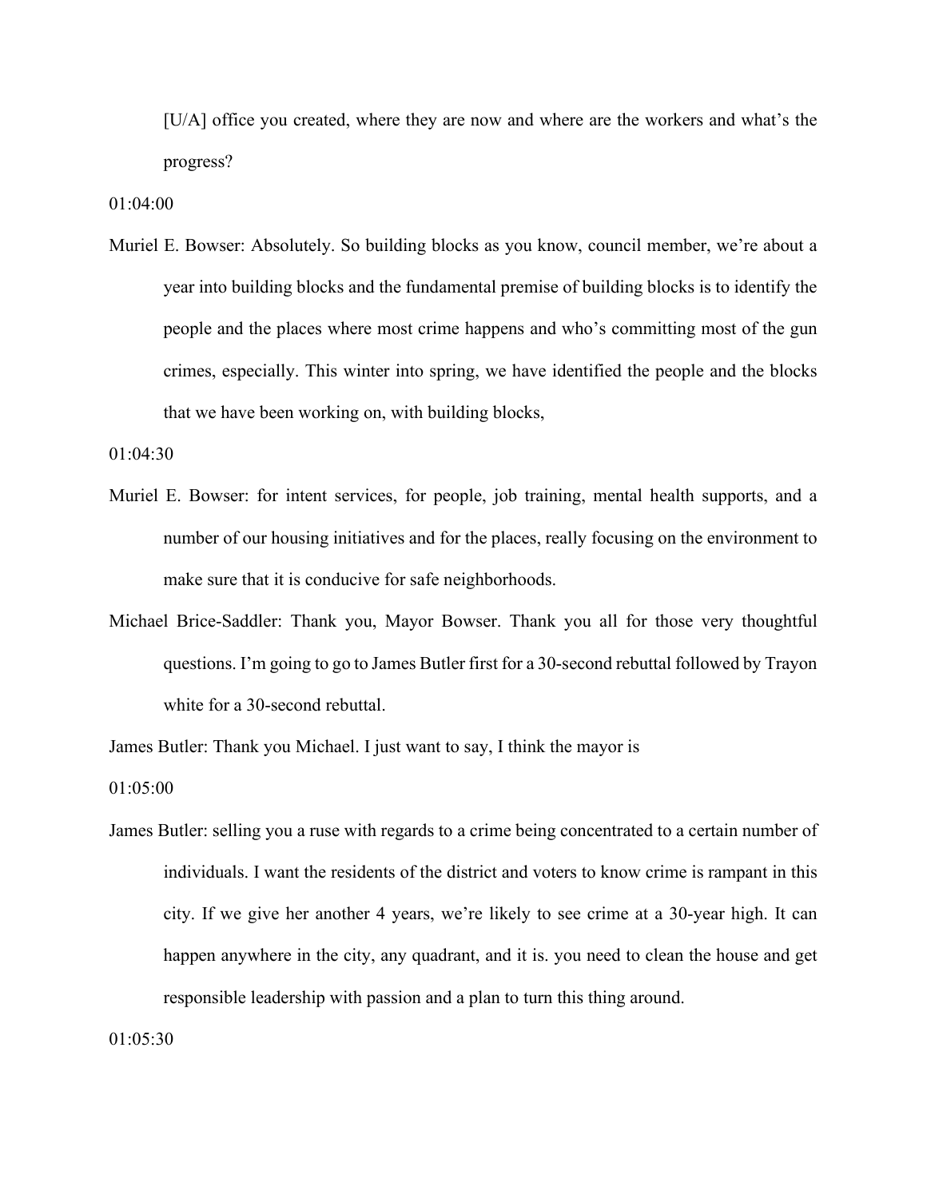[U/A] office you created, where they are now and where are the workers and what's the progress?

01:04:00

Muriel E. Bowser: Absolutely. So building blocks as you know, council member, we're about a year into building blocks and the fundamental premise of building blocks is to identify the people and the places where most crime happens and who's committing most of the gun crimes, especially. This winter into spring, we have identified the people and the blocks that we have been working on, with building blocks,

01:04:30

Muriel E. Bowser: for intent services, for people, job training, mental health supports, and a number of our housing initiatives and for the places, really focusing on the environment to make sure that it is conducive for safe neighborhoods.

Michael Brice-Saddler: Thank you, Mayor Bowser. Thank you all for those very thoughtful questions. I'm going to go to James Butler first for a 30-second rebuttal followed by Trayon white for a 30-second rebuttal.

James Butler: Thank you Michael. I just want to say, I think the mayor is

01:05:00

James Butler: selling you a ruse with regards to a crime being concentrated to a certain number of individuals. I want the residents of the district and voters to know crime is rampant in this city. If we give her another 4 years, we're likely to see crime at a 30-year high. It can happen anywhere in the city, any quadrant, and it is. you need to clean the house and get responsible leadership with passion and a plan to turn this thing around.

01:05:30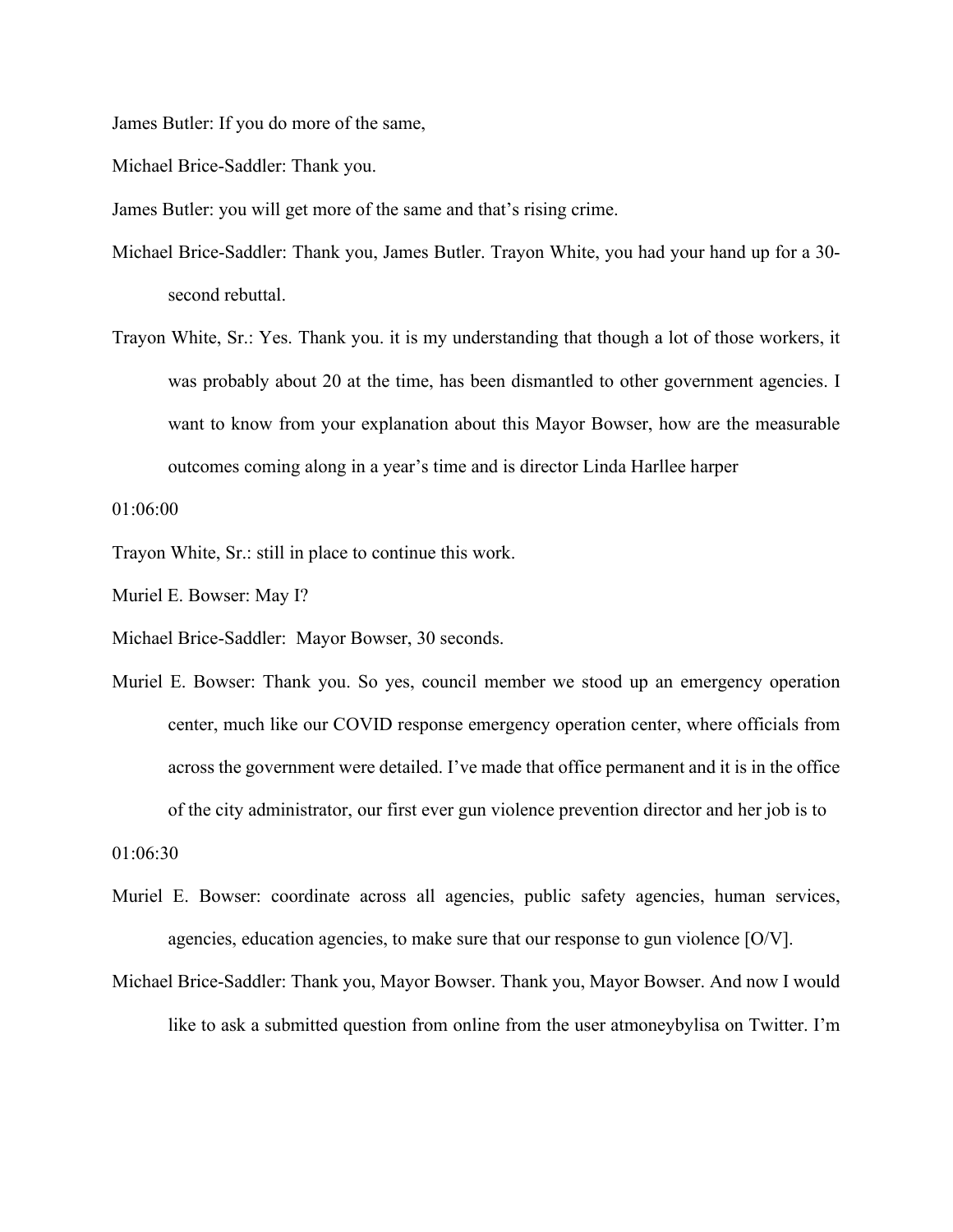James Butler: If you do more of the same,

Michael Brice-Saddler: Thank you.

James Butler: you will get more of the same and that's rising crime.

Michael Brice-Saddler: Thank you, James Butler. Trayon White, you had your hand up for a 30-second rebuttal.

Trayon White, Sr.: Yes. Thank you. it is my understanding that though a lot of those workers, it was probably about 20 at the time, has been dismantled to other government agencies. I want to know from your explanation about this Mayor Bowser, how are the measurable outcomes coming along in a year's time and is director Linda Harllee harper

01:06:00

Trayon White, Sr.: still in place to continue this work.

Muriel E. Bowser: May I?

Michael Brice-Saddler: Mayor Bowser, 30 seconds.

Muriel E. Bowser: Thank you. So yes, council member we stood up an emergency operation center, much like our COVID response emergency operation center, where officials from across the government were detailed. I've made that office permanent and it is in the office of the city administrator, our first ever gun violence prevention director and her job is to

01:06:30

Muriel E. Bowser: coordinate across all agencies, public safety agencies, human services, agencies, education agencies, to make sure that our response to gun violence [O/V].

Michael Brice-Saddler: Thank you, Mayor Bowser. Thank you, Mayor Bowser. And now I would like to ask a submitted question from online from the user atmoneybylisa on Twitter. I'm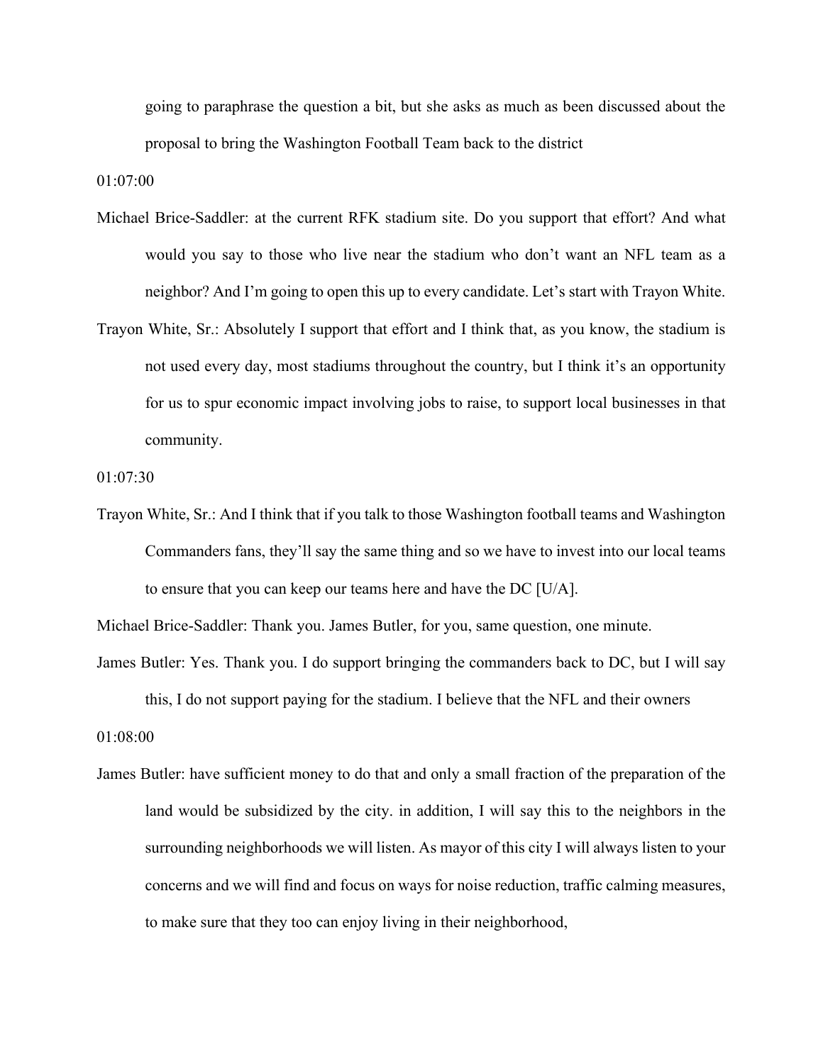going to paraphrase the question a bit, but she asks as much as been discussed about the proposal to bring the Washington Football Team back to the district

01:07:00

Michael Brice-Saddler: at the current RFK stadium site. Do you support that effort? And what would you say to those who live near the stadium who don't want an NFL team as a neighbor? And I'm going to open this up to every candidate. Let's start with Trayon White.

Trayon White, Sr.: Absolutely I support that effort and I think that, as you know, the stadium is not used every day, most stadiums throughout the country, but I think it's an opportunity for us to spur economic impact involving jobs to raise, to support local businesses in that community.

01:07:30

Trayon White, Sr.: And I think that if you talk to those Washington football teams and Washington Commanders fans, they'll say the same thing and so we have to invest into our local teams to ensure that you can keep our teams here and have the DC [U/A].

Michael Brice-Saddler: Thank you. James Butler, for you, same question, one minute.

James Butler: Yes. Thank you. I do support bringing the commanders back to DC, but I will say this, I do not support paying for the stadium. I believe that the NFL and their owners

01:08:00

James Butler: have sufficient money to do that and only a small fraction of the preparation of the land would be subsidized by the city. in addition, I will say this to the neighbors in the surrounding neighborhoods we will listen. As mayor of this city I will always listen to your concerns and we will find and focus on ways for noise reduction, traffic calming measures, to make sure that they too can enjoy living in their neighborhood,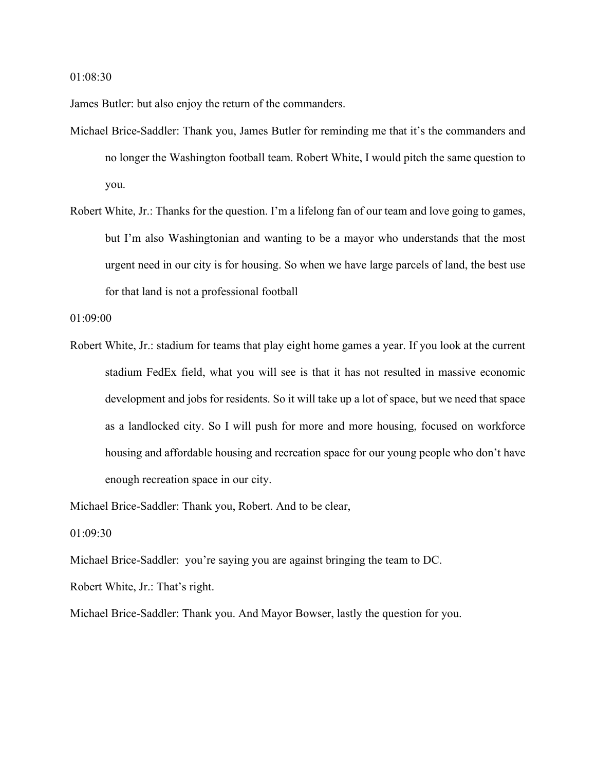01:08:30

James Butler: but also enjoy the return of the commanders.

Michael Brice-Saddler: Thank you, James Butler for reminding me that it's the commanders and no longer the Washington football team. Robert White, I would pitch the same question to you.

Robert White, Jr.: Thanks for the question. I'm a lifelong fan of our team and love going to games, but I'm also Washingtonian and wanting to be a mayor who understands that the most urgent need in our city is for housing. So when we have large parcels of land, the best use for that land is not a professional football

01:09:00

Robert White, Jr.: stadium for teams that play eight home games a year. If you look at the current stadium FedEx field, what you will see is that it has not resulted in massive economic development and jobs for residents. So it will take up a lot of space, but we need that space as a landlocked city. So I will push for more and more housing, focused on workforce housing and affordable housing and recreation space for our young people who don't have enough recreation space in our city.

Michael Brice-Saddler: Thank you, Robert. And to be clear,

01:09:30

Michael Brice-Saddler: you're saying you are against bringing the team to DC.

Robert White, Jr.: That's right.

Michael Brice-Saddler: Thank you. And Mayor Bowser, lastly the question for you.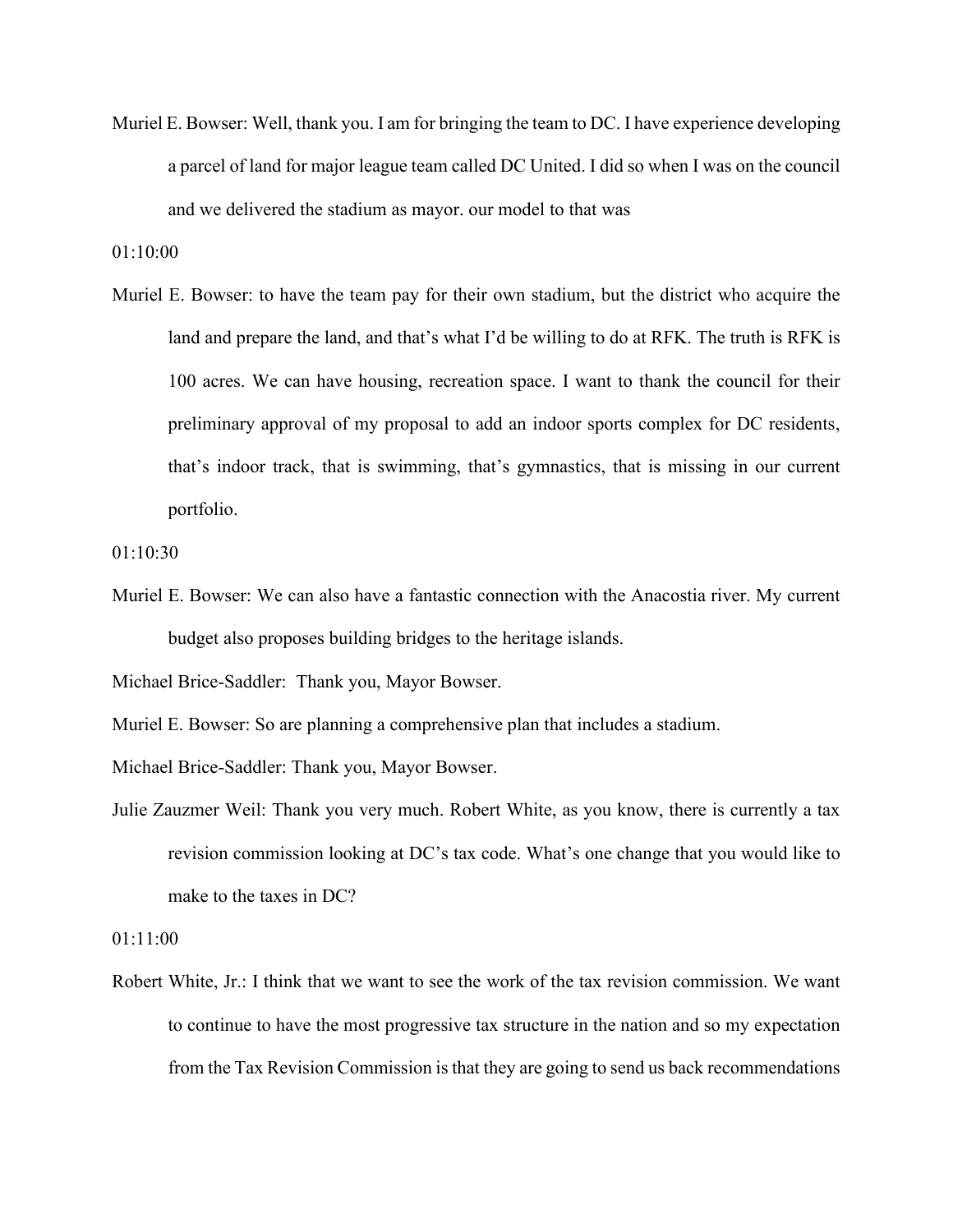Muriel E. Bowser: Well, thank you. I am for bringing the team to DC. I have experience developing a parcel of land for major league team called DC United. I did so when I was on the council and we delivered the stadium as mayor. our model to that was

01:10:00

Muriel E. Bowser: to have the team pay for their own stadium, but the district who acquire the land and prepare the land, and that's what I'd be willing to do at RFK. The truth is RFK is 100 acres. We can have housing, recreation space. I want to thank the council for their preliminary approval of my proposal to add an indoor sports complex for DC residents, that's indoor track, that is swimming, that's gymnastics, that is missing in our current portfolio.

01:10:30

Muriel E. Bowser: We can also have a fantastic connection with the Anacostia river. My current budget also proposes building bridges to the heritage islands.

Michael Brice-Saddler: Thank you, Mayor Bowser.

Muriel E. Bowser: So are planning a comprehensive plan that includes a stadium.

Michael Brice-Saddler: Thank you, Mayor Bowser.

Julie Zauzmer Weil: Thank you very much. Robert White, as you know, there is currently a tax revision commission looking at DC's tax code. What's one change that you would like to make to the taxes in DC?

01:11:00

Robert White, Jr.: I think that we want to see the work of the tax revision commission. We want to continue to have the most progressive tax structure in the nation and so my expectation from the Tax Revision Commission is that they are going to send us back recommendations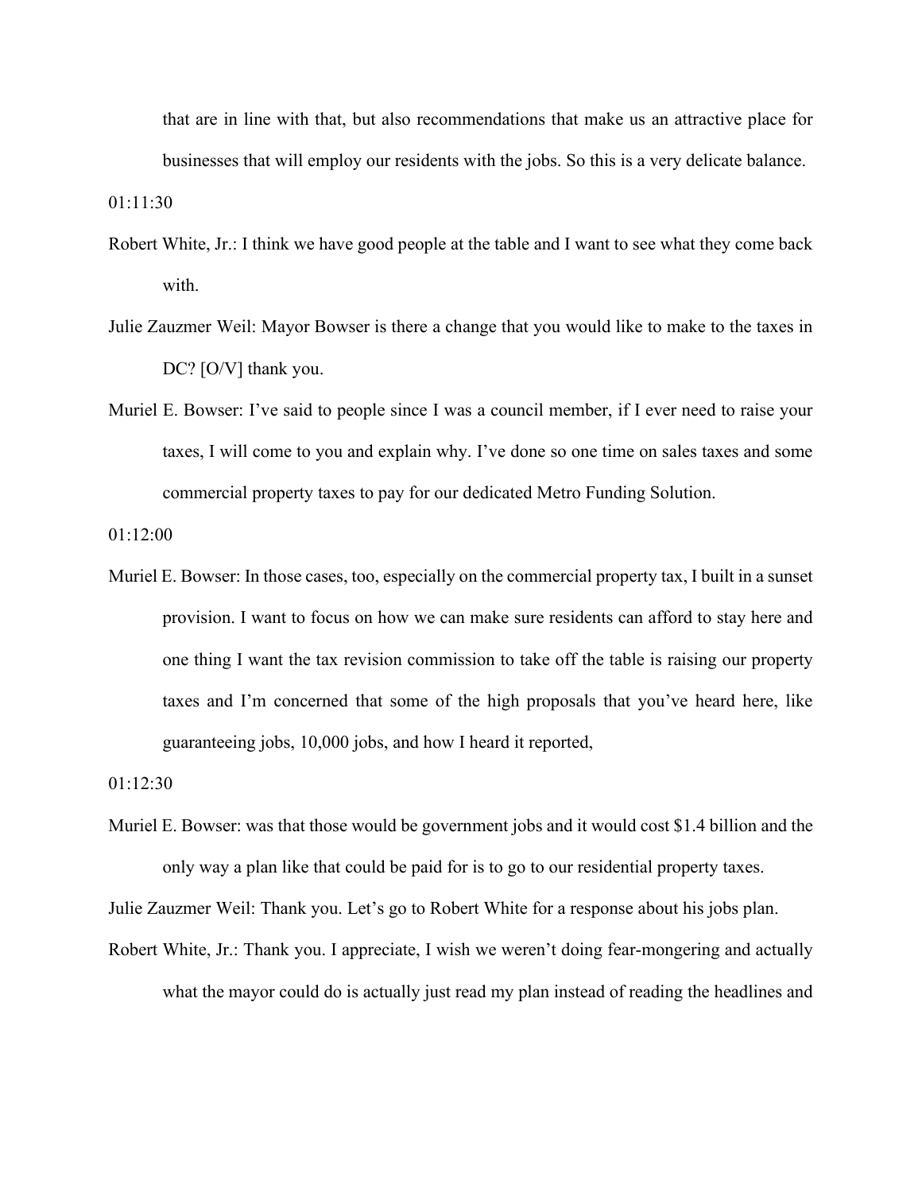that are in line with that, but also recommendations that make us an attractive place for businesses that will employ our residents with the jobs. So this is a very delicate balance.

01:11:30

Robert White, Jr.: I think we have good people at the table and I want to see what they come back with.

Julie Zauzmer Weil: Mayor Bowser is there a change that you would like to make to the taxes in DC? [O/V] thank you.

Muriel E. Bowser: I've said to people since I was a council member, if I ever need to raise your taxes, I will come to you and explain why. I've done so one time on sales taxes and some commercial property taxes to pay for our dedicated Metro Funding Solution.

01:12:00

Muriel E. Bowser: In those cases, too, especially on the commercial property tax, I built in a sunset provision. I want to focus on how we can make sure residents can afford to stay here and one thing I want the tax revision commission to take off the table is raising our property taxes and I'm concerned that some of the high proposals that you've heard here, like guaranteeing jobs, 10,000 jobs, and how I heard it reported,

01:12:30

Muriel E. Bowser: was that those would be government jobs and it would cost $1.4 billion and the only way a plan like that could be paid for is to go to our residential property taxes.

Julie Zauzmer Weil: Thank you. Let's go to Robert White for a response about his jobs plan.

Robert White, Jr.: Thank you. I appreciate, I wish we weren't doing fear-mongering and actually what the mayor could do is actually just read my plan instead of reading the headlines and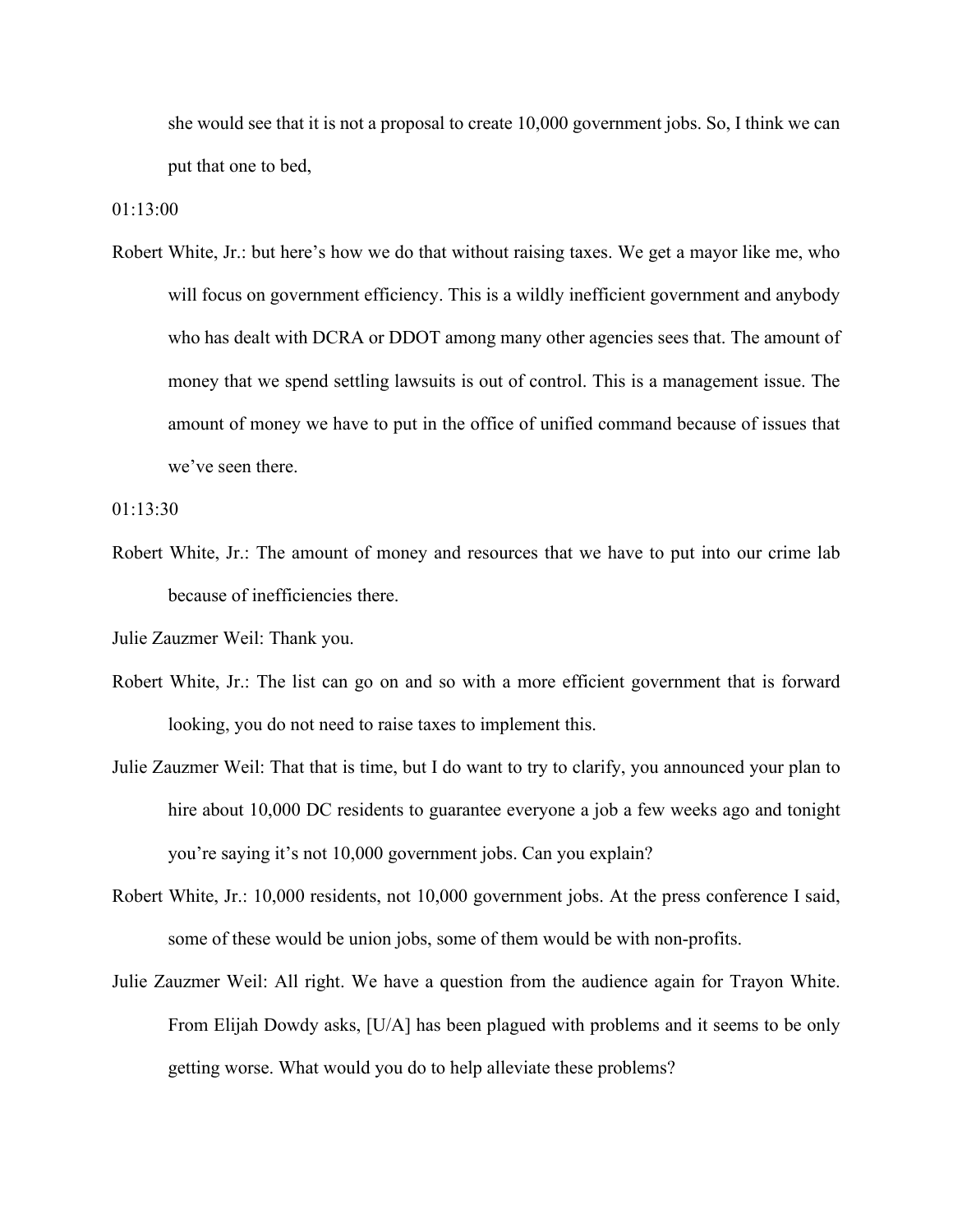she would see that it is not a proposal to create 10,000 government jobs. So, I think we can put that one to bed,

01:13:00

Robert White, Jr.: but here's how we do that without raising taxes. We get a mayor like me, who will focus on government efficiency. This is a wildly inefficient government and anybody who has dealt with DCRA or DDOT among many other agencies sees that. The amount of money that we spend settling lawsuits is out of control. This is a management issue. The amount of money we have to put in the office of unified command because of issues that we've seen there.

01:13:30

Robert White, Jr.: The amount of money and resources that we have to put into our crime lab because of inefficiencies there.

Julie Zauzmer Weil: Thank you.

Robert White, Jr.: The list can go on and so with a more efficient government that is forward looking, you do not need to raise taxes to implement this.

Julie Zauzmer Weil: That that is time, but I do want to try to clarify, you announced your plan to hire about 10,000 DC residents to guarantee everyone a job a few weeks ago and tonight you're saying it's not 10,000 government jobs. Can you explain?

Robert White, Jr.: 10,000 residents, not 10,000 government jobs. At the press conference I said, some of these would be union jobs, some of them would be with non-profits.

Julie Zauzmer Weil: All right. We have a question from the audience again for Trayon White. From Elijah Dowdy asks, [U/A] has been plagued with problems and it seems to be only getting worse. What would you do to help alleviate these problems?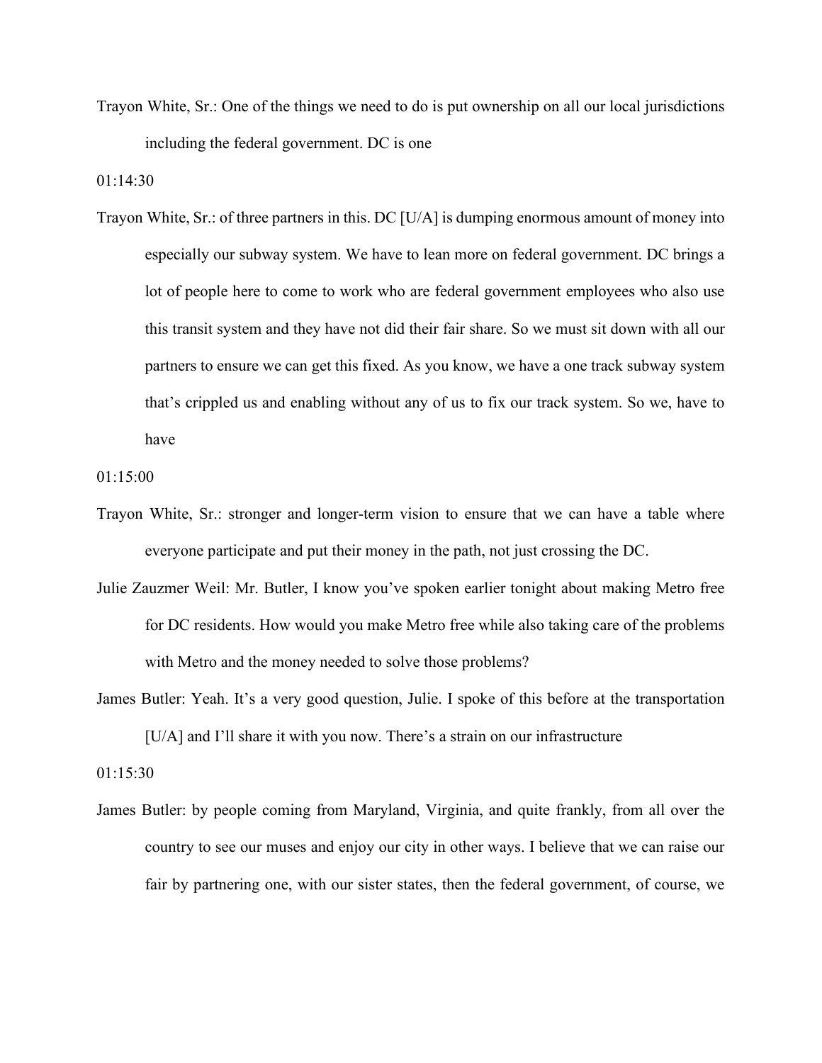Trayon White, Sr.: One of the things we need to do is put ownership on all our local jurisdictions including the federal government. DC is one

01:14:30

Trayon White, Sr.: of three partners in this. DC [U/A] is dumping enormous amount of money into especially our subway system. We have to lean more on federal government. DC brings a lot of people here to come to work who are federal government employees who also use this transit system and they have not did their fair share. So we must sit down with all our partners to ensure we can get this fixed. As you know, we have a one track subway system that's crippled us and enabling without any of us to fix our track system. So we, have to have

01:15:00

Trayon White, Sr.: stronger and longer-term vision to ensure that we can have a table where everyone participate and put their money in the path, not just crossing the DC.

Julie Zauzmer Weil: Mr. Butler, I know you've spoken earlier tonight about making Metro free for DC residents. How would you make Metro free while also taking care of the problems with Metro and the money needed to solve those problems?

James Butler: Yeah. It's a very good question, Julie. I spoke of this before at the transportation [U/A] and I'll share it with you now. There's a strain on our infrastructure

01:15:30

James Butler: by people coming from Maryland, Virginia, and quite frankly, from all over the country to see our muses and enjoy our city in other ways. I believe that we can raise our fair by partnering one, with our sister states, then the federal government, of course, we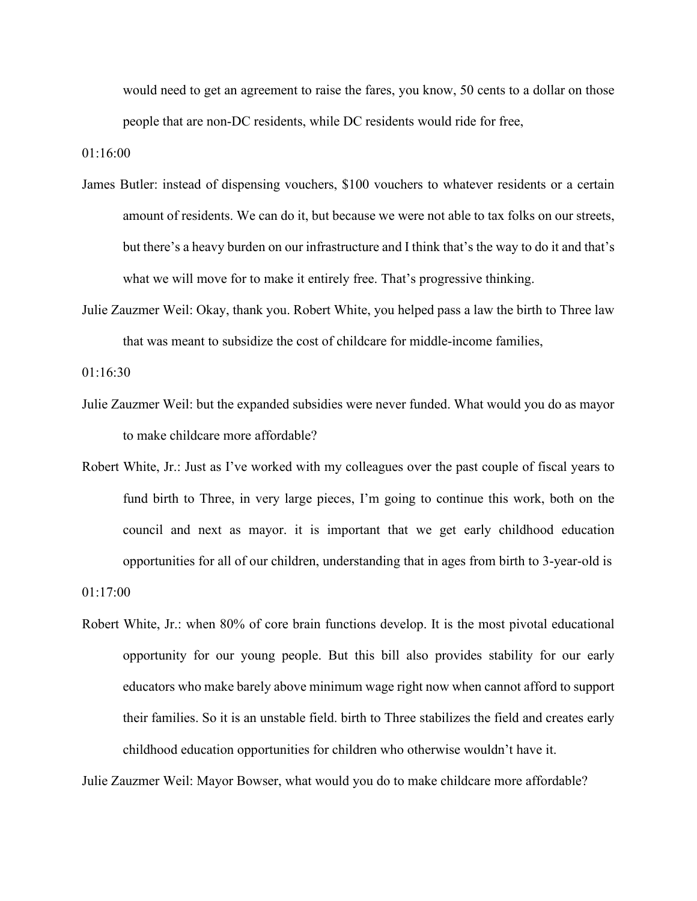would need to get an agreement to raise the fares, you know, 50 cents to a dollar on those people that are non-DC residents, while DC residents would ride for free,

01:16:00

James Butler: instead of dispensing vouchers, $100 vouchers to whatever residents or a certain amount of residents. We can do it, but because we were not able to tax folks on our streets, but there's a heavy burden on our infrastructure and I think that's the way to do it and that's what we will move for to make it entirely free. That's progressive thinking.

Julie Zauzmer Weil: Okay, thank you. Robert White, you helped pass a law the birth to Three law that was meant to subsidize the cost of childcare for middle-income families,

01:16:30

Julie Zauzmer Weil: but the expanded subsidies were never funded. What would you do as mayor to make childcare more affordable?

Robert White, Jr.: Just as I've worked with my colleagues over the past couple of fiscal years to fund birth to Three, in very large pieces, I'm going to continue this work, both on the council and next as mayor. it is important that we get early childhood education opportunities for all of our children, understanding that in ages from birth to 3-year-old is

01:17:00

Robert White, Jr.: when 80% of core brain functions develop. It is the most pivotal educational opportunity for our young people. But this bill also provides stability for our early educators who make barely above minimum wage right now when cannot afford to support their families. So it is an unstable field. birth to Three stabilizes the field and creates early childhood education opportunities for children who otherwise wouldn't have it.

Julie Zauzmer Weil: Mayor Bowser, what would you do to make childcare more affordable?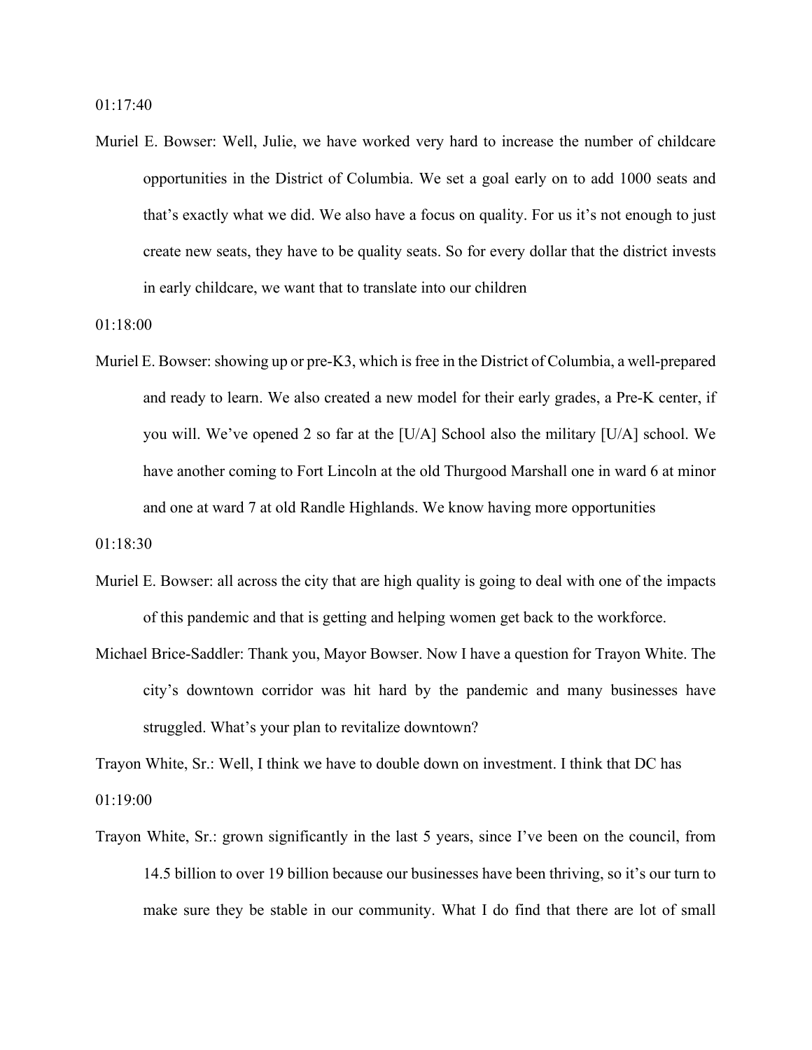01:17:40

Muriel E. Bowser: Well, Julie, we have worked very hard to increase the number of childcare opportunities in the District of Columbia. We set a goal early on to add 1000 seats and that's exactly what we did. We also have a focus on quality. For us it's not enough to just create new seats, they have to be quality seats. So for every dollar that the district invests in early childcare, we want that to translate into our children

01:18:00

Muriel E. Bowser: showing up or pre-K3, which is free in the District of Columbia, a well-prepared and ready to learn. We also created a new model for their early grades, a Pre-K center, if you will. We've opened 2 so far at the [U/A] School also the military [U/A] school. We have another coming to Fort Lincoln at the old Thurgood Marshall one in ward 6 at minor and one at ward 7 at old Randle Highlands. We know having more opportunities

01:18:30

Muriel E. Bowser: all across the city that are high quality is going to deal with one of the impacts of this pandemic and that is getting and helping women get back to the workforce.

Michael Brice-Saddler: Thank you, Mayor Bowser. Now I have a question for Trayon White. The city's downtown corridor was hit hard by the pandemic and many businesses have struggled. What's your plan to revitalize downtown?

Trayon White, Sr.: Well, I think we have to double down on investment. I think that DC has

01:19:00

Trayon White, Sr.: grown significantly in the last 5 years, since I've been on the council, from 14.5 billion to over 19 billion because our businesses have been thriving, so it's our turn to make sure they be stable in our community. What I do find that there are lot of small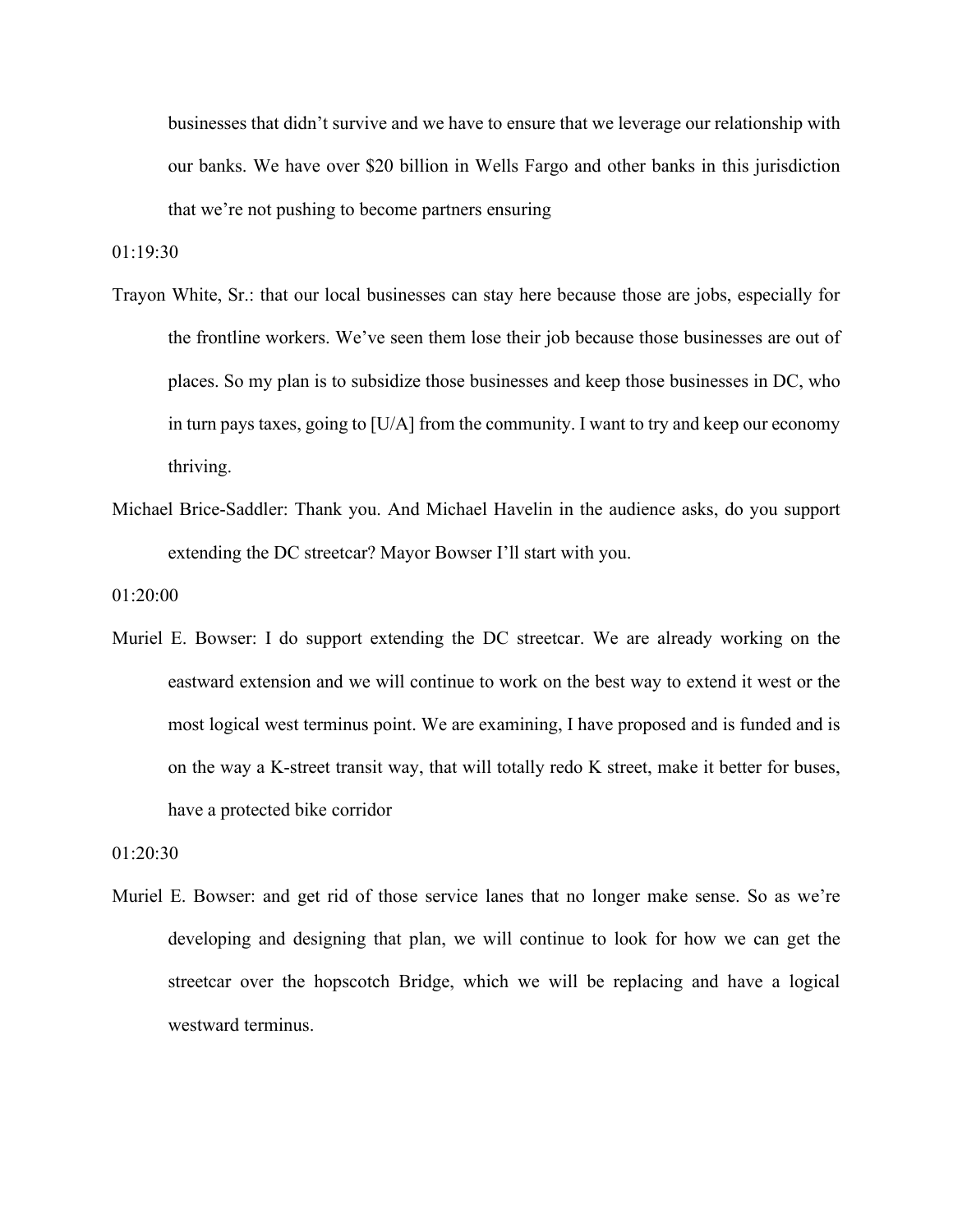businesses that didn't survive and we have to ensure that we leverage our relationship with our banks. We have over $20 billion in Wells Fargo and other banks in this jurisdiction that we're not pushing to become partners ensuring

01:19:30

Trayon White, Sr.: that our local businesses can stay here because those are jobs, especially for the frontline workers. We've seen them lose their job because those businesses are out of places. So my plan is to subsidize those businesses and keep those businesses in DC, who in turn pays taxes, going to [U/A] from the community. I want to try and keep our economy thriving.

Michael Brice-Saddler: Thank you. And Michael Havelin in the audience asks, do you support extending the DC streetcar? Mayor Bowser I'll start with you.

01:20:00

Muriel E. Bowser: I do support extending the DC streetcar. We are already working on the eastward extension and we will continue to work on the best way to extend it west or the most logical west terminus point. We are examining, I have proposed and is funded and is on the way a K-street transit way, that will totally redo K street, make it better for buses, have a protected bike corridor

01:20:30

Muriel E. Bowser: and get rid of those service lanes that no longer make sense. So as we're developing and designing that plan, we will continue to look for how we can get the streetcar over the hopscotch Bridge, which we will be replacing and have a logical westward terminus.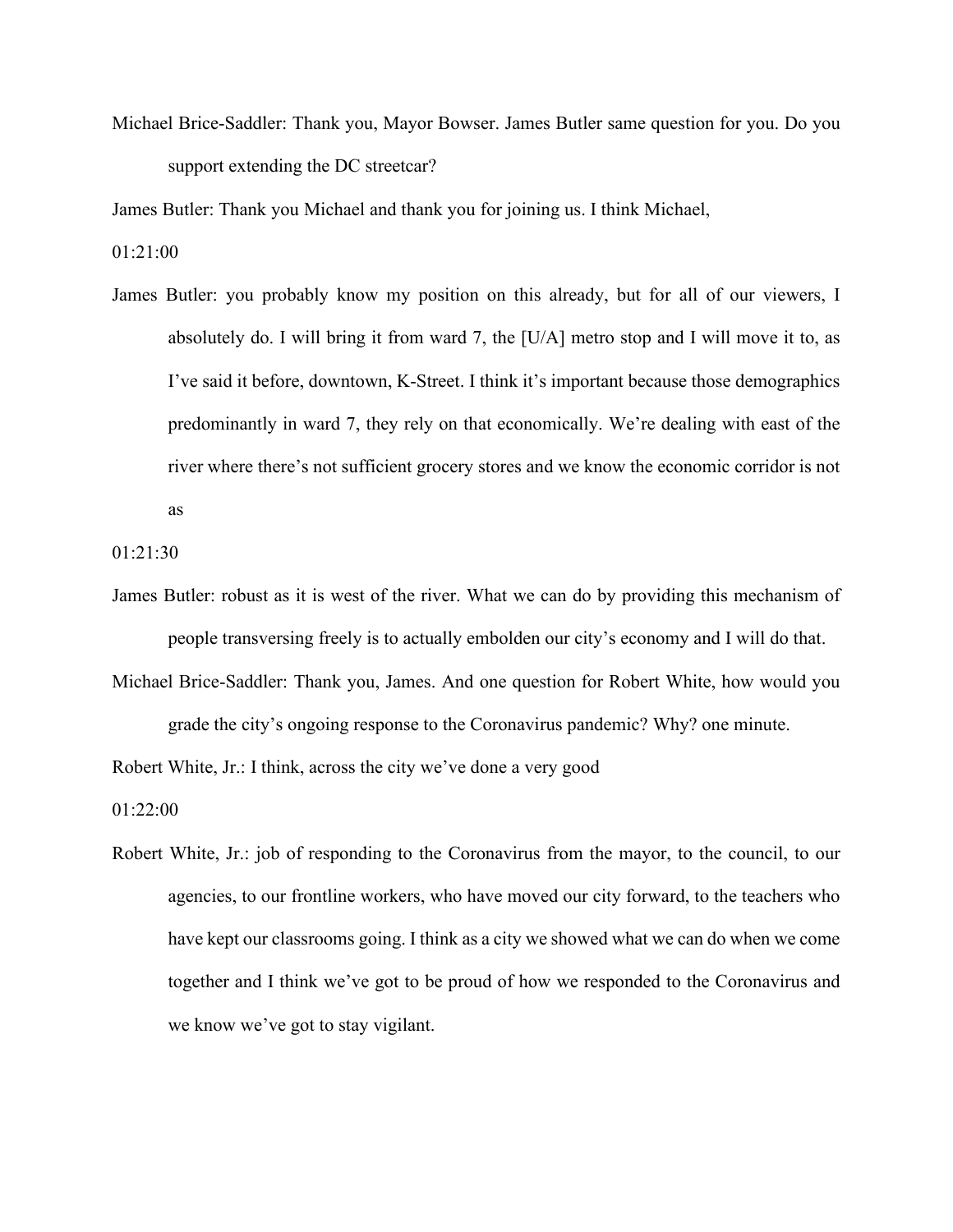Michael Brice-Saddler: Thank you, Mayor Bowser. James Butler same question for you. Do you support extending the DC streetcar?

James Butler: Thank you Michael and thank you for joining us. I think Michael,

01:21:00

James Butler: you probably know my position on this already, but for all of our viewers, I absolutely do. I will bring it from ward 7, the [U/A] metro stop and I will move it to, as I've said it before, downtown, K-Street. I think it's important because those demographics predominantly in ward 7, they rely on that economically. We're dealing with east of the river where there's not sufficient grocery stores and we know the economic corridor is not as

01:21:30

James Butler: robust as it is west of the river. What we can do by providing this mechanism of people transversing freely is to actually embolden our city's economy and I will do that.

Michael Brice-Saddler: Thank you, James. And one question for Robert White, how would you grade the city's ongoing response to the Coronavirus pandemic? Why? one minute.

Robert White, Jr.: I think, across the city we've done a very good

01:22:00

Robert White, Jr.: job of responding to the Coronavirus from the mayor, to the council, to our agencies, to our frontline workers, who have moved our city forward, to the teachers who have kept our classrooms going. I think as a city we showed what we can do when we come together and I think we've got to be proud of how we responded to the Coronavirus and we know we've got to stay vigilant.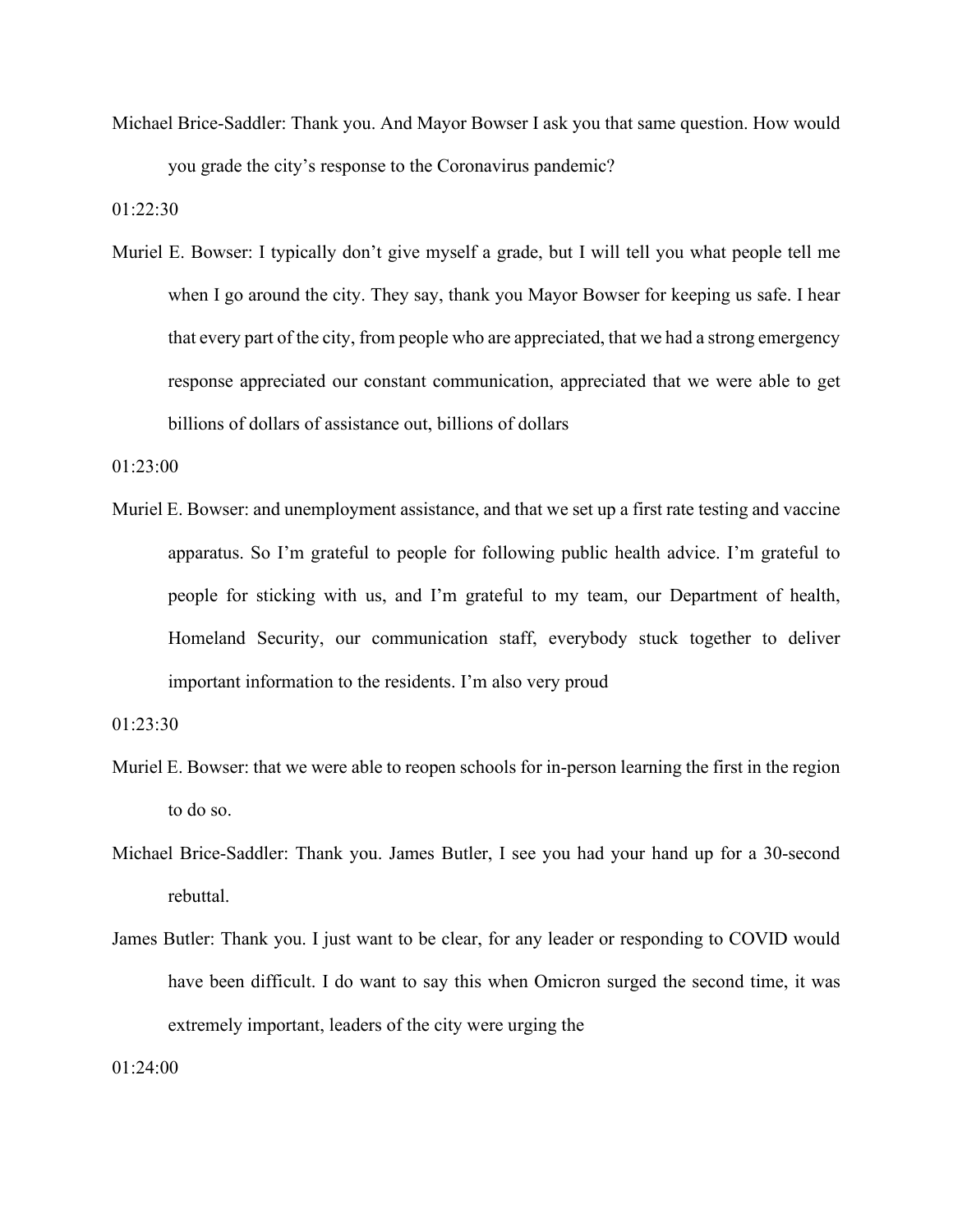Michael Brice-Saddler: Thank you. And Mayor Bowser I ask you that same question. How would you grade the city's response to the Coronavirus pandemic?

01:22:30

Muriel E. Bowser: I typically don't give myself a grade, but I will tell you what people tell me when I go around the city. They say, thank you Mayor Bowser for keeping us safe. I hear that every part of the city, from people who are appreciated, that we had a strong emergency response appreciated our constant communication, appreciated that we were able to get billions of dollars of assistance out, billions of dollars

01:23:00

Muriel E. Bowser: and unemployment assistance, and that we set up a first rate testing and vaccine apparatus. So I'm grateful to people for following public health advice. I'm grateful to people for sticking with us, and I'm grateful to my team, our Department of health, Homeland Security, our communication staff, everybody stuck together to deliver important information to the residents. I'm also very proud

01:23:30

Muriel E. Bowser: that we were able to reopen schools for in-person learning the first in the region to do so.

Michael Brice-Saddler: Thank you. James Butler, I see you had your hand up for a 30-second rebuttal.

James Butler: Thank you. I just want to be clear, for any leader or responding to COVID would have been difficult. I do want to say this when Omicron surged the second time, it was extremely important, leaders of the city were urging the

01:24:00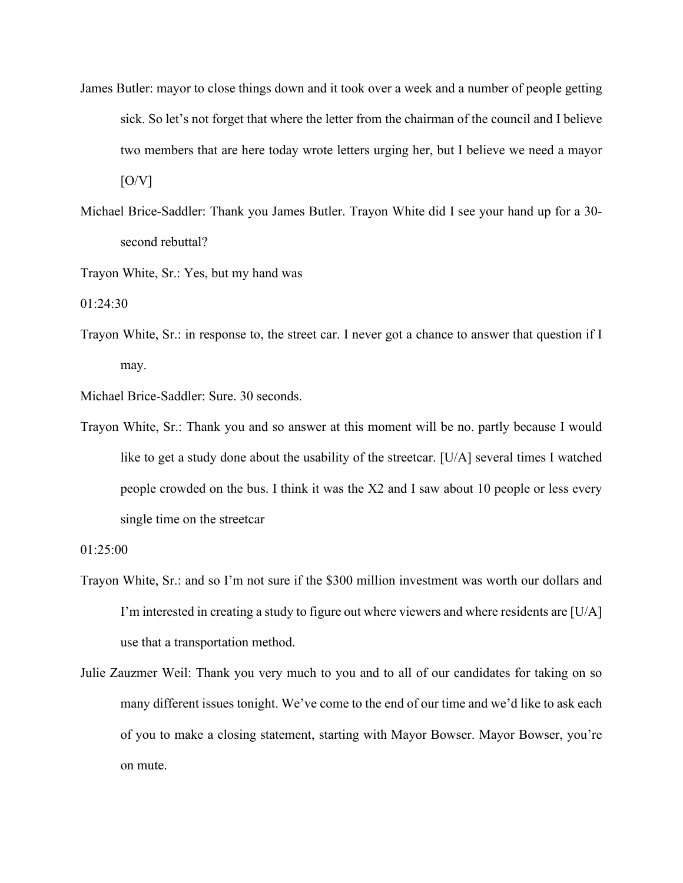James Butler: mayor to close things down and it took over a week and a number of people getting sick. So let's not forget that where the letter from the chairman of the council and I believe two members that are here today wrote letters urging her, but I believe we need a mayor [O/V]

Michael Brice-Saddler: Thank you James Butler. Trayon White did I see your hand up for a 30-second rebuttal?

Trayon White, Sr.: Yes, but my hand was

01:24:30

Trayon White, Sr.: in response to, the street car. I never got a chance to answer that question if I may.

Michael Brice-Saddler: Sure. 30 seconds.

Trayon White, Sr.: Thank you and so answer at this moment will be no. partly because I would like to get a study done about the usability of the streetcar. [U/A] several times I watched people crowded on the bus. I think it was the X2 and I saw about 10 people or less every single time on the streetcar

01:25:00

Trayon White, Sr.: and so I'm not sure if the $300 million investment was worth our dollars and I'm interested in creating a study to figure out where viewers and where residents are [U/A] use that a transportation method.

Julie Zauzmer Weil: Thank you very much to you and to all of our candidates for taking on so many different issues tonight. We've come to the end of our time and we'd like to ask each of you to make a closing statement, starting with Mayor Bowser. Mayor Bowser, you're on mute.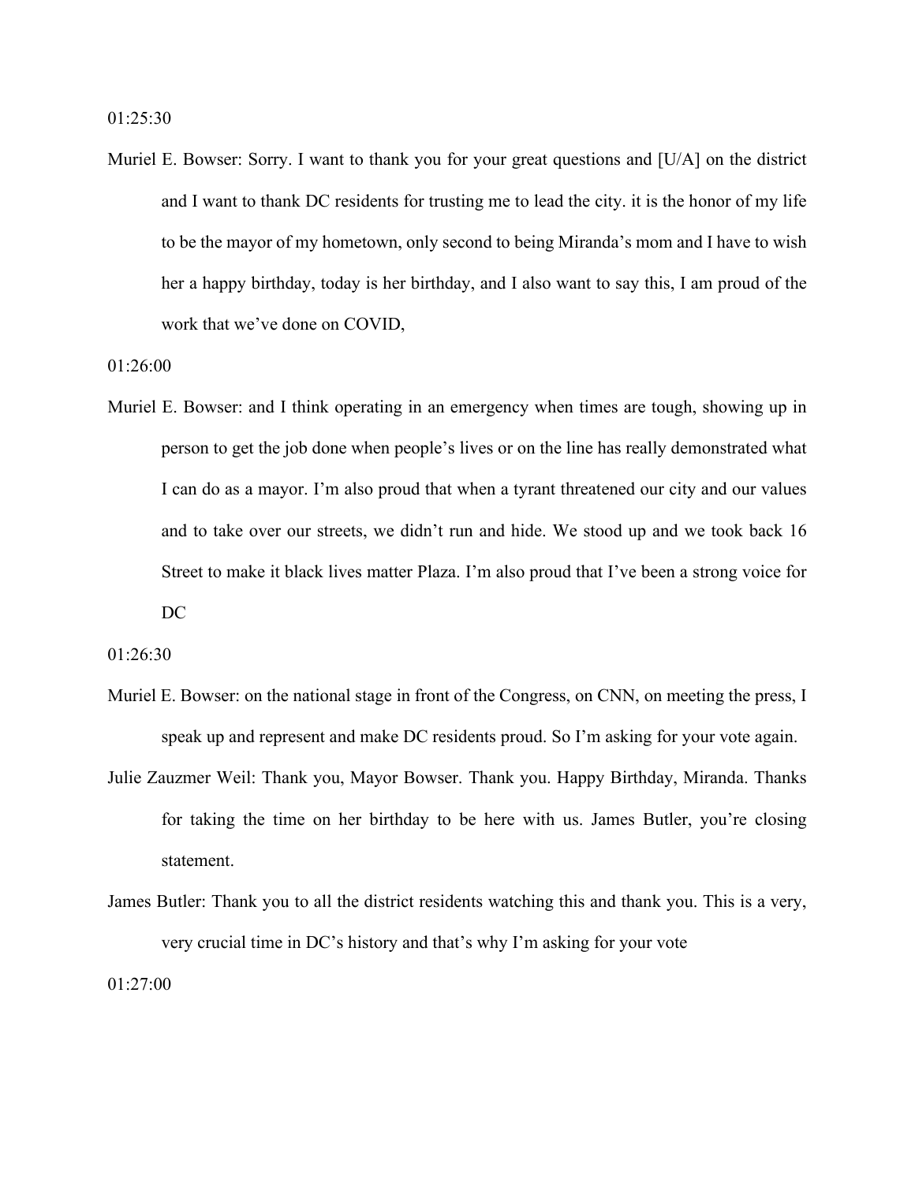01:25:30

Muriel E. Bowser: Sorry. I want to thank you for your great questions and [U/A] on the district and I want to thank DC residents for trusting me to lead the city. it is the honor of my life to be the mayor of my hometown, only second to being Miranda's mom and I have to wish her a happy birthday, today is her birthday, and I also want to say this, I am proud of the work that we've done on COVID,

01:26:00

Muriel E. Bowser: and I think operating in an emergency when times are tough, showing up in person to get the job done when people's lives or on the line has really demonstrated what I can do as a mayor. I'm also proud that when a tyrant threatened our city and our values and to take over our streets, we didn't run and hide. We stood up and we took back 16 Street to make it black lives matter Plaza. I'm also proud that I've been a strong voice for DC

01:26:30

Muriel E. Bowser: on the national stage in front of the Congress, on CNN, on meeting the press, I speak up and represent and make DC residents proud. So I'm asking for your vote again.

Julie Zauzmer Weil: Thank you, Mayor Bowser. Thank you. Happy Birthday, Miranda. Thanks for taking the time on her birthday to be here with us. James Butler, you're closing statement.

James Butler: Thank you to all the district residents watching this and thank you. This is a very, very crucial time in DC's history and that's why I'm asking for your vote

01:27:00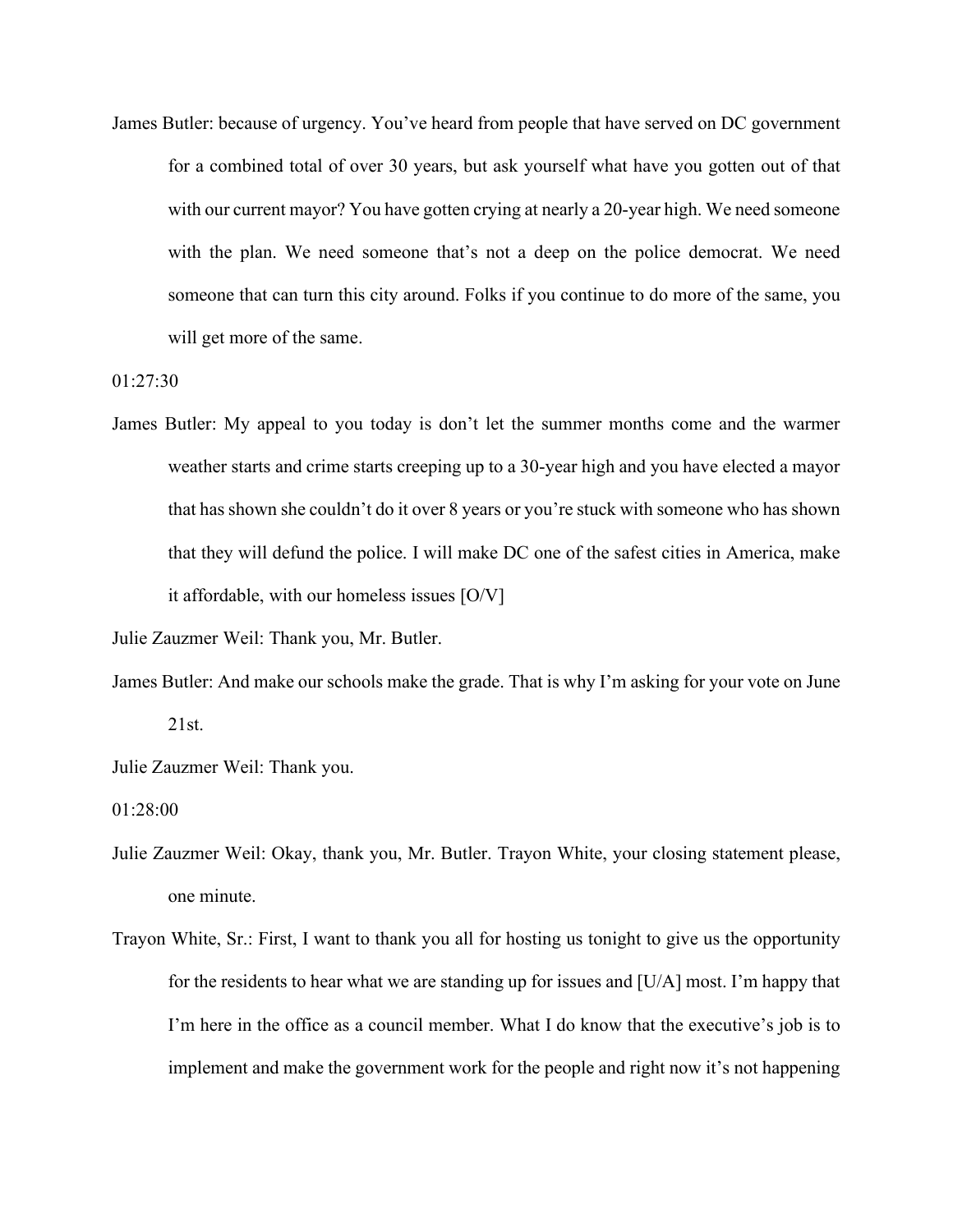James Butler: because of urgency. You've heard from people that have served on DC government for a combined total of over 30 years, but ask yourself what have you gotten out of that with our current mayor? You have gotten crying at nearly a 20-year high. We need someone with the plan. We need someone that's not a deep on the police democrat. We need someone that can turn this city around. Folks if you continue to do more of the same, you will get more of the same.

01:27:30

James Butler: My appeal to you today is don't let the summer months come and the warmer weather starts and crime starts creeping up to a 30-year high and you have elected a mayor that has shown she couldn't do it over 8 years or you're stuck with someone who has shown that they will defund the police. I will make DC one of the safest cities in America, make it affordable, with our homeless issues [O/V]

Julie Zauzmer Weil: Thank you, Mr. Butler.

James Butler: And make our schools make the grade. That is why I'm asking for your vote on June 21st.

Julie Zauzmer Weil: Thank you.

01:28:00

Julie Zauzmer Weil: Okay, thank you, Mr. Butler. Trayon White, your closing statement please, one minute.

Trayon White, Sr.: First, I want to thank you all for hosting us tonight to give us the opportunity for the residents to hear what we are standing up for issues and [U/A] most. I'm happy that I'm here in the office as a council member. What I do know that the executive's job is to implement and make the government work for the people and right now it's not happening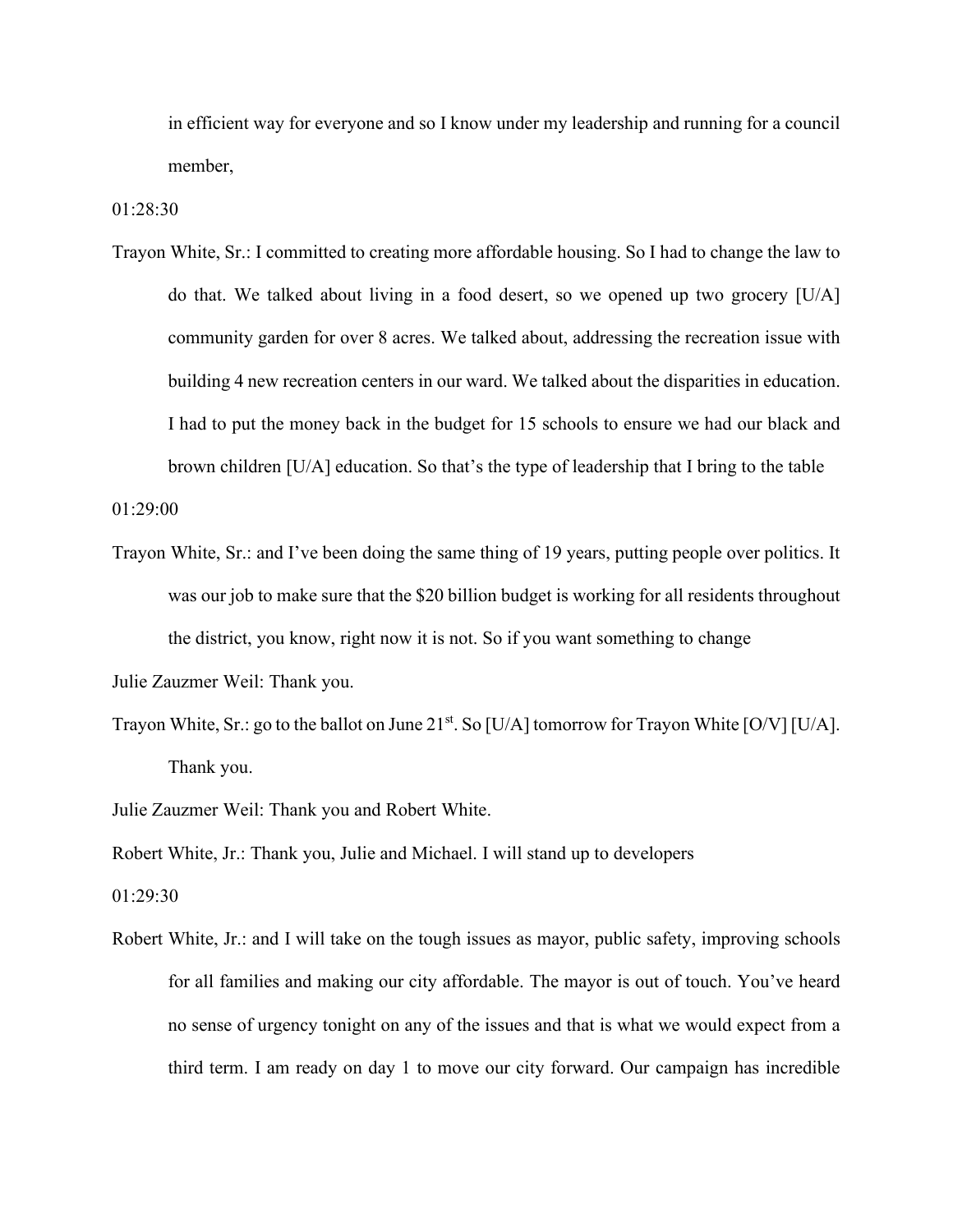in efficient way for everyone and so I know under my leadership and running for a council member,

01:28:30

Trayon White, Sr.: I committed to creating more affordable housing. So I had to change the law to do that. We talked about living in a food desert, so we opened up two grocery [U/A] community garden for over 8 acres. We talked about, addressing the recreation issue with building 4 new recreation centers in our ward. We talked about the disparities in education. I had to put the money back in the budget for 15 schools to ensure we had our black and brown children [U/A] education. So that's the type of leadership that I bring to the table

01:29:00

Trayon White, Sr.: and I've been doing the same thing of 19 years, putting people over politics. It was our job to make sure that the $20 billion budget is working for all residents throughout the district, you know, right now it is not. So if you want something to change

Julie Zauzmer Weil: Thank you.

Trayon White, Sr.: go to the ballot on June 21st. So [U/A] tomorrow for Trayon White [O/V] [U/A]. Thank you.

Julie Zauzmer Weil: Thank you and Robert White.

Robert White, Jr.: Thank you, Julie and Michael. I will stand up to developers

01:29:30

Robert White, Jr.: and I will take on the tough issues as mayor, public safety, improving schools for all families and making our city affordable. The mayor is out of touch. You've heard no sense of urgency tonight on any of the issues and that is what we would expect from a third term. I am ready on day 1 to move our city forward. Our campaign has incredible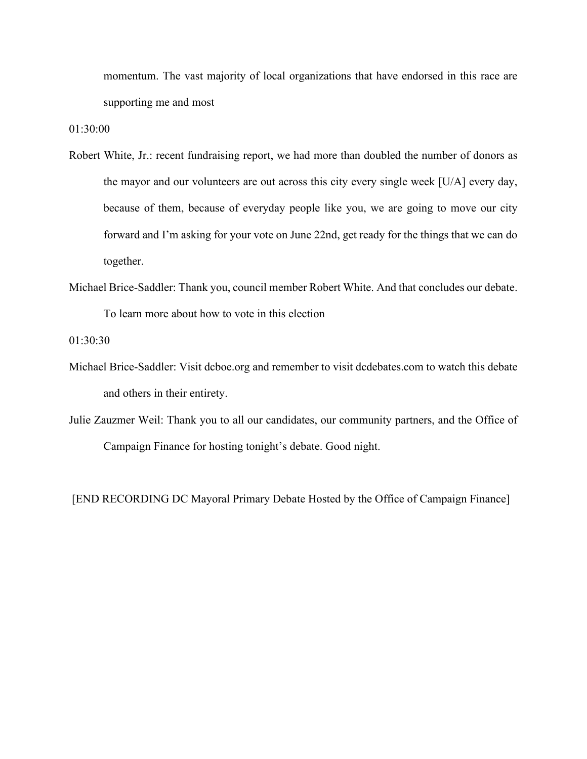momentum. The vast majority of local organizations that have endorsed in this race are supporting me and most

01:30:00

Robert White, Jr.: recent fundraising report, we had more than doubled the number of donors as the mayor and our volunteers are out across this city every single week [U/A] every day, because of them, because of everyday people like you, we are going to move our city forward and I'm asking for your vote on June 22nd, get ready for the things that we can do together.

Michael Brice-Saddler: Thank you, council member Robert White. And that concludes our debate. To learn more about how to vote in this election

01:30:30

Michael Brice-Saddler: Visit dcboe.org and remember to visit dcdebates.com to watch this debate and others in their entirety.

Julie Zauzmer Weil: Thank you to all our candidates, our community partners, and the Office of Campaign Finance for hosting tonight's debate. Good night.

[END RECORDING DC Mayoral Primary Debate Hosted by the Office of Campaign Finance]